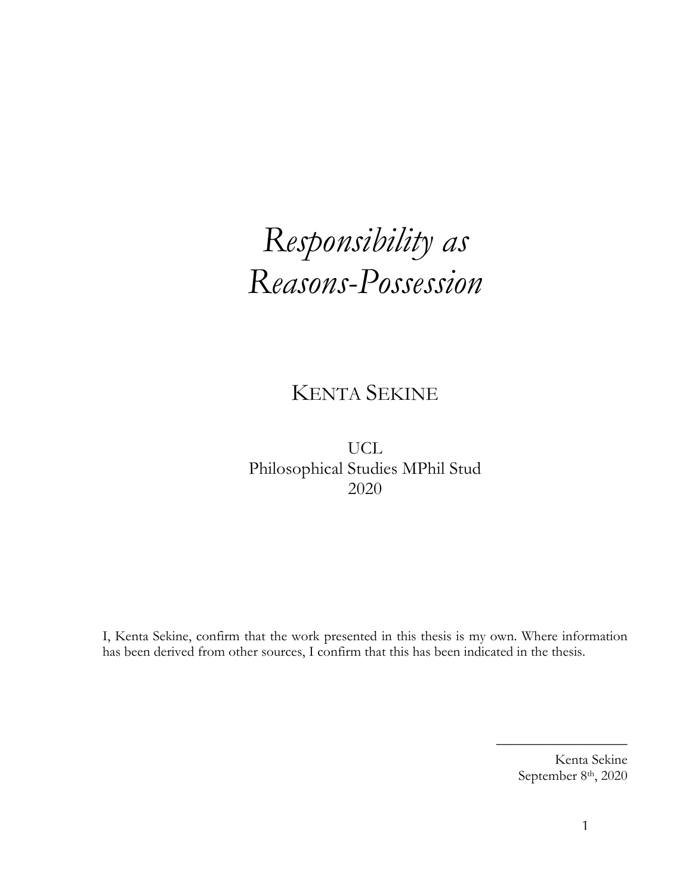# *Responsibility as Reasons-Possession*

KENTA SEKINE

UCL
Philosophical Studies MPhil Stud
2020

I, Kenta Sekine, confirm that the work presented in this thesis is my own. Where information has been derived from other sources, I confirm that this has been indicated in the thesis.

Kenta Sekine
September 8th, 2020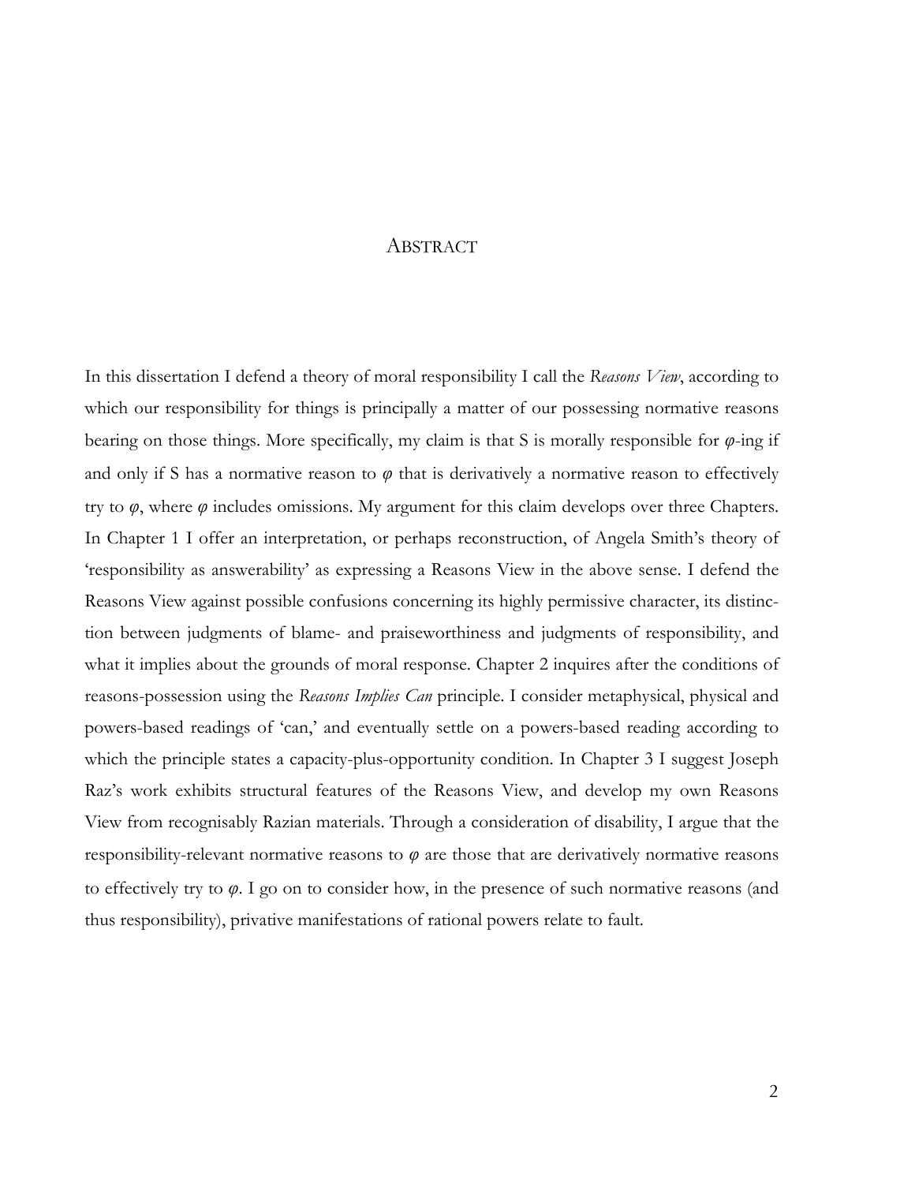# Abstract

In this dissertation I defend a theory of moral responsibility I call the *Reasons View*, according to which our responsibility for things is principally a matter of our possessing normative reasons bearing on those things. More specifically, my claim is that S is morally responsible for *φ*-ing if and only if S has a normative reason to *φ* that is derivatively a normative reason to effectively try to *φ*, where *φ* includes omissions. My argument for this claim develops over three Chapters. In Chapter 1 I offer an interpretation, or perhaps reconstruction, of Angela Smith's theory of 'responsibility as answerability' as expressing a Reasons View in the above sense. I defend the Reasons View against possible confusions concerning its highly permissive character, its distinction between judgments of blame- and praiseworthiness and judgments of responsibility, and what it implies about the grounds of moral response. Chapter 2 inquires after the conditions of reasons-possession using the *Reasons Implies Can* principle. I consider metaphysical, physical and powers-based readings of 'can,' and eventually settle on a powers-based reading according to which the principle states a capacity-plus-opportunity condition. In Chapter 3 I suggest Joseph Raz's work exhibits structural features of the Reasons View, and develop my own Reasons View from recognisably Razian materials. Through a consideration of disability, I argue that the responsibility-relevant normative reasons to *φ* are those that are derivatively normative reasons to effectively try to *φ*. I go on to consider how, in the presence of such normative reasons (and thus responsibility), privative manifestations of rational powers relate to fault.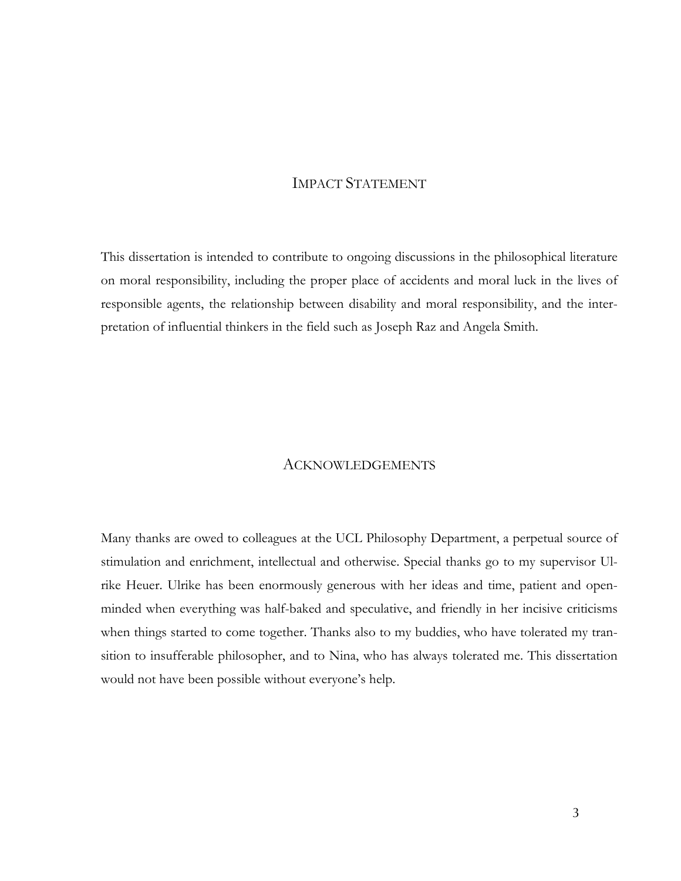## Impact Statement

This dissertation is intended to contribute to ongoing discussions in the philosophical literature on moral responsibility, including the proper place of accidents and moral luck in the lives of responsible agents, the relationship between disability and moral responsibility, and the interpretation of influential thinkers in the field such as Joseph Raz and Angela Smith.

## Acknowledgements

Many thanks are owed to colleagues at the UCL Philosophy Department, a perpetual source of stimulation and enrichment, intellectual and otherwise. Special thanks go to my supervisor Ulrike Heuer. Ulrike has been enormously generous with her ideas and time, patient and open-minded when everything was half-baked and speculative, and friendly in her incisive criticisms when things started to come together. Thanks also to my buddies, who have tolerated my transition to insufferable philosopher, and to Nina, who has always tolerated me. This dissertation would not have been possible without everyone's help.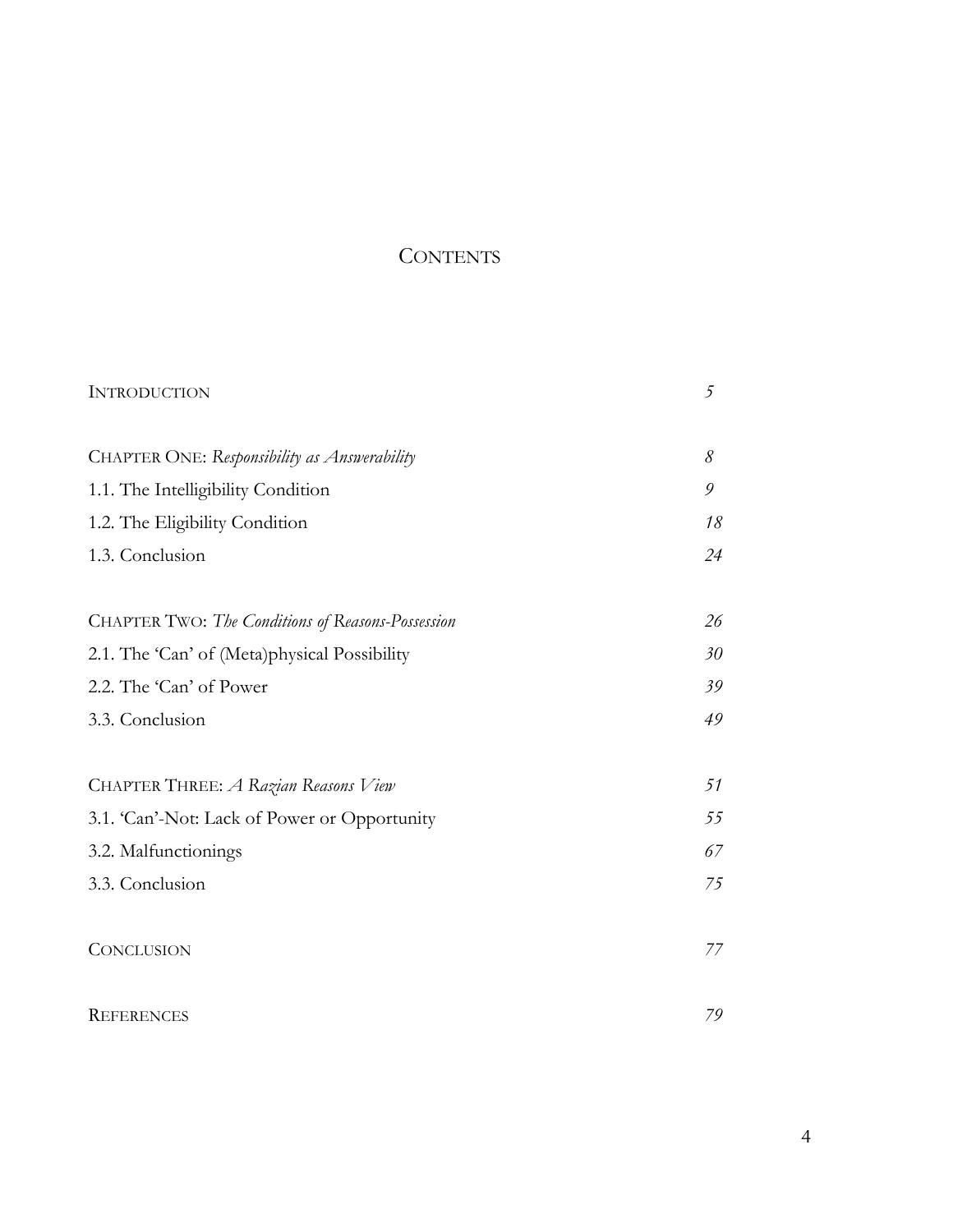# Contents

| | |
|---|---|
| Introduction | *5* |
| | |
| Chapter One: *Responsibility as Answerability* | *8* |
| 1.1. The Intelligibility Condition | *9* |
| 1.2. The Eligibility Condition | *18* |
| 1.3. Conclusion | *24* |
| | |
| Chapter Two: *The Conditions of Reasons-Possession* | *26* |
| 2.1. The 'Can' of (Meta)physical Possibility | *30* |
| 2.2. The 'Can' of Power | *39* |
| 3.3. Conclusion | *49* |
| | |
| Chapter Three: *A Razian Reasons View* | *51* |
| 3.1. 'Can'-Not: Lack of Power or Opportunity | *55* |
| 3.2. Malfunctionings | *67* |
| 3.3. Conclusion | *75* |
| | |
| Conclusion | *77* |
| | |
| References | *79* |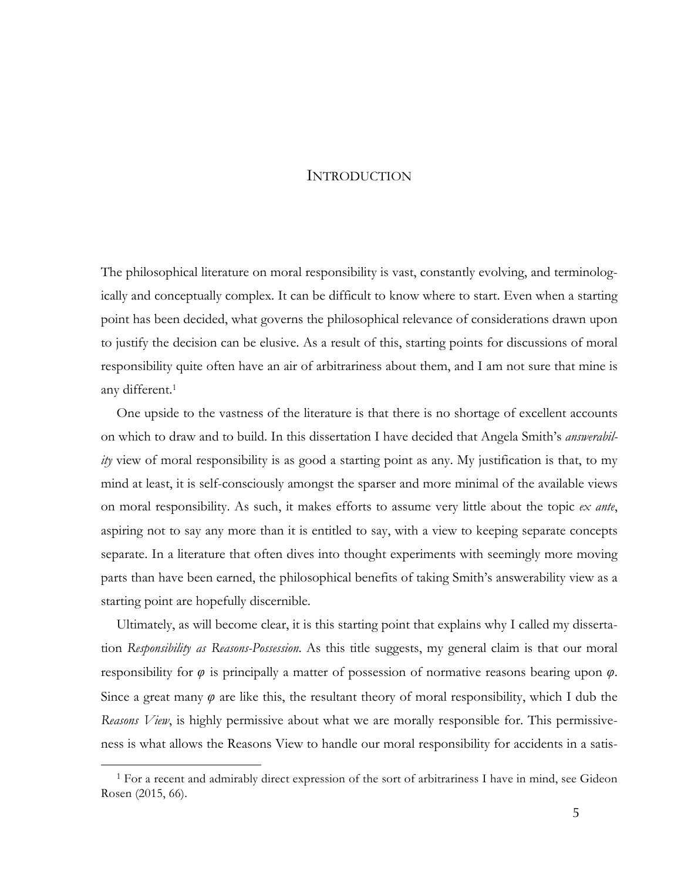# Introduction

The philosophical literature on moral responsibility is vast, constantly evolving, and terminologically and conceptually complex. It can be difficult to know where to start. Even when a starting point has been decided, what governs the philosophical relevance of considerations drawn upon to justify the decision can be elusive. As a result of this, starting points for discussions of moral responsibility quite often have an air of arbitrariness about them, and I am not sure that mine is any different.[1]

One upside to the vastness of the literature is that there is no shortage of excellent accounts on which to draw and to build. In this dissertation I have decided that Angela Smith's *answerability* view of moral responsibility is as good a starting point as any. My justification is that, to my mind at least, it is self-consciously amongst the sparser and more minimal of the available views on moral responsibility. As such, it makes efforts to assume very little about the topic *ex ante*, aspiring not to say any more than it is entitled to say, with a view to keeping separate concepts separate. In a literature that often dives into thought experiments with seemingly more moving parts than have been earned, the philosophical benefits of taking Smith's answerability view as a starting point are hopefully discernible.

Ultimately, as will become clear, it is this starting point that explains why I called my dissertation *Responsibility as Reasons-Possession*. As this title suggests, my general claim is that our moral responsibility for $\varphi$ is principally a matter of possession of normative reasons bearing upon $\varphi$. Since a great many $\varphi$ are like this, the resultant theory of moral responsibility, which I dub the *Reasons View*, is highly permissive about what we are morally responsible for. This permissiveness is what allows the Reasons View to handle our moral responsibility for accidents in a satis-

[1] For a recent and admirably direct expression of the sort of arbitrariness I have in mind, see Gideon Rosen (2015, 66).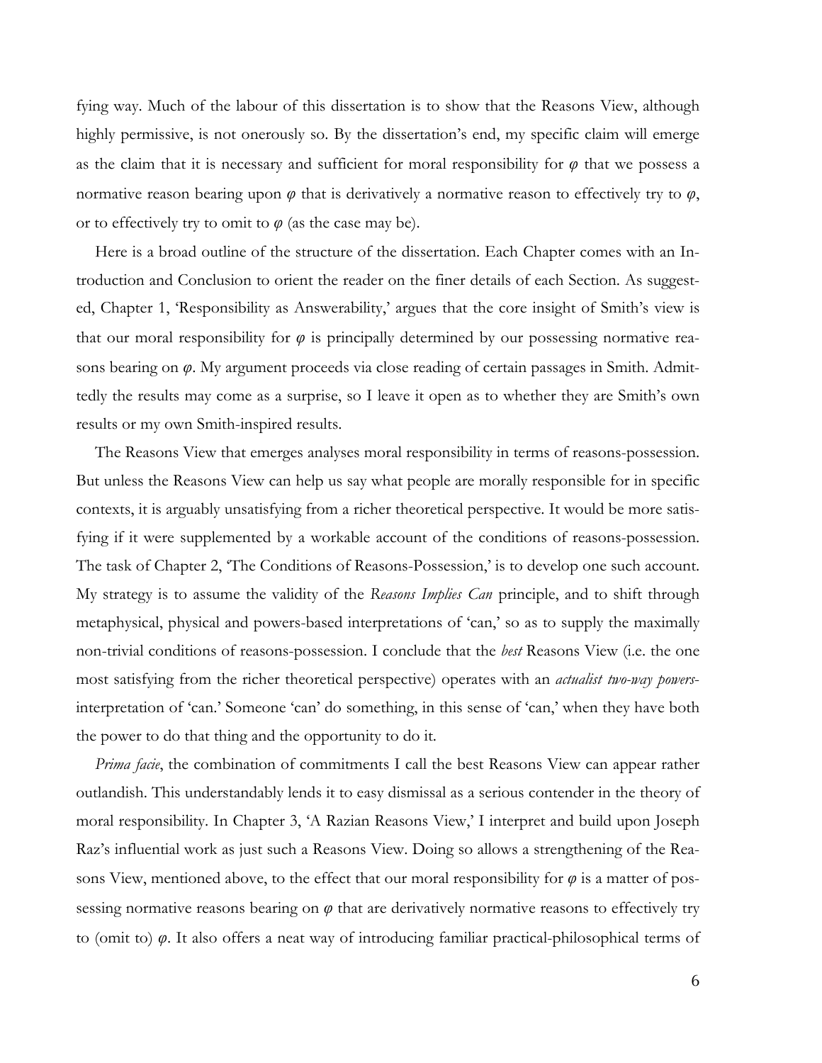fying way. Much of the labour of this dissertation is to show that the Reasons View, although highly permissive, is not onerously so. By the dissertation's end, my specific claim will emerge as the claim that it is necessary and sufficient for moral responsibility for $\varphi$ that we possess a normative reason bearing upon $\varphi$ that is derivatively a normative reason to effectively try to $\varphi$, or to effectively try to omit to $\varphi$ (as the case may be).

Here is a broad outline of the structure of the dissertation. Each Chapter comes with an Introduction and Conclusion to orient the reader on the finer details of each Section. As suggested, Chapter 1, 'Responsibility as Answerability,' argues that the core insight of Smith's view is that our moral responsibility for $\varphi$ is principally determined by our possessing normative reasons bearing on $\varphi$. My argument proceeds via close reading of certain passages in Smith. Admittedly the results may come as a surprise, so I leave it open as to whether they are Smith's own results or my own Smith-inspired results.

The Reasons View that emerges analyses moral responsibility in terms of reasons-possession. But unless the Reasons View can help us say what people are morally responsible for in specific contexts, it is arguably unsatisfying from a richer theoretical perspective. It would be more satisfying if it were supplemented by a workable account of the conditions of reasons-possession. The task of Chapter 2, 'The Conditions of Reasons-Possession,' is to develop one such account. My strategy is to assume the validity of the *Reasons Implies Can* principle, and to shift through metaphysical, physical and powers-based interpretations of 'can,' so as to supply the maximally non-trivial conditions of reasons-possession. I conclude that the *best* Reasons View (i.e. the one most satisfying from the richer theoretical perspective) operates with an *actualist two-way powers*-interpretation of 'can.' Someone 'can' do something, in this sense of 'can,' when they have both the power to do that thing and the opportunity to do it.

*Prima facie*, the combination of commitments I call the best Reasons View can appear rather outlandish. This understandably lends it to easy dismissal as a serious contender in the theory of moral responsibility. In Chapter 3, 'A Razian Reasons View,' I interpret and build upon Joseph Raz's influential work as just such a Reasons View. Doing so allows a strengthening of the Reasons View, mentioned above, to the effect that our moral responsibility for $\varphi$ is a matter of possessing normative reasons bearing on $\varphi$ that are derivatively normative reasons to effectively try to (omit to) $\varphi$. It also offers a neat way of introducing familiar practical-philosophical terms of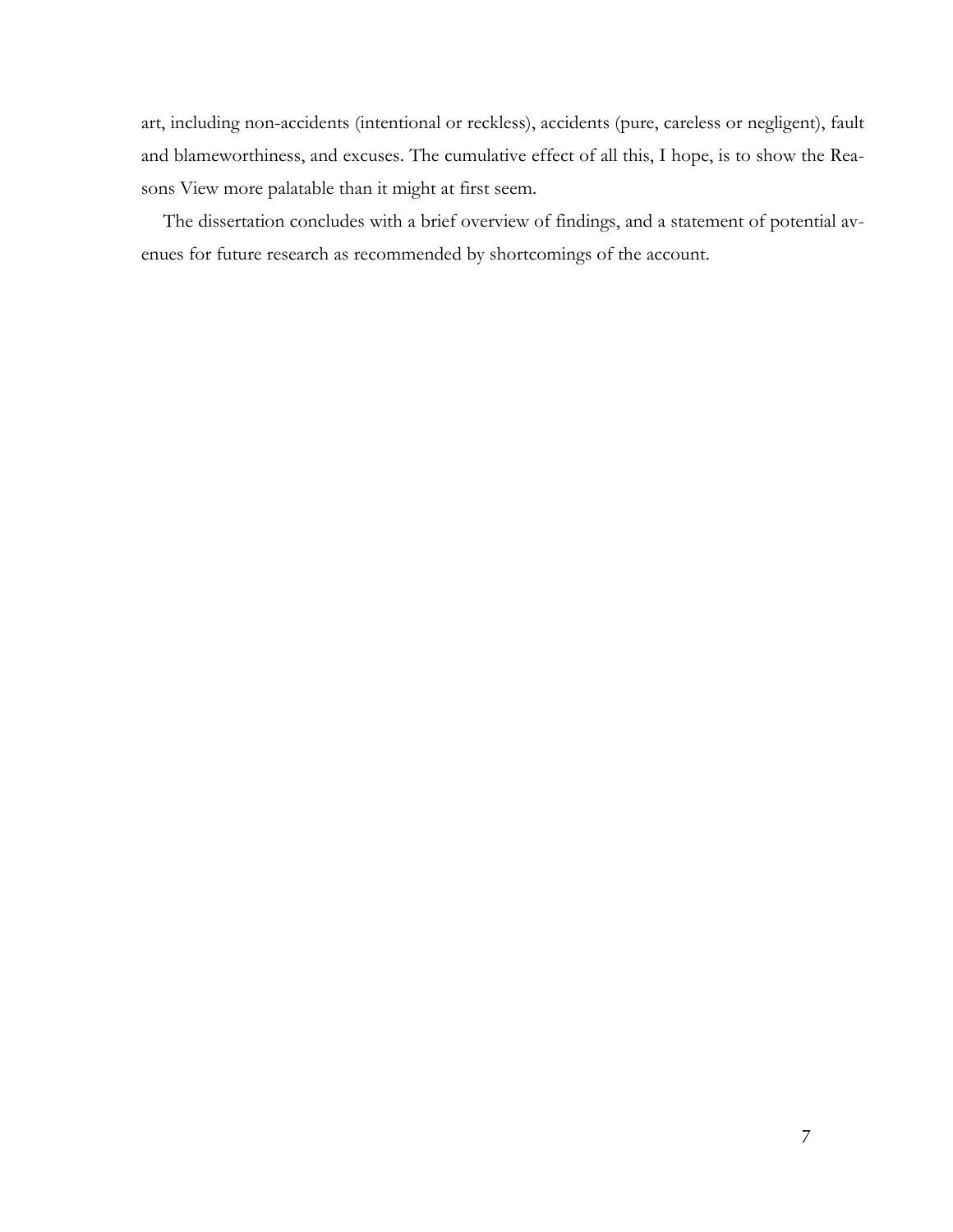art, including non-accidents (intentional or reckless), accidents (pure, careless or negligent), fault and blameworthiness, and excuses. The cumulative effect of all this, I hope, is to show the Reasons View more palatable than it might at first seem.

The dissertation concludes with a brief overview of findings, and a statement of potential avenues for future research as recommended by shortcomings of the account.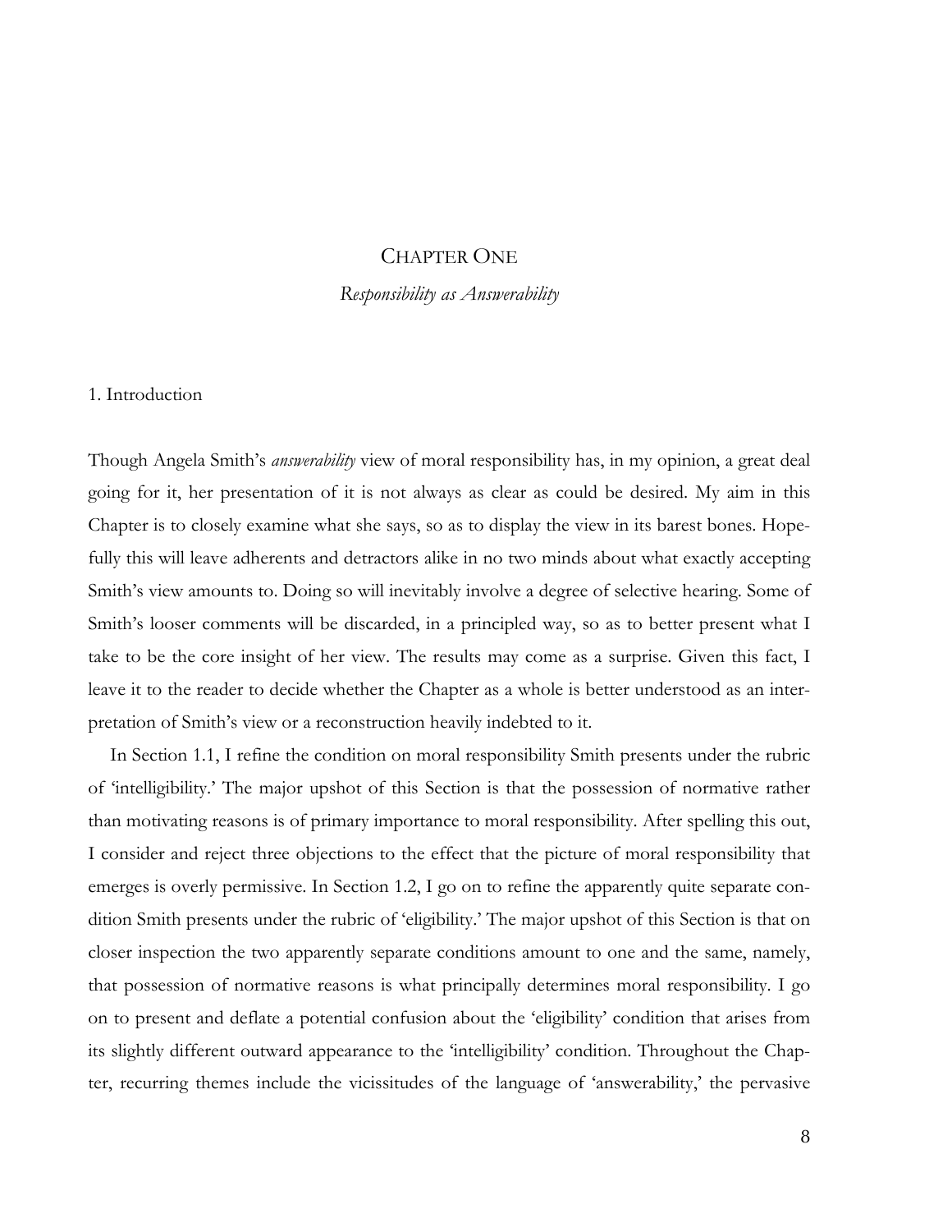# Chapter One

## *Responsibility as Answerability*

### 1. Introduction

Though Angela Smith's *answerability* view of moral responsibility has, in my opinion, a great deal going for it, her presentation of it is not always as clear as could be desired. My aim in this Chapter is to closely examine what she says, so as to display the view in its barest bones. Hopefully this will leave adherents and detractors alike in no two minds about what exactly accepting Smith's view amounts to. Doing so will inevitably involve a degree of selective hearing. Some of Smith's looser comments will be discarded, in a principled way, so as to better present what I take to be the core insight of her view. The results may come as a surprise. Given this fact, I leave it to the reader to decide whether the Chapter as a whole is better understood as an interpretation of Smith's view or a reconstruction heavily indebted to it.

In Section 1.1, I refine the condition on moral responsibility Smith presents under the rubric of 'intelligibility.' The major upshot of this Section is that the possession of normative rather than motivating reasons is of primary importance to moral responsibility. After spelling this out, I consider and reject three objections to the effect that the picture of moral responsibility that emerges is overly permissive. In Section 1.2, I go on to refine the apparently quite separate condition Smith presents under the rubric of 'eligibility.' The major upshot of this Section is that on closer inspection the two apparently separate conditions amount to one and the same, namely, that possession of normative reasons is what principally determines moral responsibility. I go on to present and deflate a potential confusion about the 'eligibility' condition that arises from its slightly different outward appearance to the 'intelligibility' condition. Throughout the Chapter, recurring themes include the vicissitudes of the language of 'answerability,' the pervasive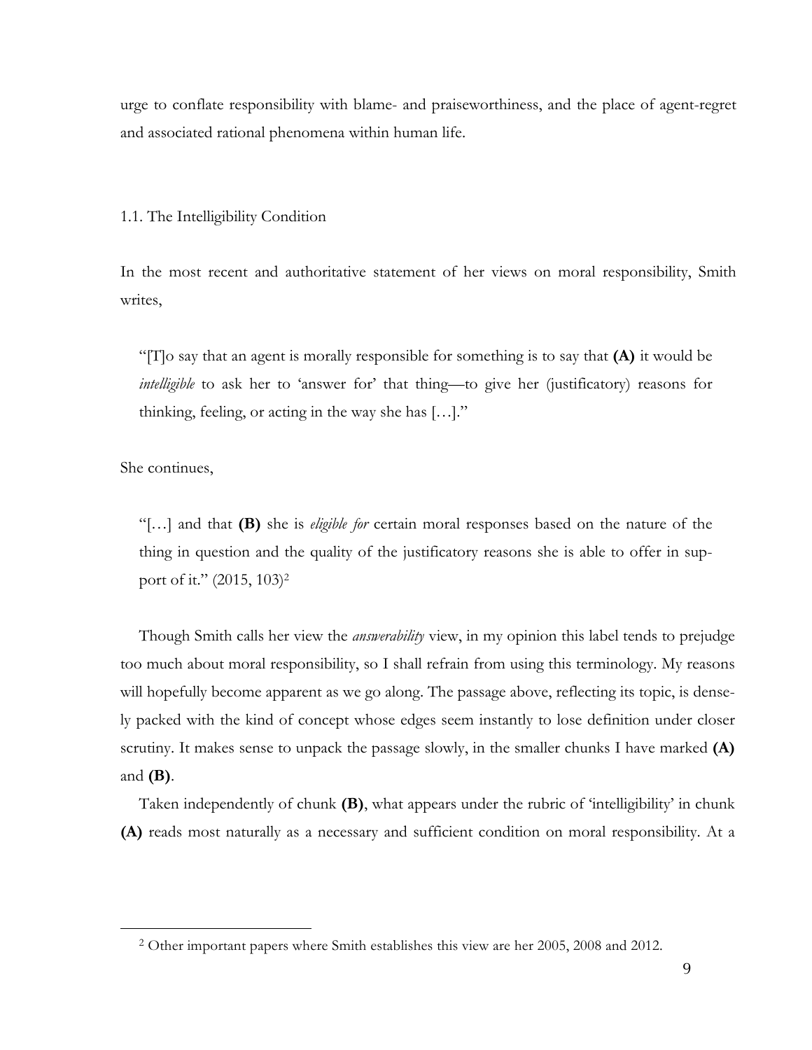urge to conflate responsibility with blame- and praiseworthiness, and the place of agent-regret and associated rational phenomena within human life.

## 1.1. The Intelligibility Condition

In the most recent and authoritative statement of her views on moral responsibility, Smith writes,

> "[T]o say that an agent is morally responsible for something is to say that **(A)** it would be *intelligible* to ask her to 'answer for' that thing—to give her (justificatory) reasons for thinking, feeling, or acting in the way she has […]."

She continues,

> "[…] and that **(B)** she is *eligible for* certain moral responses based on the nature of the thing in question and the quality of the justificatory reasons she is able to offer in support of it." (2015, 103)[2]

Though Smith calls her view the *answerability* view, in my opinion this label tends to prejudge too much about moral responsibility, so I shall refrain from using this terminology. My reasons will hopefully become apparent as we go along. The passage above, reflecting its topic, is densely packed with the kind of concept whose edges seem instantly to lose definition under closer scrutiny. It makes sense to unpack the passage slowly, in the smaller chunks I have marked **(A)** and **(B)**.

Taken independently of chunk **(B)**, what appears under the rubric of 'intelligibility' in chunk **(A)** reads most naturally as a necessary and sufficient condition on moral responsibility. At a

[2] Other important papers where Smith establishes this view are her 2005, 2008 and 2012.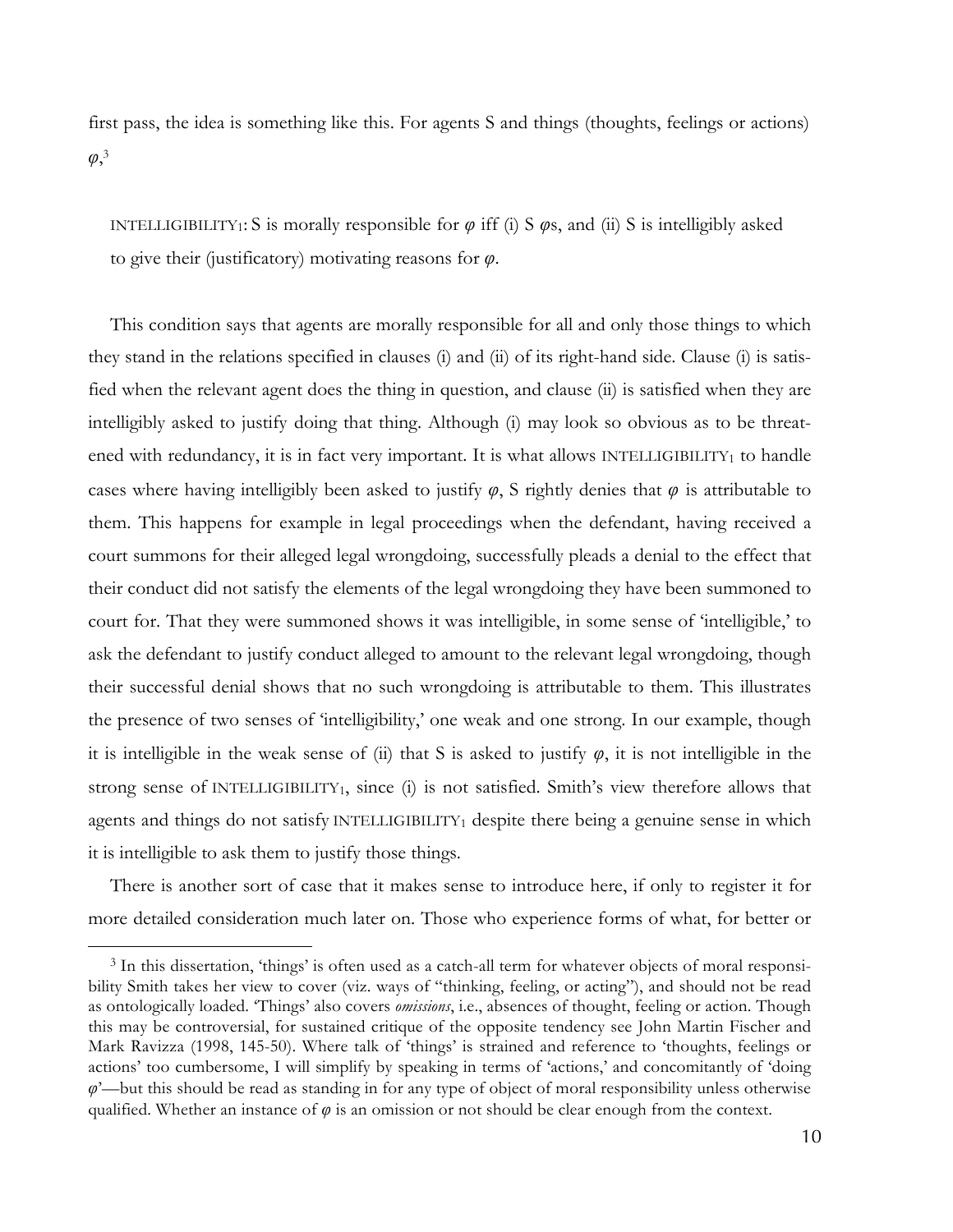first pass, the idea is something like this. For agents S and things (thoughts, feelings or actions) $\varphi$,[3]

> INTELLIGIBILITY$_1$: S is morally responsible for $\varphi$ iff (i) S $\varphi$s, and (ii) S is intelligibly asked to give their (justificatory) motivating reasons for $\varphi$.

This condition says that agents are morally responsible for all and only those things to which they stand in the relations specified in clauses (i) and (ii) of its right-hand side. Clause (i) is satisfied when the relevant agent does the thing in question, and clause (ii) is satisfied when they are intelligibly asked to justify doing that thing. Although (i) may look so obvious as to be threatened with redundancy, it is in fact very important. It is what allows INTELLIGIBILITY$_1$ to handle cases where having intelligibly been asked to justify $\varphi$, S rightly denies that $\varphi$ is attributable to them. This happens for example in legal proceedings when the defendant, having received a court summons for their alleged legal wrongdoing, successfully pleads a denial to the effect that their conduct did not satisfy the elements of the legal wrongdoing they have been summoned to court for. That they were summoned shows it was intelligible, in some sense of 'intelligible,' to ask the defendant to justify conduct alleged to amount to the relevant legal wrongdoing, though their successful denial shows that no such wrongdoing is attributable to them. This illustrates the presence of two senses of 'intelligibility,' one weak and one strong. In our example, though it is intelligible in the weak sense of (ii) that S is asked to justify $\varphi$, it is not intelligible in the strong sense of INTELLIGIBILITY$_1$, since (i) is not satisfied. Smith's view therefore allows that agents and things do not satisfy INTELLIGIBILITY$_1$ despite there being a genuine sense in which it is intelligible to ask them to justify those things.

There is another sort of case that it makes sense to introduce here, if only to register it for more detailed consideration much later on. Those who experience forms of what, for better or

---

[3] In this dissertation, 'things' is often used as a catch-all term for whatever objects of moral responsibility Smith takes her view to cover (viz. ways of "thinking, feeling, or acting"), and should not be read as ontologically loaded. 'Things' also covers *omissions*, i.e., absences of thought, feeling or action. Though this may be controversial, for sustained critique of the opposite tendency see John Martin Fischer and Mark Ravizza (1998, 145-50). Where talk of 'things' is strained and reference to 'thoughts, feelings or actions' too cumbersome, I will simplify by speaking in terms of 'actions,' and concomitantly of 'doing $\varphi$'—but this should be read as standing in for any type of object of moral responsibility unless otherwise qualified. Whether an instance of $\varphi$ is an omission or not should be clear enough from the context.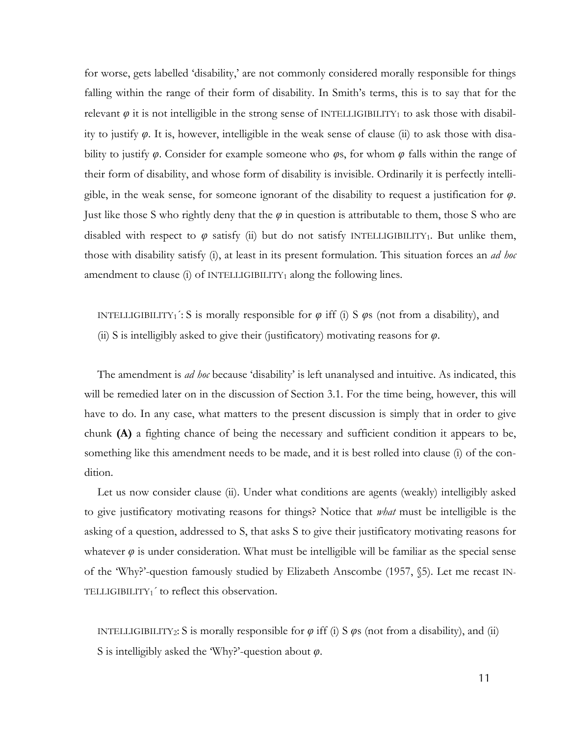for worse, gets labelled 'disability,' are not commonly considered morally responsible for things falling within the range of their form of disability. In Smith's terms, this is to say that for the relevant $\varphi$ it is not intelligible in the strong sense of INTELLIGIBILITY$_1$ to ask those with disability to justify $\varphi$. It is, however, intelligible in the weak sense of clause (ii) to ask those with disability to justify $\varphi$. Consider for example someone who $\varphi$s, for whom $\varphi$ falls within the range of their form of disability, and whose form of disability is invisible. Ordinarily it is perfectly intelligible, in the weak sense, for someone ignorant of the disability to request a justification for $\varphi$. Just like those S who rightly deny that the $\varphi$ in question is attributable to them, those S who are disabled with respect to $\varphi$ satisfy (ii) but do not satisfy INTELLIGIBILITY$_1$. But unlike them, those with disability satisfy (i), at least in its present formulation. This situation forces an *ad hoc* amendment to clause (i) of INTELLIGIBILITY$_1$ along the following lines.

> INTELLIGIBILITY$_1$´: S is morally responsible for $\varphi$ iff (i) S $\varphi$s (not from a disability), and (ii) S is intelligibly asked to give their (justificatory) motivating reasons for $\varphi$.

The amendment is *ad hoc* because 'disability' is left unanalysed and intuitive. As indicated, this will be remedied later on in the discussion of Section 3.1. For the time being, however, this will have to do. In any case, what matters to the present discussion is simply that in order to give chunk **(A)** a fighting chance of being the necessary and sufficient condition it appears to be, something like this amendment needs to be made, and it is best rolled into clause (i) of the condition.

Let us now consider clause (ii). Under what conditions are agents (weakly) intelligibly asked to give justificatory motivating reasons for things? Notice that *what* must be intelligible is the asking of a question, addressed to S, that asks S to give their justificatory motivating reasons for whatever $\varphi$ is under consideration. What must be intelligible will be familiar as the special sense of the 'Why?'-question famously studied by Elizabeth Anscombe (1957, §5). Let me recast INTELLIGIBILITY$_1$´ to reflect this observation.

> INTELLIGIBILITY$_2$: S is morally responsible for $\varphi$ iff (i) S $\varphi$s (not from a disability), and (ii) S is intelligibly asked the 'Why?'-question about $\varphi$.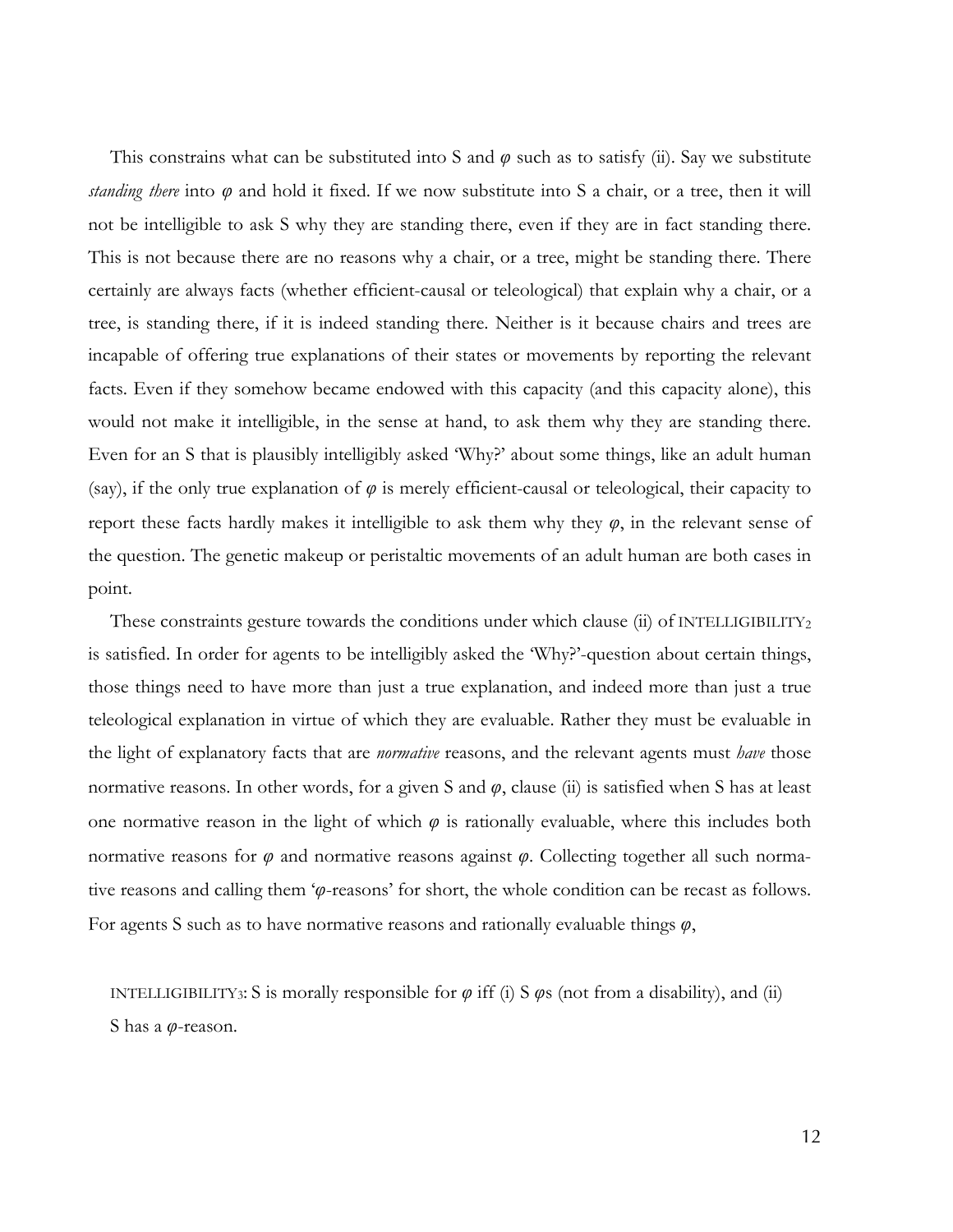This constrains what can be substituted into S and $\varphi$ such as to satisfy (ii). Say we substitute *standing there* into $\varphi$ and hold it fixed. If we now substitute into S a chair, or a tree, then it will not be intelligible to ask S why they are standing there, even if they are in fact standing there. This is not because there are no reasons why a chair, or a tree, might be standing there. There certainly are always facts (whether efficient-causal or teleological) that explain why a chair, or a tree, is standing there, if it is indeed standing there. Neither is it because chairs and trees are incapable of offering true explanations of their states or movements by reporting the relevant facts. Even if they somehow became endowed with this capacity (and this capacity alone), this would not make it intelligible, in the sense at hand, to ask them why they are standing there. Even for an S that is plausibly intelligibly asked 'Why?' about some things, like an adult human (say), if the only true explanation of $\varphi$ is merely efficient-causal or teleological, their capacity to report these facts hardly makes it intelligible to ask them why they $\varphi$, in the relevant sense of the question. The genetic makeup or peristaltic movements of an adult human are both cases in point.

These constraints gesture towards the conditions under which clause (ii) of INTELLIGIBILITY$_2$ is satisfied. In order for agents to be intelligibly asked the 'Why?'-question about certain things, those things need to have more than just a true explanation, and indeed more than just a true teleological explanation in virtue of which they are evaluable. Rather they must be evaluable in the light of explanatory facts that are *normative* reasons, and the relevant agents must *have* those normative reasons. In other words, for a given S and $\varphi$, clause (ii) is satisfied when S has at least one normative reason in the light of which $\varphi$ is rationally evaluable, where this includes both normative reasons for $\varphi$ and normative reasons against $\varphi$. Collecting together all such normative reasons and calling them '$\varphi$-reasons' for short, the whole condition can be recast as follows. For agents S such as to have normative reasons and rationally evaluable things $\varphi$,

> INTELLIGIBILITY$_3$: S is morally responsible for $\varphi$ iff (i) S $\varphi$s (not from a disability), and (ii) S has a $\varphi$-reason.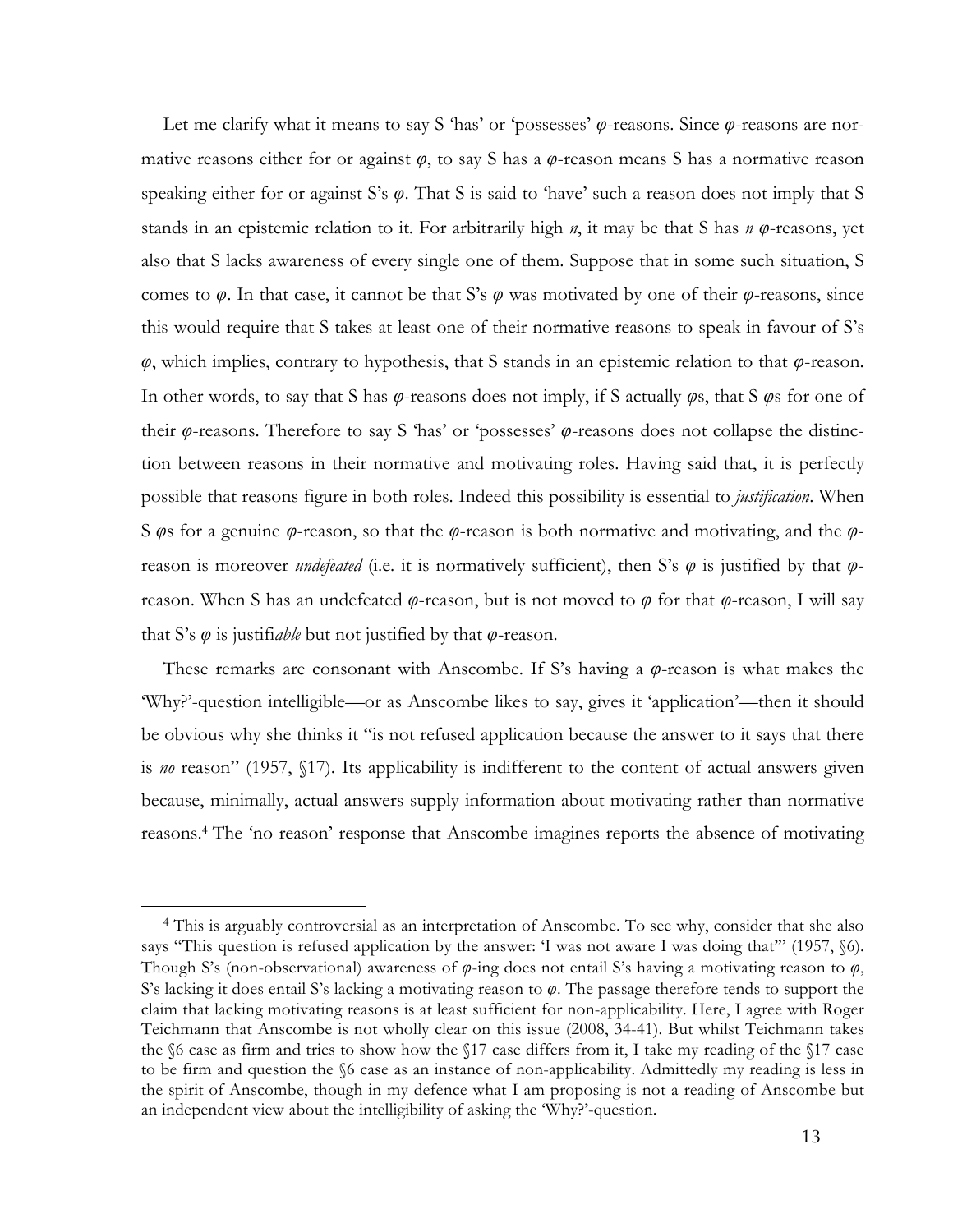Let me clarify what it means to say S 'has' or 'possesses' $\varphi$-reasons. Since $\varphi$-reasons are normative reasons either for or against $\varphi$, to say S has a $\varphi$-reason means S has a normative reason speaking either for or against S's $\varphi$. That S is said to 'have' such a reason does not imply that S stands in an epistemic relation to it. For arbitrarily high $n$, it may be that S has $n$ $\varphi$-reasons, yet also that S lacks awareness of every single one of them. Suppose that in some such situation, S comes to $\varphi$. In that case, it cannot be that S's $\varphi$ was motivated by one of their $\varphi$-reasons, since this would require that S takes at least one of their normative reasons to speak in favour of S's $\varphi$, which implies, contrary to hypothesis, that S stands in an epistemic relation to that $\varphi$-reason. In other words, to say that S has $\varphi$-reasons does not imply, if S actually $\varphi$s, that S $\varphi$s for one of their $\varphi$-reasons. Therefore to say S 'has' or 'possesses' $\varphi$-reasons does not collapse the distinction between reasons in their normative and motivating roles. Having said that, it is perfectly possible that reasons figure in both roles. Indeed this possibility is essential to *justification*. When S $\varphi$s for a genuine $\varphi$-reason, so that the $\varphi$-reason is both normative and motivating, and the $\varphi$-reason is moreover *undefeated* (i.e. it is normatively sufficient), then S's $\varphi$ is justified by that $\varphi$-reason. When S has an undefeated $\varphi$-reason, but is not moved to $\varphi$ for that $\varphi$-reason, I will say that S's $\varphi$ is justifi*able* but not justified by that $\varphi$-reason.

These remarks are consonant with Anscombe. If S's having a $\varphi$-reason is what makes the 'Why?'-question intelligible—or as Anscombe likes to say, gives it 'application'—then it should be obvious why she thinks it "is not refused application because the answer to it says that there is *no* reason" (1957, §17). Its applicability is indifferent to the content of actual answers given because, minimally, actual answers supply information about motivating rather than normative reasons.[4] The 'no reason' response that Anscombe imagines reports the absence of motivating

[4] This is arguably controversial as an interpretation of Anscombe. To see why, consider that she also says "This question is refused application by the answer: 'I was not aware I was doing that'" (1957, §6). Though S's (non-observational) awareness of $\varphi$-ing does not entail S's having a motivating reason to $\varphi$, S's lacking it does entail S's lacking a motivating reason to $\varphi$. The passage therefore tends to support the claim that lacking motivating reasons is at least sufficient for non-applicability. Here, I agree with Roger Teichmann that Anscombe is not wholly clear on this issue (2008, 34-41). But whilst Teichmann takes the §6 case as firm and tries to show how the §17 case differs from it, I take my reading of the §17 case to be firm and question the §6 case as an instance of non-applicability. Admittedly my reading is less in the spirit of Anscombe, though in my defence what I am proposing is not a reading of Anscombe but an independent view about the intelligibility of asking the 'Why?'-question.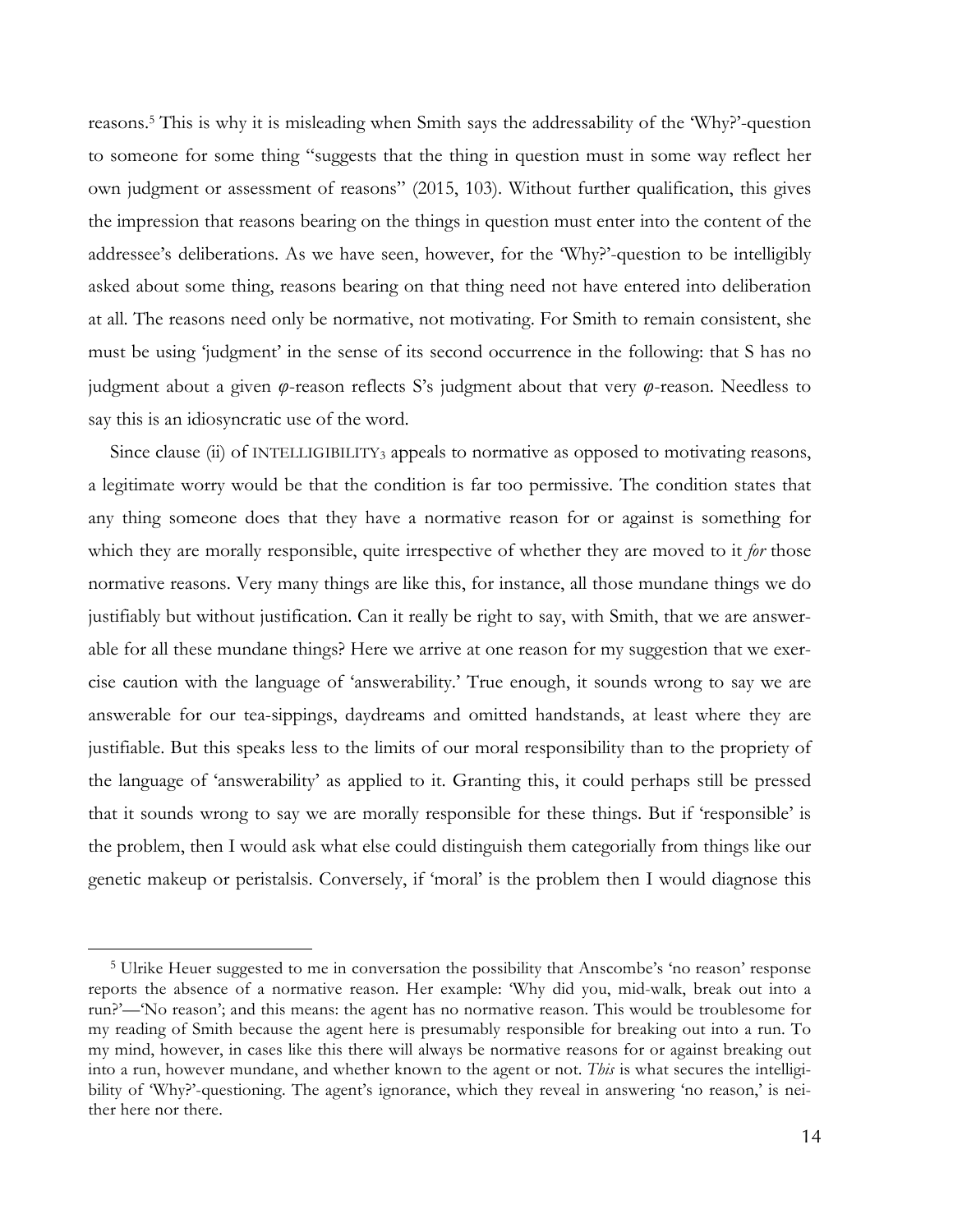reasons.[5] This is why it is misleading when Smith says the addressability of the 'Why?'-question to someone for some thing "suggests that the thing in question must in some way reflect her own judgment or assessment of reasons" (2015, 103). Without further qualification, this gives the impression that reasons bearing on the things in question must enter into the content of the addressee's deliberations. As we have seen, however, for the 'Why?'-question to be intelligibly asked about some thing, reasons bearing on that thing need not have entered into deliberation at all. The reasons need only be normative, not motivating. For Smith to remain consistent, she must be using 'judgment' in the sense of its second occurrence in the following: that S has no judgment about a given $\varphi$-reason reflects S's judgment about that very $\varphi$-reason. Needless to say this is an idiosyncratic use of the word.

Since clause (ii) of INTELLIGIBILITY$_3$ appeals to normative as opposed to motivating reasons, a legitimate worry would be that the condition is far too permissive. The condition states that any thing someone does that they have a normative reason for or against is something for which they are morally responsible, quite irrespective of whether they are moved to it *for* those normative reasons. Very many things are like this, for instance, all those mundane things we do justifiably but without justification. Can it really be right to say, with Smith, that we are answerable for all these mundane things? Here we arrive at one reason for my suggestion that we exercise caution with the language of 'answerability.' True enough, it sounds wrong to say we are answerable for our tea-sippings, daydreams and omitted handstands, at least where they are justifiable. But this speaks less to the limits of our moral responsibility than to the propriety of the language of 'answerability' as applied to it. Granting this, it could perhaps still be pressed that it sounds wrong to say we are morally responsible for these things. But if 'responsible' is the problem, then I would ask what else could distinguish them categorially from things like our genetic makeup or peristalsis. Conversely, if 'moral' is the problem then I would diagnose this

---

[5] Ulrike Heuer suggested to me in conversation the possibility that Anscombe's 'no reason' response reports the absence of a normative reason. Her example: 'Why did you, mid-walk, break out into a run?'—'No reason'; and this means: the agent has no normative reason. This would be troublesome for my reading of Smith because the agent here is presumably responsible for breaking out into a run. To my mind, however, in cases like this there will always be normative reasons for or against breaking out into a run, however mundane, and whether known to the agent or not. *This* is what secures the intelligibility of 'Why?'-questioning. The agent's ignorance, which they reveal in answering 'no reason,' is neither here nor there.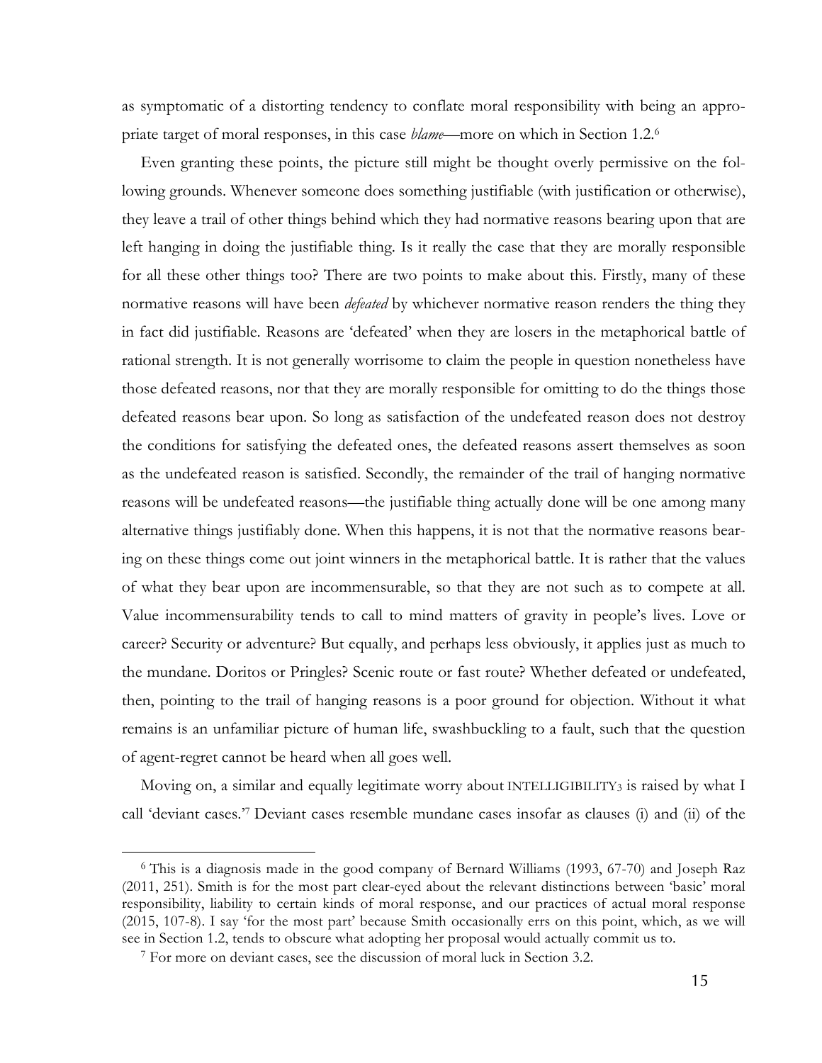as symptomatic of a distorting tendency to conflate moral responsibility with being an appropriate target of moral responses, in this case *blame*—more on which in Section 1.2.[6]

Even granting these points, the picture still might be thought overly permissive on the following grounds. Whenever someone does something justifiable (with justification or otherwise), they leave a trail of other things behind which they had normative reasons bearing upon that are left hanging in doing the justifiable thing. Is it really the case that they are morally responsible for all these other things too? There are two points to make about this. Firstly, many of these normative reasons will have been *defeated* by whichever normative reason renders the thing they in fact did justifiable. Reasons are 'defeated' when they are losers in the metaphorical battle of rational strength. It is not generally worrisome to claim the people in question nonetheless have those defeated reasons, nor that they are morally responsible for omitting to do the things those defeated reasons bear upon. So long as satisfaction of the undefeated reason does not destroy the conditions for satisfying the defeated ones, the defeated reasons assert themselves as soon as the undefeated reason is satisfied. Secondly, the remainder of the trail of hanging normative reasons will be undefeated reasons—the justifiable thing actually done will be one among many alternative things justifiably done. When this happens, it is not that the normative reasons bearing on these things come out joint winners in the metaphorical battle. It is rather that the values of what they bear upon are incommensurable, so that they are not such as to compete at all. Value incommensurability tends to call to mind matters of gravity in people's lives. Love or career? Security or adventure? But equally, and perhaps less obviously, it applies just as much to the mundane. Doritos or Pringles? Scenic route or fast route? Whether defeated or undefeated, then, pointing to the trail of hanging reasons is a poor ground for objection. Without it what remains is an unfamiliar picture of human life, swashbuckling to a fault, such that the question of agent-regret cannot be heard when all goes well.

Moving on, a similar and equally legitimate worry about INTELLIGIBILITY$_3$ is raised by what I call 'deviant cases.'[7] Deviant cases resemble mundane cases insofar as clauses (i) and (ii) of the

---

[6] This is a diagnosis made in the good company of Bernard Williams (1993, 67-70) and Joseph Raz (2011, 251). Smith is for the most part clear-eyed about the relevant distinctions between 'basic' moral responsibility, liability to certain kinds of moral response, and our practices of actual moral response (2015, 107-8). I say 'for the most part' because Smith occasionally errs on this point, which, as we will see in Section 1.2, tends to obscure what adopting her proposal would actually commit us to.

[7] For more on deviant cases, see the discussion of moral luck in Section 3.2.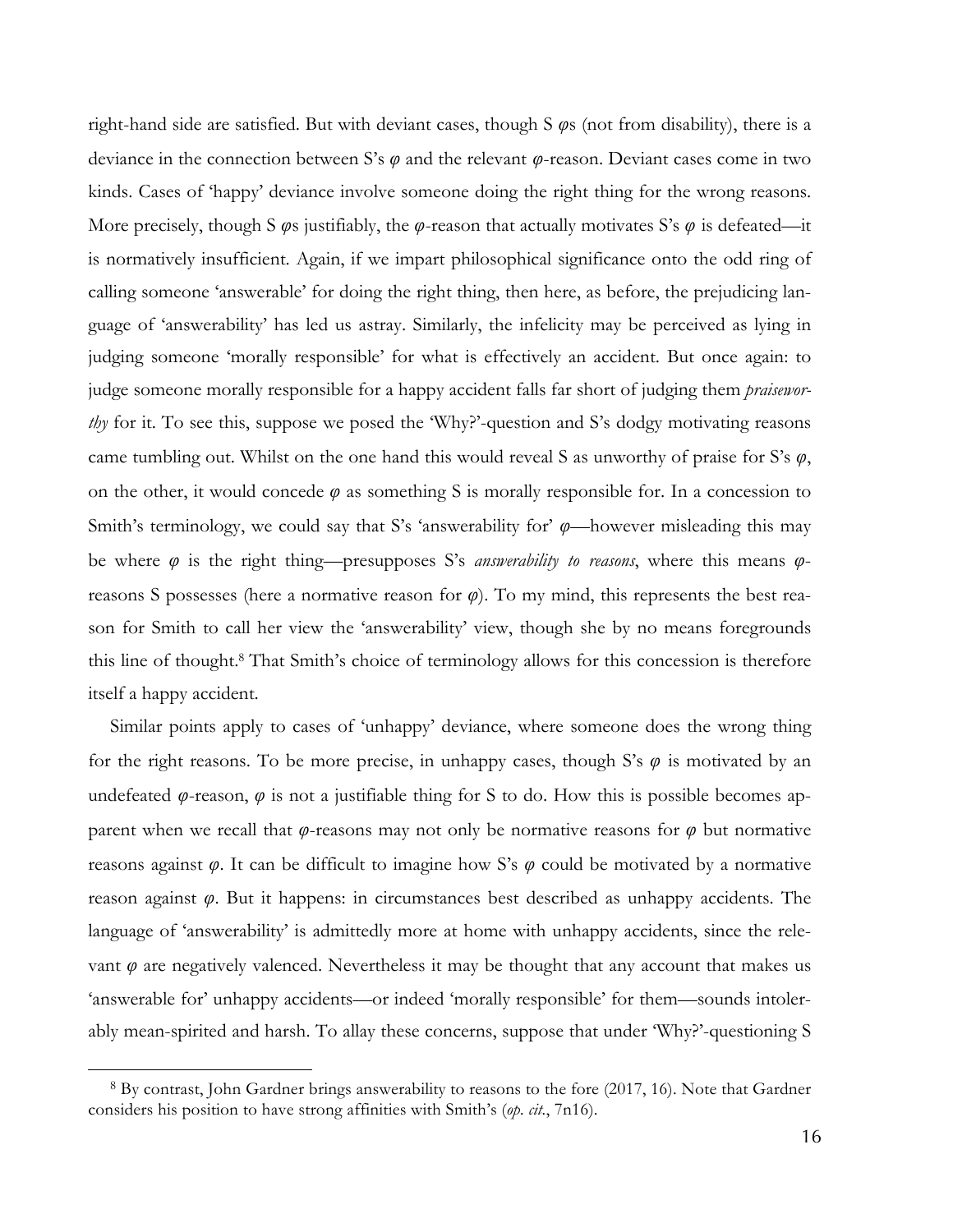right-hand side are satisfied. But with deviant cases, though S $\varphi$s (not from disability), there is a deviance in the connection between S's $\varphi$ and the relevant $\varphi$-reason. Deviant cases come in two kinds. Cases of 'happy' deviance involve someone doing the right thing for the wrong reasons. More precisely, though S $\varphi$s justifiably, the $\varphi$-reason that actually motivates S's $\varphi$ is defeated—it is normatively insufficient. Again, if we impart philosophical significance onto the odd ring of calling someone 'answerable' for doing the right thing, then here, as before, the prejudicing language of 'answerability' has led us astray. Similarly, the infelicity may be perceived as lying in judging someone 'morally responsible' for what is effectively an accident. But once again: to judge someone morally responsible for a happy accident falls far short of judging them *praiseworthy* for it. To see this, suppose we posed the 'Why?'-question and S's dodgy motivating reasons came tumbling out. Whilst on the one hand this would reveal S as unworthy of praise for S's $\varphi$, on the other, it would concede $\varphi$ as something S is morally responsible for. In a concession to Smith's terminology, we could say that S's 'answerability for' $\varphi$—however misleading this may be where $\varphi$ is the right thing—presupposes S's *answerability to reasons*, where this means $\varphi$-reasons S possesses (here a normative reason for $\varphi$). To my mind, this represents the best reason for Smith to call her view the 'answerability' view, though she by no means foregrounds this line of thought.[8] That Smith's choice of terminology allows for this concession is therefore itself a happy accident.

Similar points apply to cases of 'unhappy' deviance, where someone does the wrong thing for the right reasons. To be more precise, in unhappy cases, though S's $\varphi$ is motivated by an undefeated $\varphi$-reason, $\varphi$ is not a justifiable thing for S to do. How this is possible becomes apparent when we recall that $\varphi$-reasons may not only be normative reasons for $\varphi$ but normative reasons against $\varphi$. It can be difficult to imagine how S's $\varphi$ could be motivated by a normative reason against $\varphi$. But it happens: in circumstances best described as unhappy accidents. The language of 'answerability' is admittedly more at home with unhappy accidents, since the relevant $\varphi$ are negatively valenced. Nevertheless it may be thought that any account that makes us 'answerable for' unhappy accidents—or indeed 'morally responsible' for them—sounds intolerably mean-spirited and harsh. To allay these concerns, suppose that under 'Why?'-questioning S

[8] By contrast, John Gardner brings answerability to reasons to the fore (2017, 16). Note that Gardner considers his position to have strong affinities with Smith's (*op. cit.*, 7n16).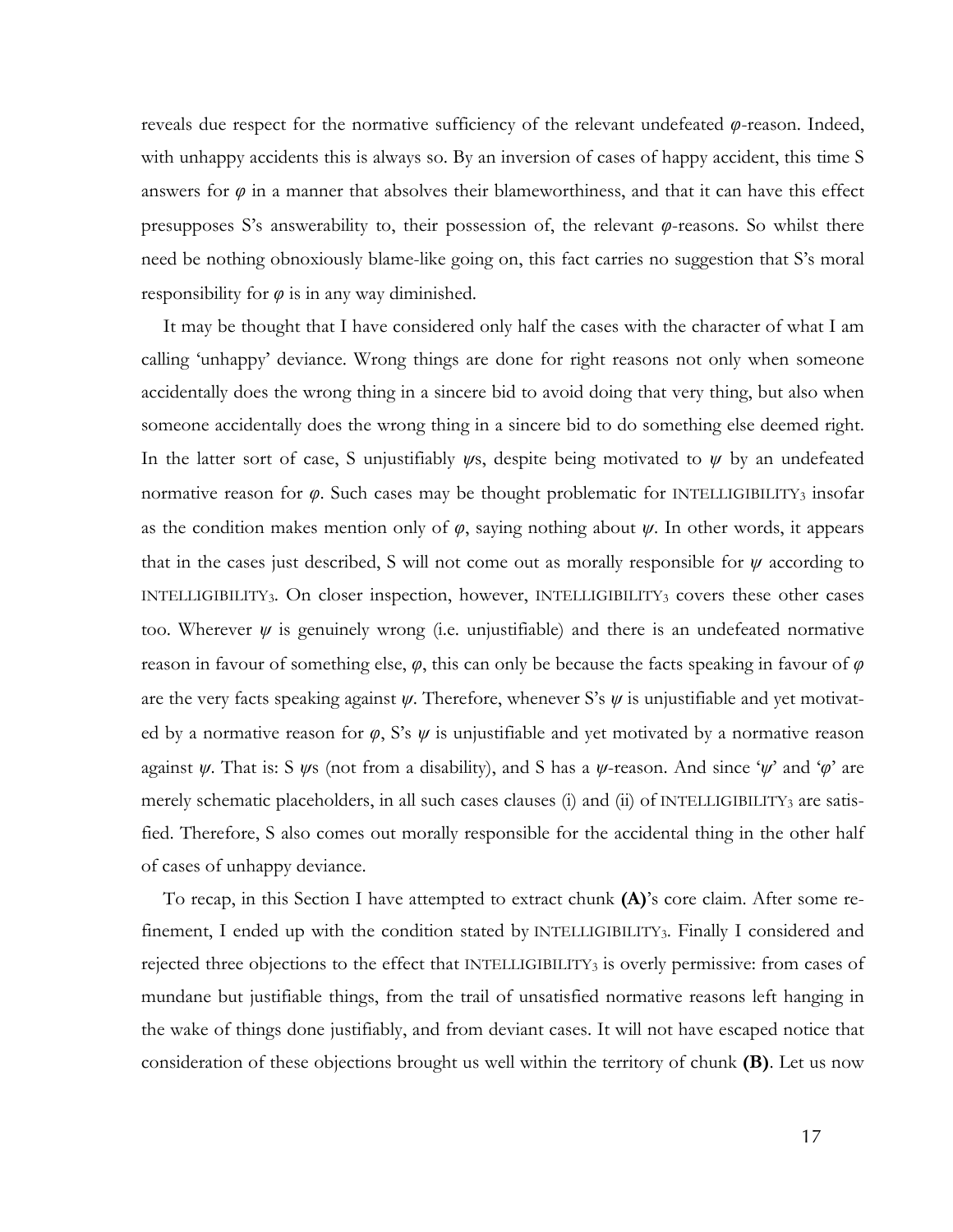reveals due respect for the normative sufficiency of the relevant undefeated $\varphi$-reason. Indeed, with unhappy accidents this is always so. By an inversion of cases of happy accident, this time S answers for $\varphi$ in a manner that absolves their blameworthiness, and that it can have this effect presupposes S's answerability to, their possession of, the relevant $\varphi$-reasons. So whilst there need be nothing obnoxiously blame-like going on, this fact carries no suggestion that S's moral responsibility for $\varphi$ is in any way diminished.

It may be thought that I have considered only half the cases with the character of what I am calling 'unhappy' deviance. Wrong things are done for right reasons not only when someone accidentally does the wrong thing in a sincere bid to avoid doing that very thing, but also when someone accidentally does the wrong thing in a sincere bid to do something else deemed right. In the latter sort of case, S unjustifiably $\psi$s, despite being motivated to $\psi$ by an undefeated normative reason for $\varphi$. Such cases may be thought problematic for INTELLIGIBILITY$_3$ insofar as the condition makes mention only of $\varphi$, saying nothing about $\psi$. In other words, it appears that in the cases just described, S will not come out as morally responsible for $\psi$ according to INTELLIGIBILITY$_3$. On closer inspection, however, INTELLIGIBILITY$_3$ covers these other cases too. Wherever $\psi$ is genuinely wrong (i.e. unjustifiable) and there is an undefeated normative reason in favour of something else, $\varphi$, this can only be because the facts speaking in favour of $\varphi$ are the very facts speaking against $\psi$. Therefore, whenever S's $\psi$ is unjustifiable and yet motivated by a normative reason for $\varphi$, S's $\psi$ is unjustifiable and yet motivated by a normative reason against $\psi$. That is: S $\psi$s (not from a disability), and S has a $\psi$-reason. And since '$\psi$' and '$\varphi$' are merely schematic placeholders, in all such cases clauses (i) and (ii) of INTELLIGIBILITY$_3$ are satisfied. Therefore, S also comes out morally responsible for the accidental thing in the other half of cases of unhappy deviance.

To recap, in this Section I have attempted to extract chunk **(A)**'s core claim. After some refinement, I ended up with the condition stated by INTELLIGIBILITY$_3$. Finally I considered and rejected three objections to the effect that INTELLIGIBILITY$_3$ is overly permissive: from cases of mundane but justifiable things, from the trail of unsatisfied normative reasons left hanging in the wake of things done justifiably, and from deviant cases. It will not have escaped notice that consideration of these objections brought us well within the territory of chunk **(B)**. Let us now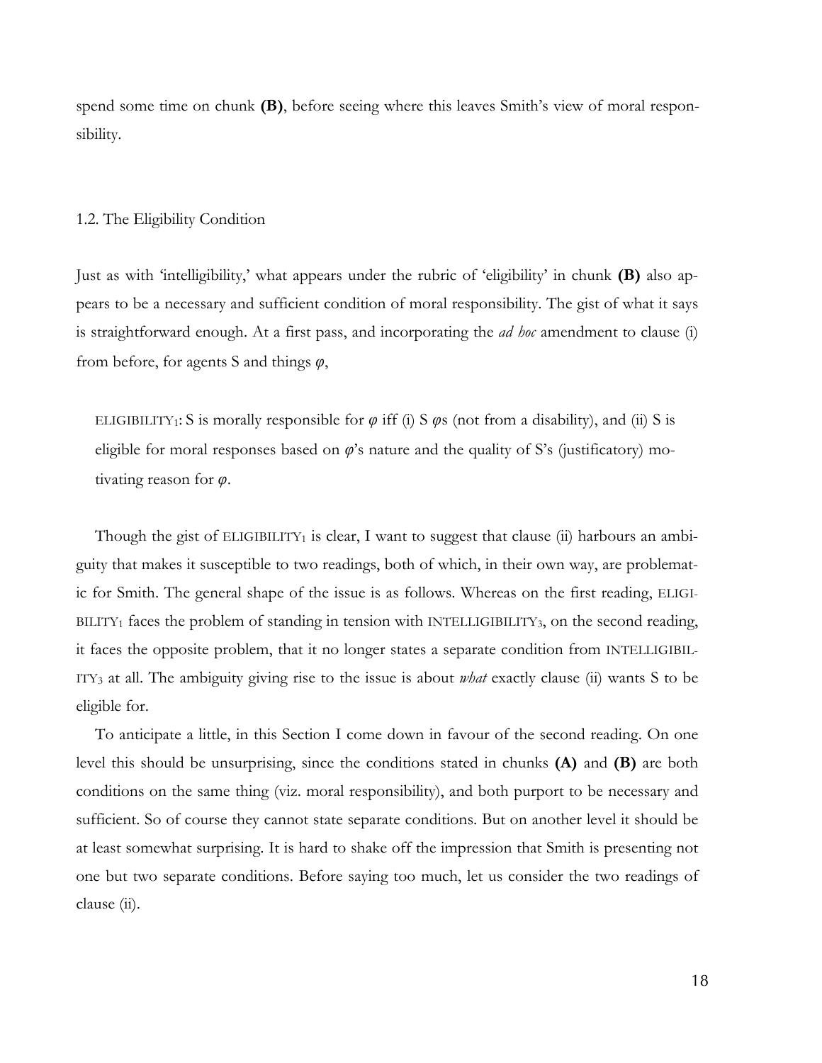spend some time on chunk **(B)**, before seeing where this leaves Smith's view of moral responsibility.

### 1.2. The Eligibility Condition

Just as with 'intelligibility,' what appears under the rubric of 'eligibility' in chunk **(B)** also appears to be a necessary and sufficient condition of moral responsibility. The gist of what it says is straightforward enough. At a first pass, and incorporating the *ad hoc* amendment to clause (i) from before, for agents S and things $\varphi$,

> ELIGIBILITY$_1$: S is morally responsible for $\varphi$ iff (i) S $\varphi$s (not from a disability), and (ii) S is eligible for moral responses based on $\varphi$'s nature and the quality of S's (justificatory) motivating reason for $\varphi$.

Though the gist of ELIGIBILITY$_1$ is clear, I want to suggest that clause (ii) harbours an ambiguity that makes it susceptible to two readings, both of which, in their own way, are problematic for Smith. The general shape of the issue is as follows. Whereas on the first reading, ELIGIBILITY$_1$ faces the problem of standing in tension with INTELLIGIBILITY$_3$, on the second reading, it faces the opposite problem, that it no longer states a separate condition from INTELLIGIBILITY$_3$ at all. The ambiguity giving rise to the issue is about *what* exactly clause (ii) wants S to be eligible for.

To anticipate a little, in this Section I come down in favour of the second reading. On one level this should be unsurprising, since the conditions stated in chunks **(A)** and **(B)** are both conditions on the same thing (viz. moral responsibility), and both purport to be necessary and sufficient. So of course they cannot state separate conditions. But on another level it should be at least somewhat surprising. It is hard to shake off the impression that Smith is presenting not one but two separate conditions. Before saying too much, let us consider the two readings of clause (ii).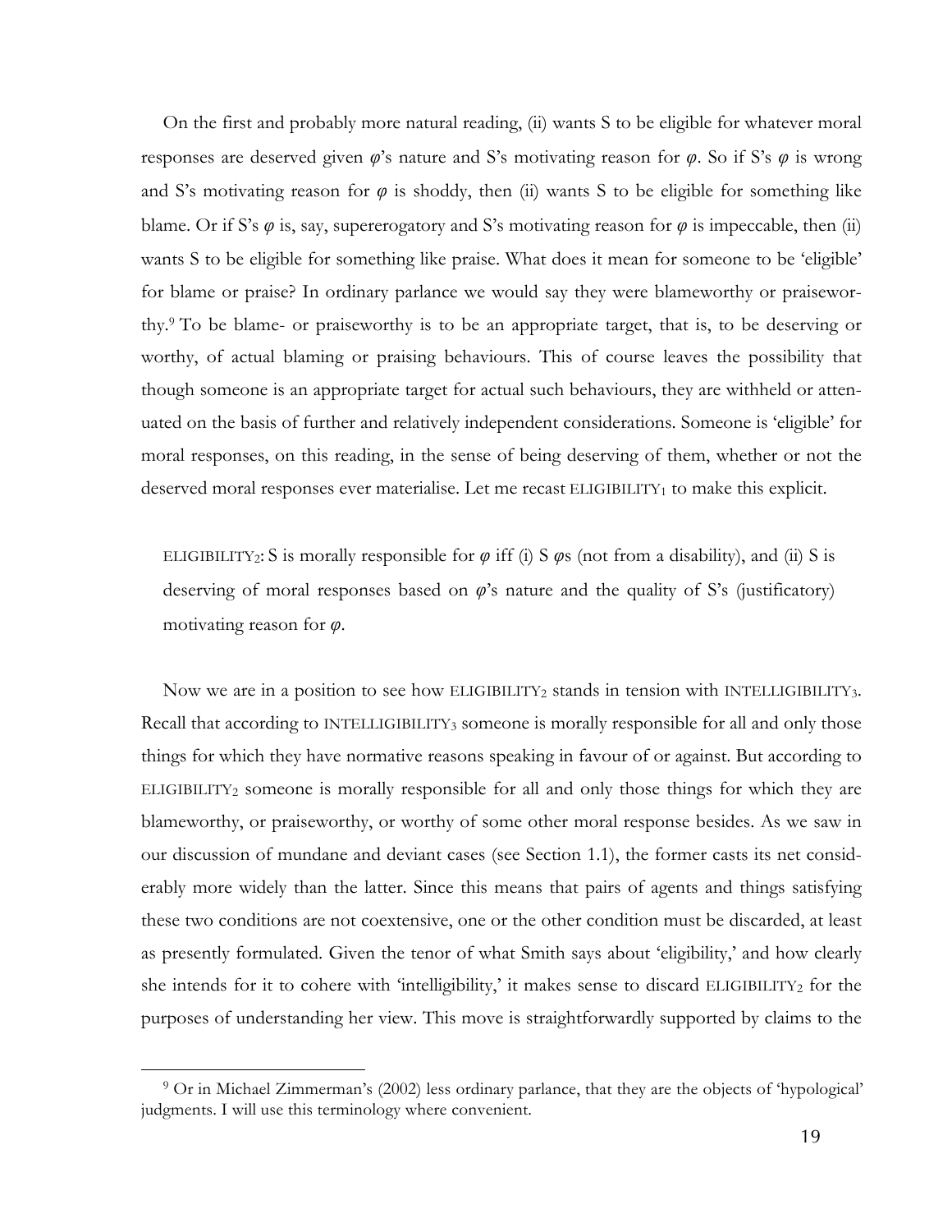On the first and probably more natural reading, (ii) wants S to be eligible for whatever moral responses are deserved given *φ*'s nature and S's motivating reason for *φ*. So if S's *φ* is wrong and S's motivating reason for *φ* is shoddy, then (ii) wants S to be eligible for something like blame. Or if S's *φ* is, say, supererogatory and S's motivating reason for *φ* is impeccable, then (ii) wants S to be eligible for something like praise. What does it mean for someone to be 'eligible' for blame or praise? In ordinary parlance we would say they were blameworthy or praiseworthy.[9] To be blame- or praiseworthy is to be an appropriate target, that is, to be deserving or worthy, of actual blaming or praising behaviours. This of course leaves the possibility that though someone is an appropriate target for actual such behaviours, they are withheld or attenuated on the basis of further and relatively independent considerations. Someone is 'eligible' for moral responses, on this reading, in the sense of being deserving of them, whether or not the deserved moral responses ever materialise. Let me recast ELIGIBILITY$_1$ to make this explicit.

> ELIGIBILITY$_2$: S is morally responsible for *φ* iff (i) S *φ*s (not from a disability), and (ii) S is deserving of moral responses based on *φ*'s nature and the quality of S's (justificatory) motivating reason for *φ*.

Now we are in a position to see how ELIGIBILITY$_2$ stands in tension with INTELLIGIBILITY$_3$. Recall that according to INTELLIGIBILITY$_3$ someone is morally responsible for all and only those things for which they have normative reasons speaking in favour of or against. But according to ELIGIBILITY$_2$ someone is morally responsible for all and only those things for which they are blameworthy, or praiseworthy, or worthy of some other moral response besides. As we saw in our discussion of mundane and deviant cases (see Section 1.1), the former casts its net considerably more widely than the latter. Since this means that pairs of agents and things satisfying these two conditions are not coextensive, one or the other condition must be discarded, at least as presently formulated. Given the tenor of what Smith says about 'eligibility,' and how clearly she intends for it to cohere with 'intelligibility,' it makes sense to discard ELIGIBILITY$_2$ for the purposes of understanding her view. This move is straightforwardly supported by claims to the

---

[9] Or in Michael Zimmerman's (2002) less ordinary parlance, that they are the objects of 'hypological' judgments. I will use this terminology where convenient.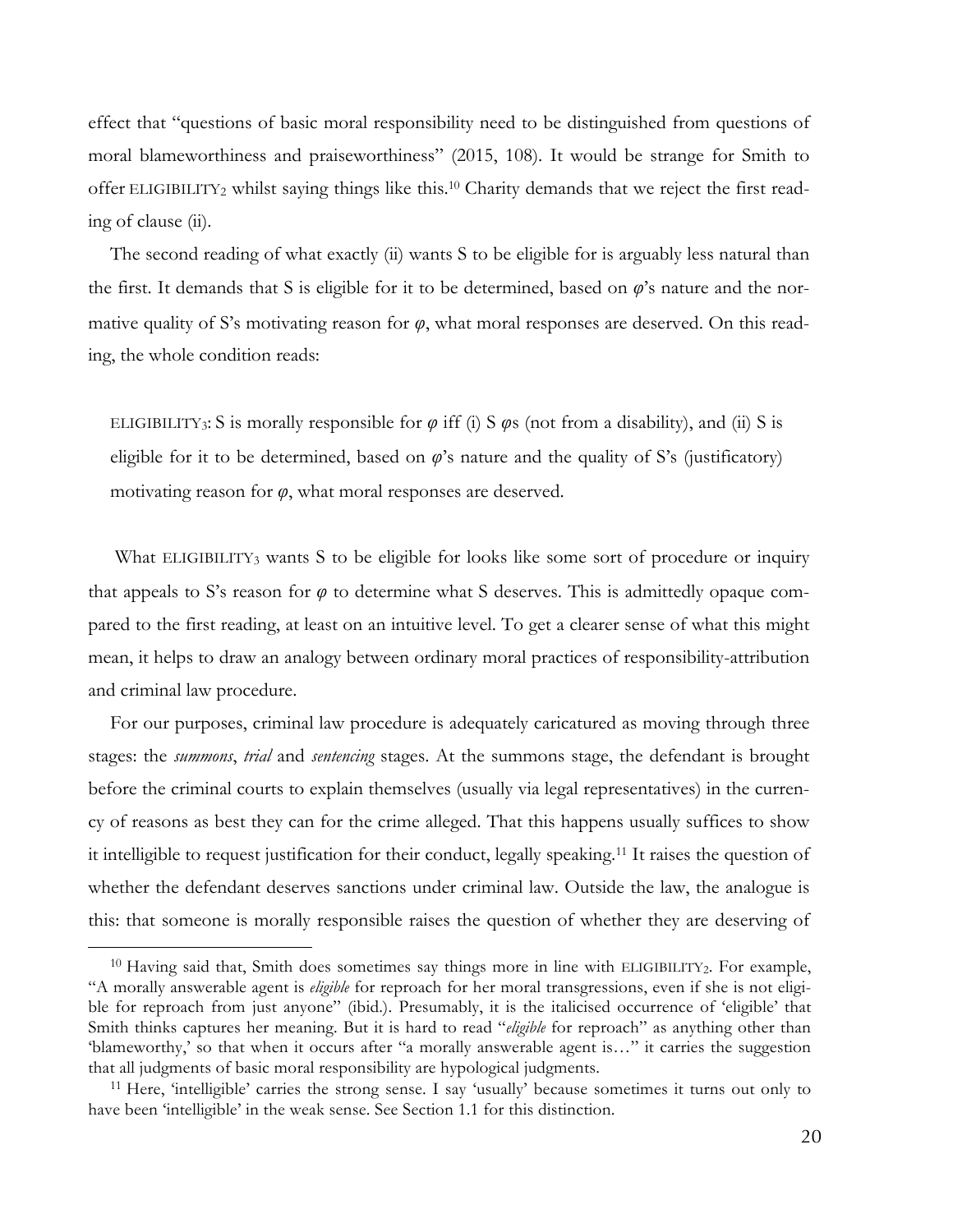effect that "questions of basic moral responsibility need to be distinguished from questions of moral blameworthiness and praiseworthiness" (2015, 108). It would be strange for Smith to offer ELIGIBILITY$_2$ whilst saying things like this.[10] Charity demands that we reject the first reading of clause (ii).

The second reading of what exactly (ii) wants S to be eligible for is arguably less natural than the first. It demands that S is eligible for it to be determined, based on $\varphi$'s nature and the normative quality of S's motivating reason for $\varphi$, what moral responses are deserved. On this reading, the whole condition reads:

> ELIGIBILITY$_3$: S is morally responsible for $\varphi$ iff (i) S $\varphi$s (not from a disability), and (ii) S is eligible for it to be determined, based on $\varphi$'s nature and the quality of S's (justificatory) motivating reason for $\varphi$, what moral responses are deserved.

What ELIGIBILITY$_3$ wants S to be eligible for looks like some sort of procedure or inquiry that appeals to S's reason for $\varphi$ to determine what S deserves. This is admittedly opaque compared to the first reading, at least on an intuitive level. To get a clearer sense of what this might mean, it helps to draw an analogy between ordinary moral practices of responsibility-attribution and criminal law procedure.

For our purposes, criminal law procedure is adequately caricatured as moving through three stages: the *summons*, *trial* and *sentencing* stages. At the summons stage, the defendant is brought before the criminal courts to explain themselves (usually via legal representatives) in the currency of reasons as best they can for the crime alleged. That this happens usually suffices to show it intelligible to request justification for their conduct, legally speaking.[11] It raises the question of whether the defendant deserves sanctions under criminal law. Outside the law, the analogue is this: that someone is morally responsible raises the question of whether they are deserving of

---

[10] Having said that, Smith does sometimes say things more in line with ELIGIBILITY$_2$. For example, "A morally answerable agent is *eligible* for reproach for her moral transgressions, even if she is not eligible for reproach from just anyone" (ibid.). Presumably, it is the italicised occurrence of 'eligible' that Smith thinks captures her meaning. But it is hard to read "*eligible* for reproach" as anything other than 'blameworthy,' so that when it occurs after "a morally answerable agent is…" it carries the suggestion that all judgments of basic moral responsibility are hypological judgments.

[11] Here, 'intelligible' carries the strong sense. I say 'usually' because sometimes it turns out only to have been 'intelligible' in the weak sense. See Section 1.1 for this distinction.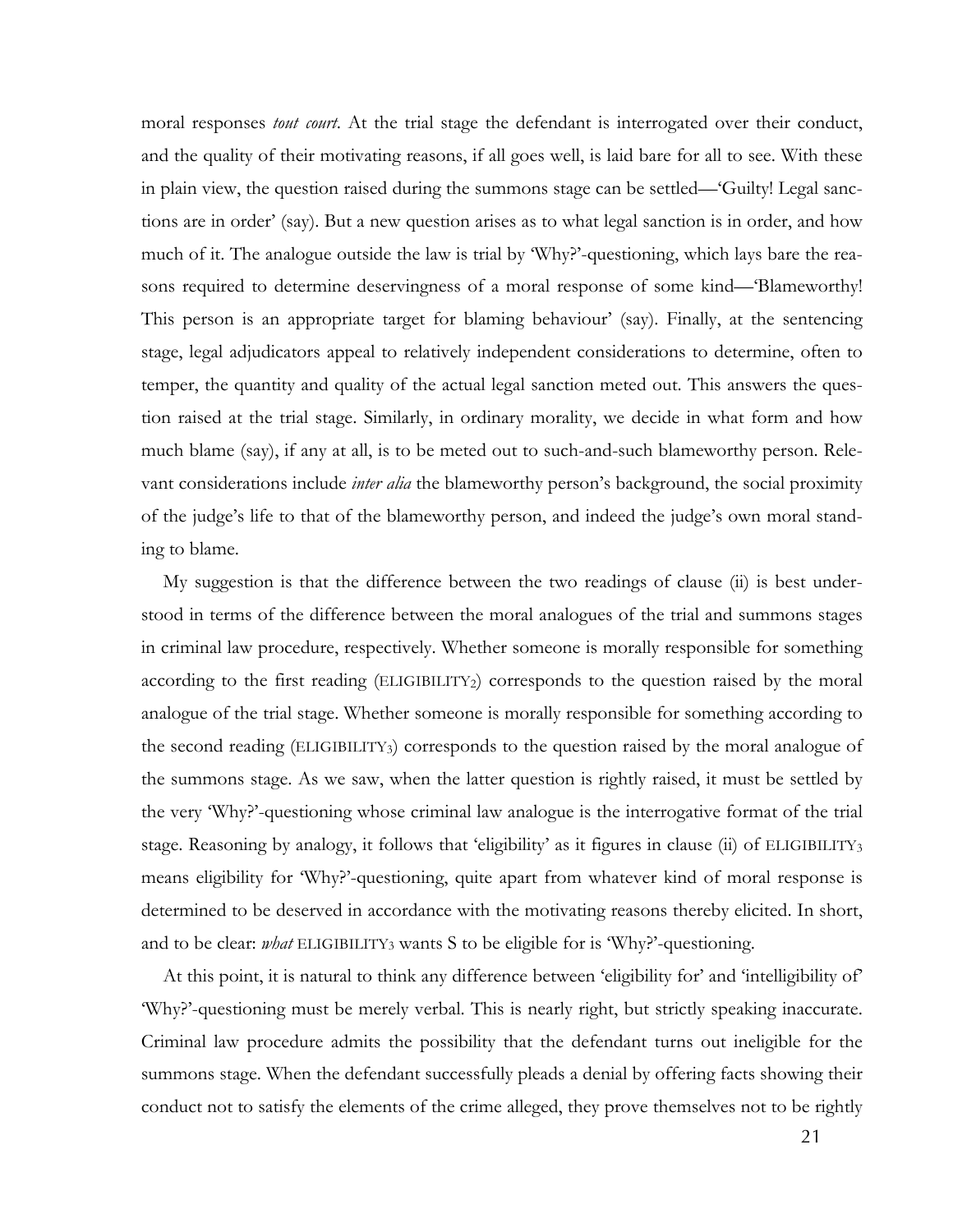moral responses *tout court*. At the trial stage the defendant is interrogated over their conduct, and the quality of their motivating reasons, if all goes well, is laid bare for all to see. With these in plain view, the question raised during the summons stage can be settled—'Guilty! Legal sanctions are in order' (say). But a new question arises as to what legal sanction is in order, and how much of it. The analogue outside the law is trial by 'Why?'-questioning, which lays bare the reasons required to determine deservingness of a moral response of some kind—'Blameworthy! This person is an appropriate target for blaming behaviour' (say). Finally, at the sentencing stage, legal adjudicators appeal to relatively independent considerations to determine, often to temper, the quantity and quality of the actual legal sanction meted out. This answers the question raised at the trial stage. Similarly, in ordinary morality, we decide in what form and how much blame (say), if any at all, is to be meted out to such-and-such blameworthy person. Relevant considerations include *inter alia* the blameworthy person's background, the social proximity of the judge's life to that of the blameworthy person, and indeed the judge's own moral standing to blame.

My suggestion is that the difference between the two readings of clause (ii) is best understood in terms of the difference between the moral analogues of the trial and summons stages in criminal law procedure, respectively. Whether someone is morally responsible for something according to the first reading (ELIGIBILITY$_2$) corresponds to the question raised by the moral analogue of the trial stage. Whether someone is morally responsible for something according to the second reading (ELIGIBILITY$_3$) corresponds to the question raised by the moral analogue of the summons stage. As we saw, when the latter question is rightly raised, it must be settled by the very 'Why?'-questioning whose criminal law analogue is the interrogative format of the trial stage. Reasoning by analogy, it follows that 'eligibility' as it figures in clause (ii) of ELIGIBILITY$_3$ means eligibility for 'Why?'-questioning, quite apart from whatever kind of moral response is determined to be deserved in accordance with the motivating reasons thereby elicited. In short, and to be clear: *what* ELIGIBILITY$_3$ wants S to be eligible for is 'Why?'-questioning.

At this point, it is natural to think any difference between 'eligibility for' and 'intelligibility of' 'Why?'-questioning must be merely verbal. This is nearly right, but strictly speaking inaccurate. Criminal law procedure admits the possibility that the defendant turns out ineligible for the summons stage. When the defendant successfully pleads a denial by offering facts showing their conduct not to satisfy the elements of the crime alleged, they prove themselves not to be rightly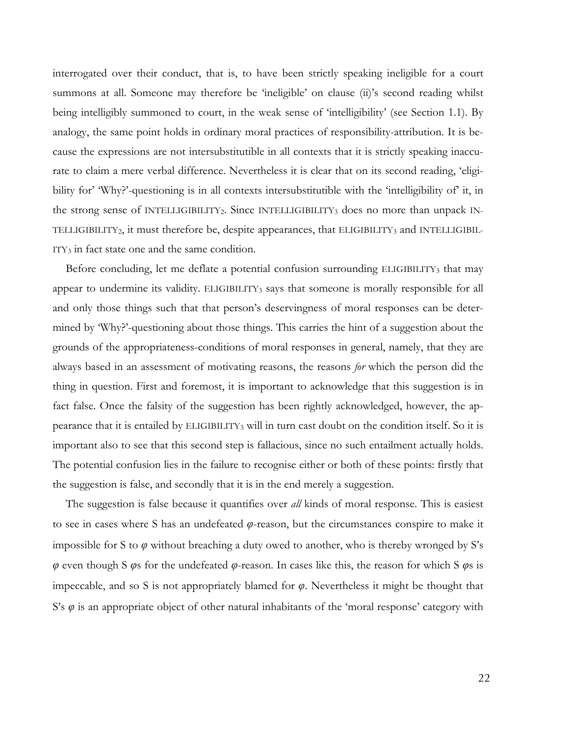interrogated over their conduct, that is, to have been strictly speaking ineligible for a court summons at all. Someone may therefore be 'ineligible' on clause (ii)'s second reading whilst being intelligibly summoned to court, in the weak sense of 'intelligibility' (see Section 1.1). By analogy, the same point holds in ordinary moral practices of responsibility-attribution. It is because the expressions are not intersubstitutible in all contexts that it is strictly speaking inaccurate to claim a mere verbal difference. Nevertheless it is clear that on its second reading, 'eligibility for' 'Why?'-questioning is in all contexts intersubstitutible with the 'intelligibility of' it, in the strong sense of INTELLIGIBILITY$_2$. Since INTELLIGIBILITY$_3$ does no more than unpack INTELLIGIBILITY$_2$, it must therefore be, despite appearances, that ELIGIBILITY$_3$ and INTELLIGIBILITY$_3$ in fact state one and the same condition.

Before concluding, let me deflate a potential confusion surrounding ELIGIBILITY$_3$ that may appear to undermine its validity. ELIGIBILITY$_3$ says that someone is morally responsible for all and only those things such that that person's deservingness of moral responses can be determined by 'Why?'-questioning about those things. This carries the hint of a suggestion about the grounds of the appropriateness-conditions of moral responses in general, namely, that they are always based in an assessment of motivating reasons, the reasons *for* which the person did the thing in question. First and foremost, it is important to acknowledge that this suggestion is in fact false. Once the falsity of the suggestion has been rightly acknowledged, however, the appearance that it is entailed by ELIGIBILITY$_3$ will in turn cast doubt on the condition itself. So it is important also to see that this second step is fallacious, since no such entailment actually holds. The potential confusion lies in the failure to recognise either or both of these points: firstly that the suggestion is false, and secondly that it is in the end merely a suggestion.

The suggestion is false because it quantifies over *all* kinds of moral response. This is easiest to see in cases where S has an undefeated $\varphi$-reason, but the circumstances conspire to make it impossible for S to $\varphi$ without breaching a duty owed to another, who is thereby wronged by S's $\varphi$ even though S $\varphi$s for the undefeated $\varphi$-reason. In cases like this, the reason for which S $\varphi$s is impeccable, and so S is not appropriately blamed for $\varphi$. Nevertheless it might be thought that S's $\varphi$ is an appropriate object of other natural inhabitants of the 'moral response' category with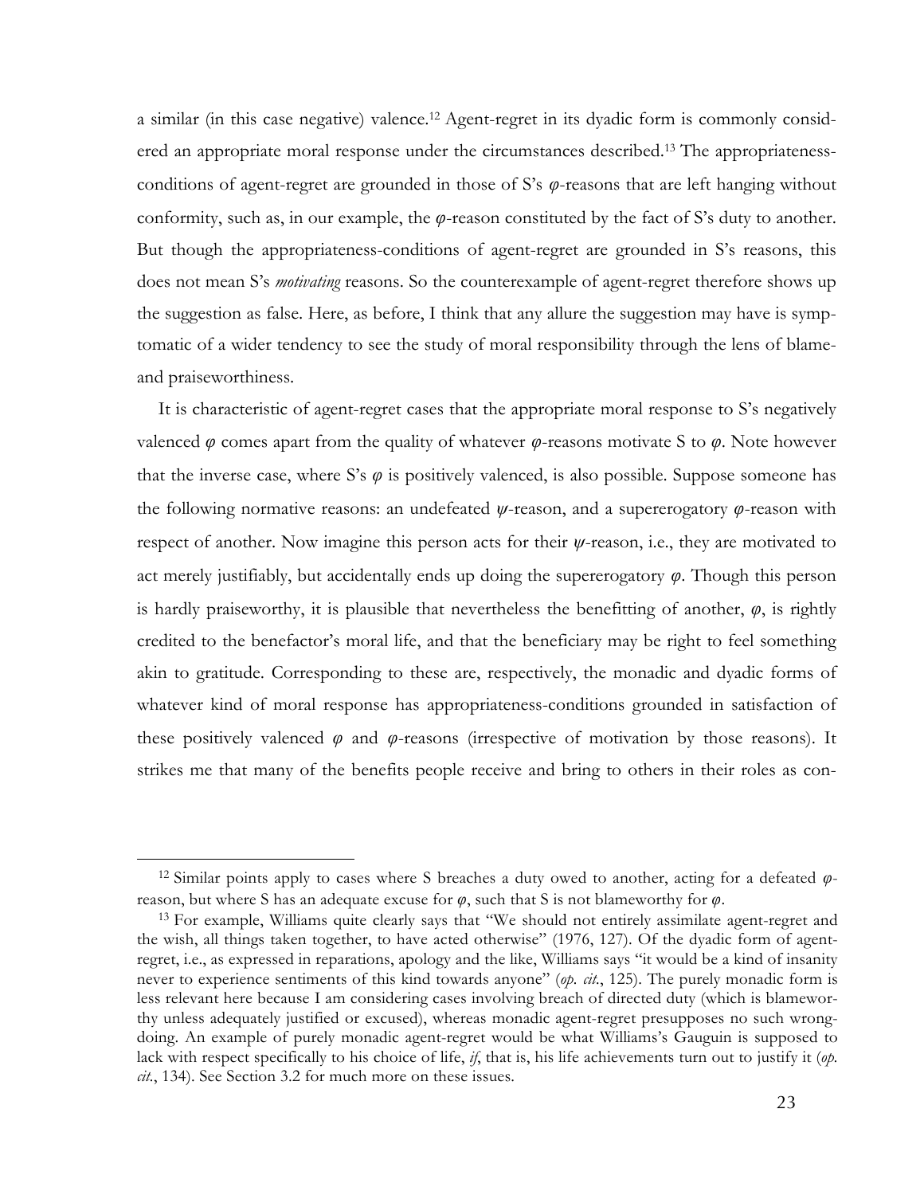a similar (in this case negative) valence.[12] Agent-regret in its dyadic form is commonly considered an appropriate moral response under the circumstances described.[13] The appropriateness-conditions of agent-regret are grounded in those of S's $\varphi$-reasons that are left hanging without conformity, such as, in our example, the $\varphi$-reason constituted by the fact of S's duty to another. But though the appropriateness-conditions of agent-regret are grounded in S's reasons, this does not mean S's *motivating* reasons. So the counterexample of agent-regret therefore shows up the suggestion as false. Here, as before, I think that any allure the suggestion may have is symptomatic of a wider tendency to see the study of moral responsibility through the lens of blame- and praiseworthiness.

It is characteristic of agent-regret cases that the appropriate moral response to S's negatively valenced $\varphi$ comes apart from the quality of whatever $\varphi$-reasons motivate S to $\varphi$. Note however that the inverse case, where S's $\varphi$ is positively valenced, is also possible. Suppose someone has the following normative reasons: an undefeated $\psi$-reason, and a supererogatory $\varphi$-reason with respect of another. Now imagine this person acts for their $\psi$-reason, i.e., they are motivated to act merely justifiably, but accidentally ends up doing the supererogatory $\varphi$. Though this person is hardly praiseworthy, it is plausible that nevertheless the benefitting of another, $\varphi$, is rightly credited to the benefactor's moral life, and that the beneficiary may be right to feel something akin to gratitude. Corresponding to these are, respectively, the monadic and dyadic forms of whatever kind of moral response has appropriateness-conditions grounded in satisfaction of these positively valenced $\varphi$ and $\varphi$-reasons (irrespective of motivation by those reasons). It strikes me that many of the benefits people receive and bring to others in their roles as con-

[12] Similar points apply to cases where S breaches a duty owed to another, acting for a defeated $\varphi$-reason, but where S has an adequate excuse for $\varphi$, such that S is not blameworthy for $\varphi$.

[13] For example, Williams quite clearly says that "We should not entirely assimilate agent-regret and the wish, all things taken together, to have acted otherwise" (1976, 127). Of the dyadic form of agent-regret, i.e., as expressed in reparations, apology and the like, Williams says "it would be a kind of insanity never to experience sentiments of this kind towards anyone" (*op. cit.*, 125). The purely monadic form is less relevant here because I am considering cases involving breach of directed duty (which is blameworthy unless adequately justified or excused), whereas monadic agent-regret presupposes no such wrongdoing. An example of purely monadic agent-regret would be what Williams's Gauguin is supposed to lack with respect specifically to his choice of life, *if*, that is, his life achievements turn out to justify it (*op. cit.*, 134). See Section 3.2 for much more on these issues.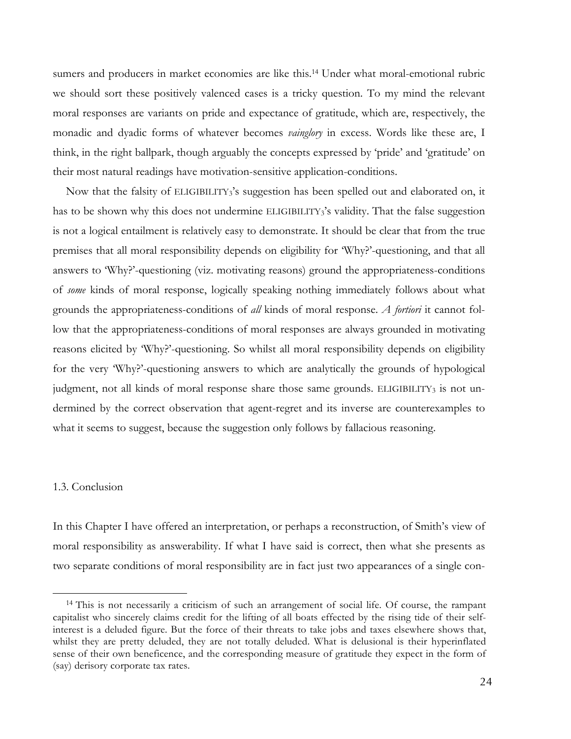sumers and producers in market economies are like this.[14] Under what moral-emotional rubric we should sort these positively valenced cases is a tricky question. To my mind the relevant moral responses are variants on pride and expectance of gratitude, which are, respectively, the monadic and dyadic forms of whatever becomes *vainglory* in excess. Words like these are, I think, in the right ballpark, though arguably the concepts expressed by 'pride' and 'gratitude' on their most natural readings have motivation-sensitive application-conditions.

Now that the falsity of ELIGIBILITY$_3$'s suggestion has been spelled out and elaborated on, it has to be shown why this does not undermine ELIGIBILITY$_3$'s validity. That the false suggestion is not a logical entailment is relatively easy to demonstrate. It should be clear that from the true premises that all moral responsibility depends on eligibility for 'Why?'-questioning, and that all answers to 'Why?'-questioning (viz. motivating reasons) ground the appropriateness-conditions of *some* kinds of moral response, logically speaking nothing immediately follows about what grounds the appropriateness-conditions of *all* kinds of moral response. *A fortiori* it cannot follow that the appropriateness-conditions of moral responses are always grounded in motivating reasons elicited by 'Why?'-questioning. So whilst all moral responsibility depends on eligibility for the very 'Why?'-questioning answers to which are analytically the grounds of hypological judgment, not all kinds of moral response share those same grounds. ELIGIBILITY$_3$ is not undermined by the correct observation that agent-regret and its inverse are counterexamples to what it seems to suggest, because the suggestion only follows by fallacious reasoning.

### 1.3. Conclusion

In this Chapter I have offered an interpretation, or perhaps a reconstruction, of Smith's view of moral responsibility as answerability. If what I have said is correct, then what she presents as two separate conditions of moral responsibility are in fact just two appearances of a single con-

---

[14] This is not necessarily a criticism of such an arrangement of social life. Of course, the rampant capitalist who sincerely claims credit for the lifting of all boats effected by the rising tide of their self-interest is a deluded figure. But the force of their threats to take jobs and taxes elsewhere shows that, whilst they are pretty deluded, they are not totally deluded. What is delusional is their hyperinflated sense of their own beneficence, and the corresponding measure of gratitude they expect in the form of (say) derisory corporate tax rates.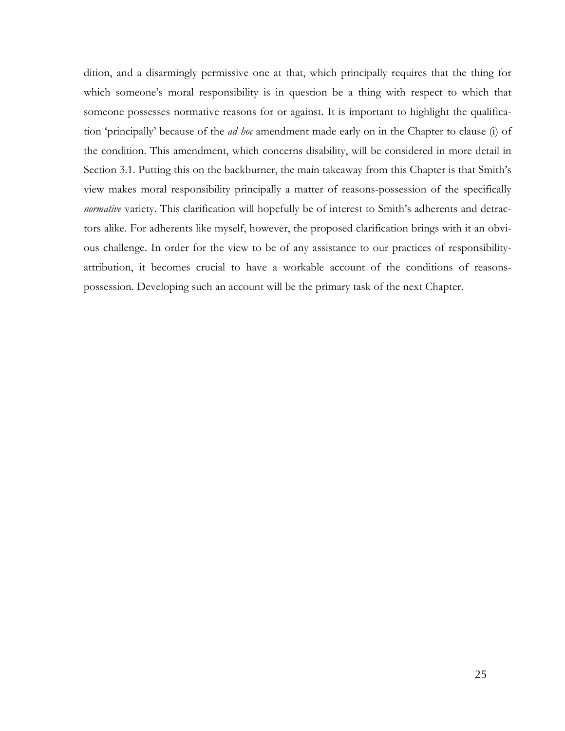dition, and a disarmingly permissive one at that, which principally requires that the thing for which someone's moral responsibility is in question be a thing with respect to which that someone possesses normative reasons for or against. It is important to highlight the qualification 'principally' because of the *ad hoc* amendment made early on in the Chapter to clause (i) of the condition. This amendment, which concerns disability, will be considered in more detail in Section 3.1. Putting this on the backburner, the main takeaway from this Chapter is that Smith's view makes moral responsibility principally a matter of reasons-possession of the specifically *normative* variety. This clarification will hopefully be of interest to Smith's adherents and detractors alike. For adherents like myself, however, the proposed clarification brings with it an obvious challenge. In order for the view to be of any assistance to our practices of responsibility-attribution, it becomes crucial to have a workable account of the conditions of reasons-possession. Developing such an account will be the primary task of the next Chapter.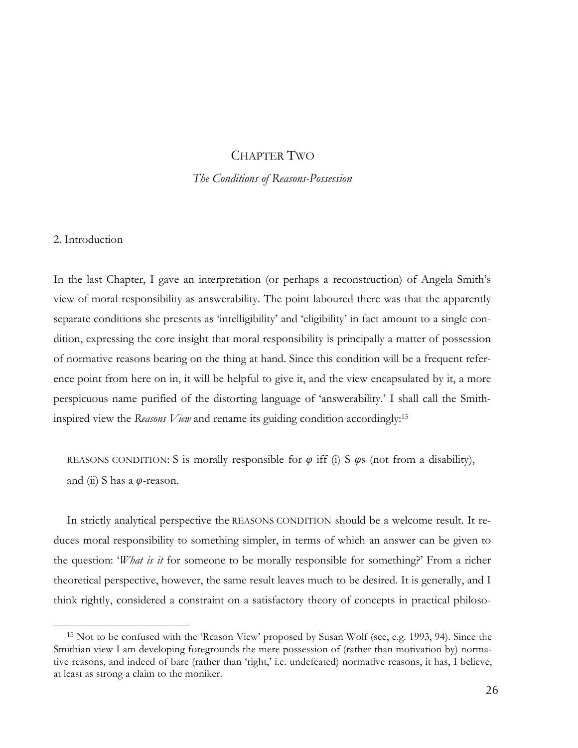# CHAPTER TWO

## *The Conditions of Reasons-Possession*

### 2. Introduction

In the last Chapter, I gave an interpretation (or perhaps a reconstruction) of Angela Smith's view of moral responsibility as answerability. The point laboured there was that the apparently separate conditions she presents as 'intelligibility' and 'eligibility' in fact amount to a single condition, expressing the core insight that moral responsibility is principally a matter of possession of normative reasons bearing on the thing at hand. Since this condition will be a frequent reference point from here on in, it will be helpful to give it, and the view encapsulated by it, a more perspicuous name purified of the distorting language of 'answerability.' I shall call the Smith-inspired view the *Reasons View* and rename its guiding condition accordingly:[15]

> REASONS CONDITION: S is morally responsible for $\varphi$ iff (i) S $\varphi$s (not from a disability), and (ii) S has a $\varphi$-reason.

In strictly analytical perspective the REASONS CONDITION should be a welcome result. It reduces moral responsibility to something simpler, in terms of which an answer can be given to the question: '*What is it* for someone to be morally responsible for something?' From a richer theoretical perspective, however, the same result leaves much to be desired. It is generally, and I think rightly, considered a constraint on a satisfactory theory of concepts in practical philoso-

---

[15] Not to be confused with the 'Reason View' proposed by Susan Wolf (see, e.g. 1993, 94). Since the Smithian view I am developing foregrounds the mere possession of (rather than motivation by) normative reasons, and indeed of bare (rather than 'right,' i.e. undefeated) normative reasons, it has, I believe, at least as strong a claim to the moniker.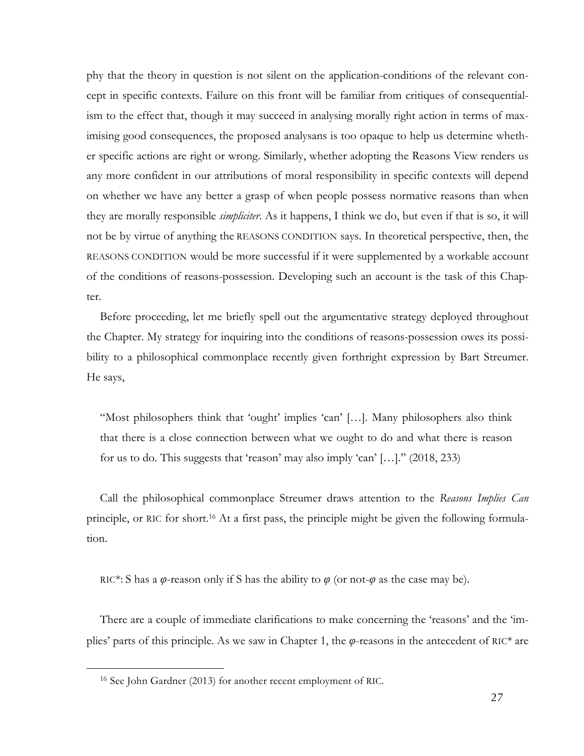phy that the theory in question is not silent on the application-conditions of the relevant concept in specific contexts. Failure on this front will be familiar from critiques of consequentialism to the effect that, though it may succeed in analysing morally right action in terms of maximising good consequences, the proposed analysans is too opaque to help us determine whether specific actions are right or wrong. Similarly, whether adopting the Reasons View renders us any more confident in our attributions of moral responsibility in specific contexts will depend on whether we have any better a grasp of when people possess normative reasons than when they are morally responsible *simpliciter*. As it happens, I think we do, but even if that is so, it will not be by virtue of anything the REASONS CONDITION says. In theoretical perspective, then, the REASONS CONDITION would be more successful if it were supplemented by a workable account of the conditions of reasons-possession. Developing such an account is the task of this Chapter.

Before proceeding, let me briefly spell out the argumentative strategy deployed throughout the Chapter. My strategy for inquiring into the conditions of reasons-possession owes its possibility to a philosophical commonplace recently given forthright expression by Bart Streumer. He says,

> "Most philosophers think that 'ought' implies 'can' […]. Many philosophers also think that there is a close connection between what we ought to do and what there is reason for us to do. This suggests that 'reason' may also imply 'can' […]." (2018, 233)

Call the philosophical commonplace Streumer draws attention to the *Reasons Implies Can* principle, or RIC for short.[16] At a first pass, the principle might be given the following formulation.

RIC*: S has a $\varphi$-reason only if S has the ability to $\varphi$ (or not-$\varphi$ as the case may be).

There are a couple of immediate clarifications to make concerning the 'reasons' and the 'implies' parts of this principle. As we saw in Chapter 1, the $\varphi$-reasons in the antecedent of RIC* are

---

[16] See John Gardner (2013) for another recent employment of RIC.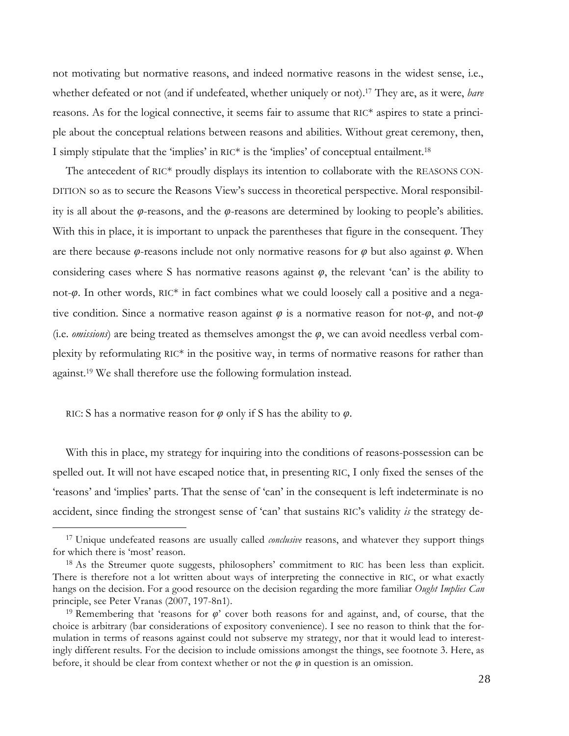not motivating but normative reasons, and indeed normative reasons in the widest sense, i.e., whether defeated or not (and if undefeated, whether uniquely or not).[17] They are, as it were, *bare* reasons. As for the logical connective, it seems fair to assume that RIC* aspires to state a principle about the conceptual relations between reasons and abilities. Without great ceremony, then, I simply stipulate that the 'implies' in RIC* is the 'implies' of conceptual entailment.[18]

The antecedent of RIC* proudly displays its intention to collaborate with the REASONS CONDITION so as to secure the Reasons View's success in theoretical perspective. Moral responsibility is all about the $\varphi$-reasons, and the $\varphi$-reasons are determined by looking to people's abilities. With this in place, it is important to unpack the parentheses that figure in the consequent. They are there because $\varphi$-reasons include not only normative reasons for $\varphi$ but also against $\varphi$. When considering cases where S has normative reasons against $\varphi$, the relevant 'can' is the ability to not-$\varphi$. In other words, RIC* in fact combines what we could loosely call a positive and a negative condition. Since a normative reason against $\varphi$ is a normative reason for not-$\varphi$, and not-$\varphi$ (i.e. *omissions*) are being treated as themselves amongst the $\varphi$, we can avoid needless verbal complexity by reformulating RIC* in the positive way, in terms of normative reasons for rather than against.[19] We shall therefore use the following formulation instead.

RIC: S has a normative reason for $\varphi$ only if S has the ability to $\varphi$.

With this in place, my strategy for inquiring into the conditions of reasons-possession can be spelled out. It will not have escaped notice that, in presenting RIC, I only fixed the senses of the 'reasons' and 'implies' parts. That the sense of 'can' in the consequent is left indeterminate is no accident, since finding the strongest sense of 'can' that sustains RIC's validity *is* the strategy de-

---

[17] Unique undefeated reasons are usually called *conclusive* reasons, and whatever they support things for which there is 'most' reason.

[18] As the Streumer quote suggests, philosophers' commitment to RIC has been less than explicit. There is therefore not a lot written about ways of interpreting the connective in RIC, or what exactly hangs on the decision. For a good resource on the decision regarding the more familiar *Ought Implies Can* principle, see Peter Vranas (2007, 197-8n1).

[19] Remembering that 'reasons for $\varphi$' cover both reasons for and against, and, of course, that the choice is arbitrary (bar considerations of expository convenience). I see no reason to think that the formulation in terms of reasons against could not subserve my strategy, nor that it would lead to interestingly different results. For the decision to include omissions amongst the things, see footnote 3. Here, as before, it should be clear from context whether or not the $\varphi$ in question is an omission.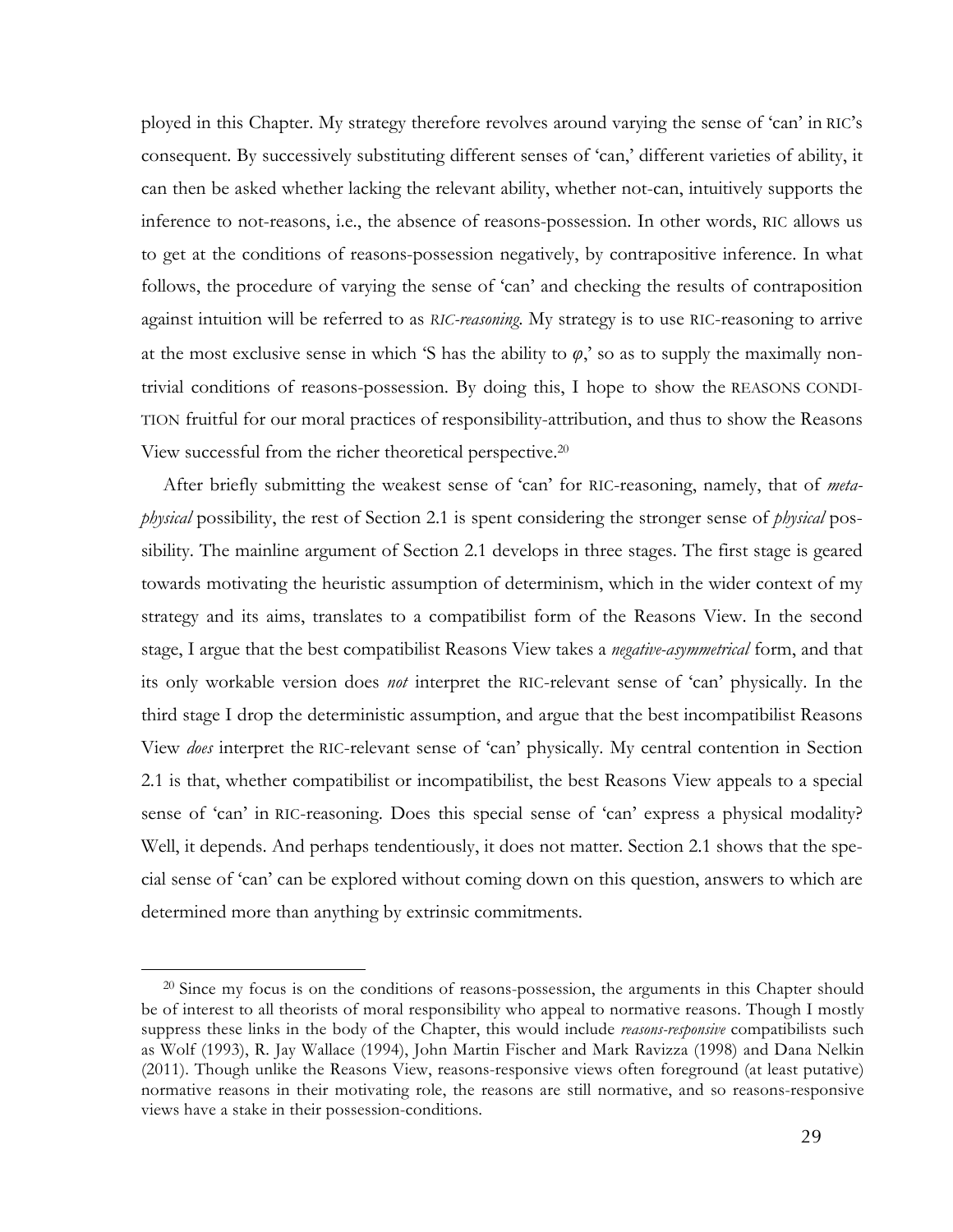ployed in this Chapter. My strategy therefore revolves around varying the sense of 'can' in RIC's consequent. By successively substituting different senses of 'can,' different varieties of ability, it can then be asked whether lacking the relevant ability, whether not-can, intuitively supports the inference to not-reasons, i.e., the absence of reasons-possession. In other words, RIC allows us to get at the conditions of reasons-possession negatively, by contrapositive inference. In what follows, the procedure of varying the sense of 'can' and checking the results of contraposition against intuition will be referred to as *RIC-reasoning*. My strategy is to use RIC-reasoning to arrive at the most exclusive sense in which 'S has the ability to $\varphi$,' so as to supply the maximally non-trivial conditions of reasons-possession. By doing this, I hope to show the REASONS CONDITION fruitful for our moral practices of responsibility-attribution, and thus to show the Reasons View successful from the richer theoretical perspective.[20]

After briefly submitting the weakest sense of 'can' for RIC-reasoning, namely, that of *metaphysical* possibility, the rest of Section 2.1 is spent considering the stronger sense of *physical* possibility. The mainline argument of Section 2.1 develops in three stages. The first stage is geared towards motivating the heuristic assumption of determinism, which in the wider context of my strategy and its aims, translates to a compatibilist form of the Reasons View. In the second stage, I argue that the best compatibilist Reasons View takes a *negative-asymmetrical* form, and that its only workable version does *not* interpret the RIC-relevant sense of 'can' physically. In the third stage I drop the deterministic assumption, and argue that the best incompatibilist Reasons View *does* interpret the RIC-relevant sense of 'can' physically. My central contention in Section 2.1 is that, whether compatibilist or incompatibilist, the best Reasons View appeals to a special sense of 'can' in RIC-reasoning. Does this special sense of 'can' express a physical modality? Well, it depends. And perhaps tendentiously, it does not matter. Section 2.1 shows that the special sense of 'can' can be explored without coming down on this question, answers to which are determined more than anything by extrinsic commitments.

---

[20] Since my focus is on the conditions of reasons-possession, the arguments in this Chapter should be of interest to all theorists of moral responsibility who appeal to normative reasons. Though I mostly suppress these links in the body of the Chapter, this would include *reasons-responsive* compatibilists such as Wolf (1993), R. Jay Wallace (1994), John Martin Fischer and Mark Ravizza (1998) and Dana Nelkin (2011). Though unlike the Reasons View, reasons-responsive views often foreground (at least putative) normative reasons in their motivating role, the reasons are still normative, and so reasons-responsive views have a stake in their possession-conditions.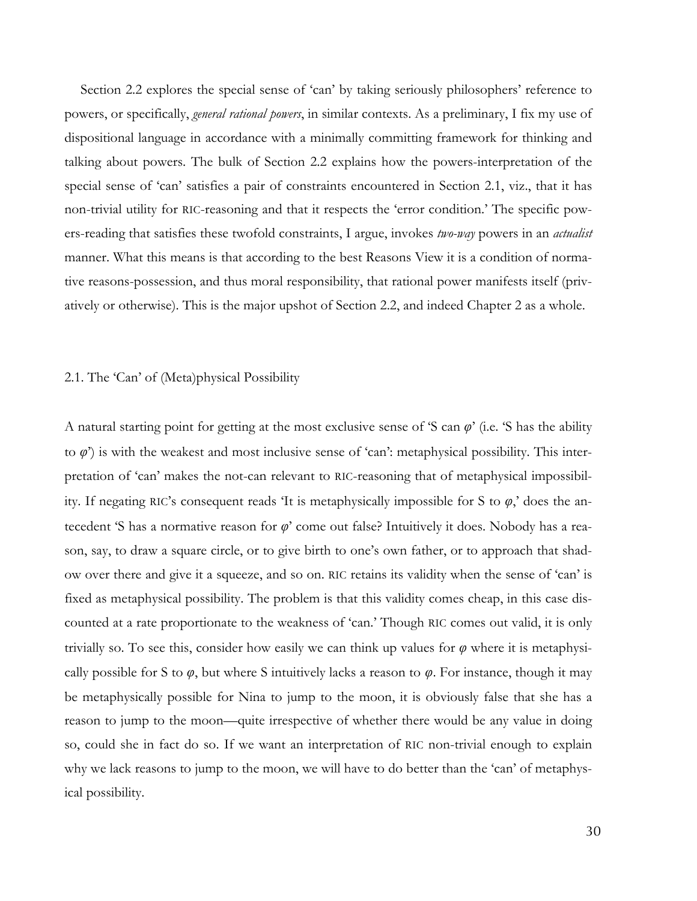Section 2.2 explores the special sense of 'can' by taking seriously philosophers' reference to powers, or specifically, *general rational powers*, in similar contexts. As a preliminary, I fix my use of dispositional language in accordance with a minimally committing framework for thinking and talking about powers. The bulk of Section 2.2 explains how the powers-interpretation of the special sense of 'can' satisfies a pair of constraints encountered in Section 2.1, viz., that it has non-trivial utility for RIC-reasoning and that it respects the 'error condition.' The specific powers-reading that satisfies these twofold constraints, I argue, invokes *two-way* powers in an *actualist* manner. What this means is that according to the best Reasons View it is a condition of normative reasons-possession, and thus moral responsibility, that rational power manifests itself (privatively or otherwise). This is the major upshot of Section 2.2, and indeed Chapter 2 as a whole.

## 2.1. The 'Can' of (Meta)physical Possibility

A natural starting point for getting at the most exclusive sense of 'S can $\varphi$' (i.e. 'S has the ability to $\varphi$') is with the weakest and most inclusive sense of 'can': metaphysical possibility. This interpretation of 'can' makes the not-can relevant to RIC-reasoning that of metaphysical impossibility. If negating RIC's consequent reads 'It is metaphysically impossible for S to $\varphi$,' does the antecedent 'S has a normative reason for $\varphi$' come out false? Intuitively it does. Nobody has a reason, say, to draw a square circle, or to give birth to one's own father, or to approach that shadow over there and give it a squeeze, and so on. RIC retains its validity when the sense of 'can' is fixed as metaphysical possibility. The problem is that this validity comes cheap, in this case discounted at a rate proportionate to the weakness of 'can.' Though RIC comes out valid, it is only trivially so. To see this, consider how easily we can think up values for $\varphi$ where it is metaphysically possible for S to $\varphi$, but where S intuitively lacks a reason to $\varphi$. For instance, though it may be metaphysically possible for Nina to jump to the moon, it is obviously false that she has a reason to jump to the moon—quite irrespective of whether there would be any value in doing so, could she in fact do so. If we want an interpretation of RIC non-trivial enough to explain why we lack reasons to jump to the moon, we will have to do better than the 'can' of metaphysical possibility.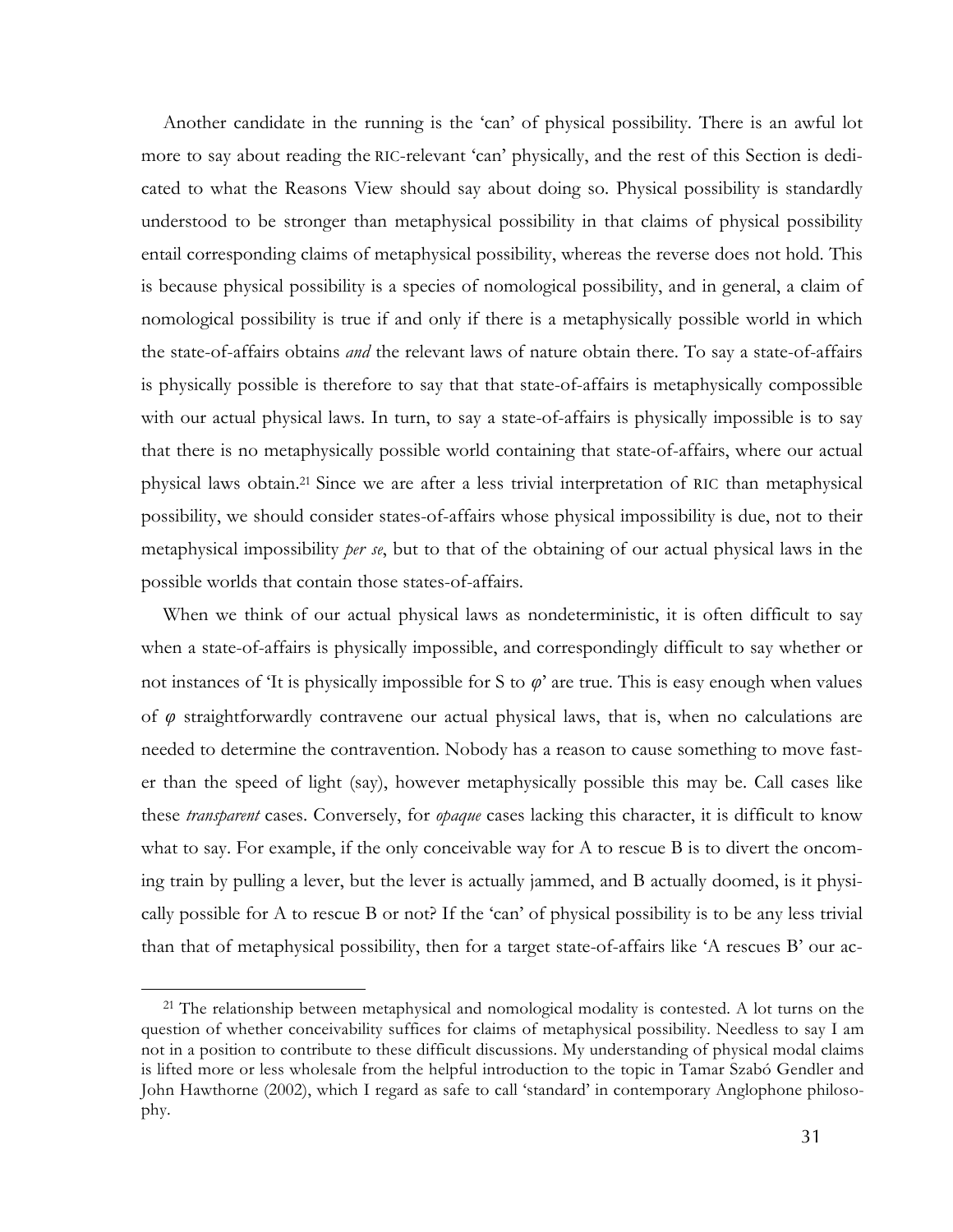Another candidate in the running is the 'can' of physical possibility. There is an awful lot more to say about reading the RIC-relevant 'can' physically, and the rest of this Section is dedicated to what the Reasons View should say about doing so. Physical possibility is standardly understood to be stronger than metaphysical possibility in that claims of physical possibility entail corresponding claims of metaphysical possibility, whereas the reverse does not hold. This is because physical possibility is a species of nomological possibility, and in general, a claim of nomological possibility is true if and only if there is a metaphysically possible world in which the state-of-affairs obtains *and* the relevant laws of nature obtain there. To say a state-of-affairs is physically possible is therefore to say that that state-of-affairs is metaphysically compossible with our actual physical laws. In turn, to say a state-of-affairs is physically impossible is to say that there is no metaphysically possible world containing that state-of-affairs, where our actual physical laws obtain.[21] Since we are after a less trivial interpretation of RIC than metaphysical possibility, we should consider states-of-affairs whose physical impossibility is due, not to their metaphysical impossibility *per se*, but to that of the obtaining of our actual physical laws in the possible worlds that contain those states-of-affairs.

When we think of our actual physical laws as nondeterministic, it is often difficult to say when a state-of-affairs is physically impossible, and correspondingly difficult to say whether or not instances of 'It is physically impossible for S to $\varphi$' are true. This is easy enough when values of $\varphi$ straightforwardly contravene our actual physical laws, that is, when no calculations are needed to determine the contravention. Nobody has a reason to cause something to move faster than the speed of light (say), however metaphysically possible this may be. Call cases like these *transparent* cases. Conversely, for *opaque* cases lacking this character, it is difficult to know what to say. For example, if the only conceivable way for A to rescue B is to divert the oncoming train by pulling a lever, but the lever is actually jammed, and B actually doomed, is it physically possible for A to rescue B or not? If the 'can' of physical possibility is to be any less trivial than that of metaphysical possibility, then for a target state-of-affairs like 'A rescues B' our ac-

[21] The relationship between metaphysical and nomological modality is contested. A lot turns on the question of whether conceivability suffices for claims of metaphysical possibility. Needless to say I am not in a position to contribute to these difficult discussions. My understanding of physical modal claims is lifted more or less wholesale from the helpful introduction to the topic in Tamar Szabó Gendler and John Hawthorne (2002), which I regard as safe to call 'standard' in contemporary Anglophone philosophy.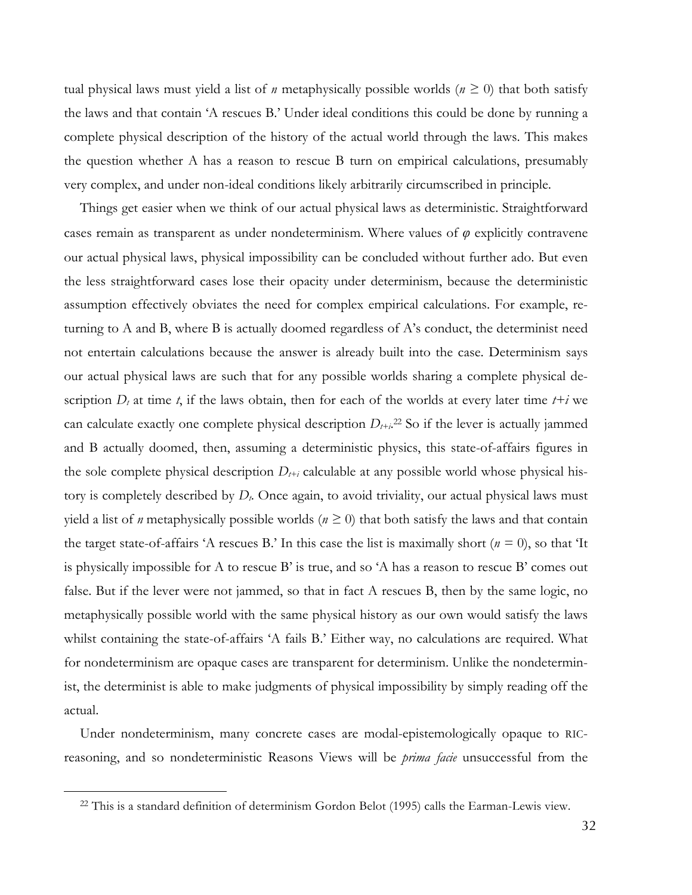tual physical laws must yield a list of *n* metaphysically possible worlds ($n \geq 0$) that both satisfy the laws and that contain 'A rescues B.' Under ideal conditions this could be done by running a complete physical description of the history of the actual world through the laws. This makes the question whether A has a reason to rescue B turn on empirical calculations, presumably very complex, and under non-ideal conditions likely arbitrarily circumscribed in principle.

Things get easier when we think of our actual physical laws as deterministic. Straightforward cases remain as transparent as under nondeterminism. Where values of $\varphi$ explicitly contravene our actual physical laws, physical impossibility can be concluded without further ado. But even the less straightforward cases lose their opacity under determinism, because the deterministic assumption effectively obviates the need for complex empirical calculations. For example, returning to A and B, where B is actually doomed regardless of A's conduct, the determinist need not entertain calculations because the answer is already built into the case. Determinism says our actual physical laws are such that for any possible worlds sharing a complete physical description $D_t$ at time *t*, if the laws obtain, then for each of the worlds at every later time $t+i$ we can calculate exactly one complete physical description $D_{t+i}$.[22] So if the lever is actually jammed and B actually doomed, then, assuming a deterministic physics, this state-of-affairs figures in the sole complete physical description $D_{t+i}$ calculable at any possible world whose physical history is completely described by $D_t$. Once again, to avoid triviality, our actual physical laws must yield a list of *n* metaphysically possible worlds ($n \geq 0$) that both satisfy the laws and that contain the target state-of-affairs 'A rescues B.' In this case the list is maximally short ($n = 0$), so that 'It is physically impossible for A to rescue B' is true, and so 'A has a reason to rescue B' comes out false. But if the lever were not jammed, so that in fact A rescues B, then by the same logic, no metaphysically possible world with the same physical history as our own would satisfy the laws whilst containing the state-of-affairs 'A fails B.' Either way, no calculations are required. What for nondeterminism are opaque cases are transparent for determinism. Unlike the nondeterminist, the determinist is able to make judgments of physical impossibility by simply reading off the actual.

Under nondeterminism, many concrete cases are modal-epistemologically opaque to RIC-reasoning, and so nondeterministic Reasons Views will be *prima facie* unsuccessful from the

[22] This is a standard definition of determinism Gordon Belot (1995) calls the Earman-Lewis view.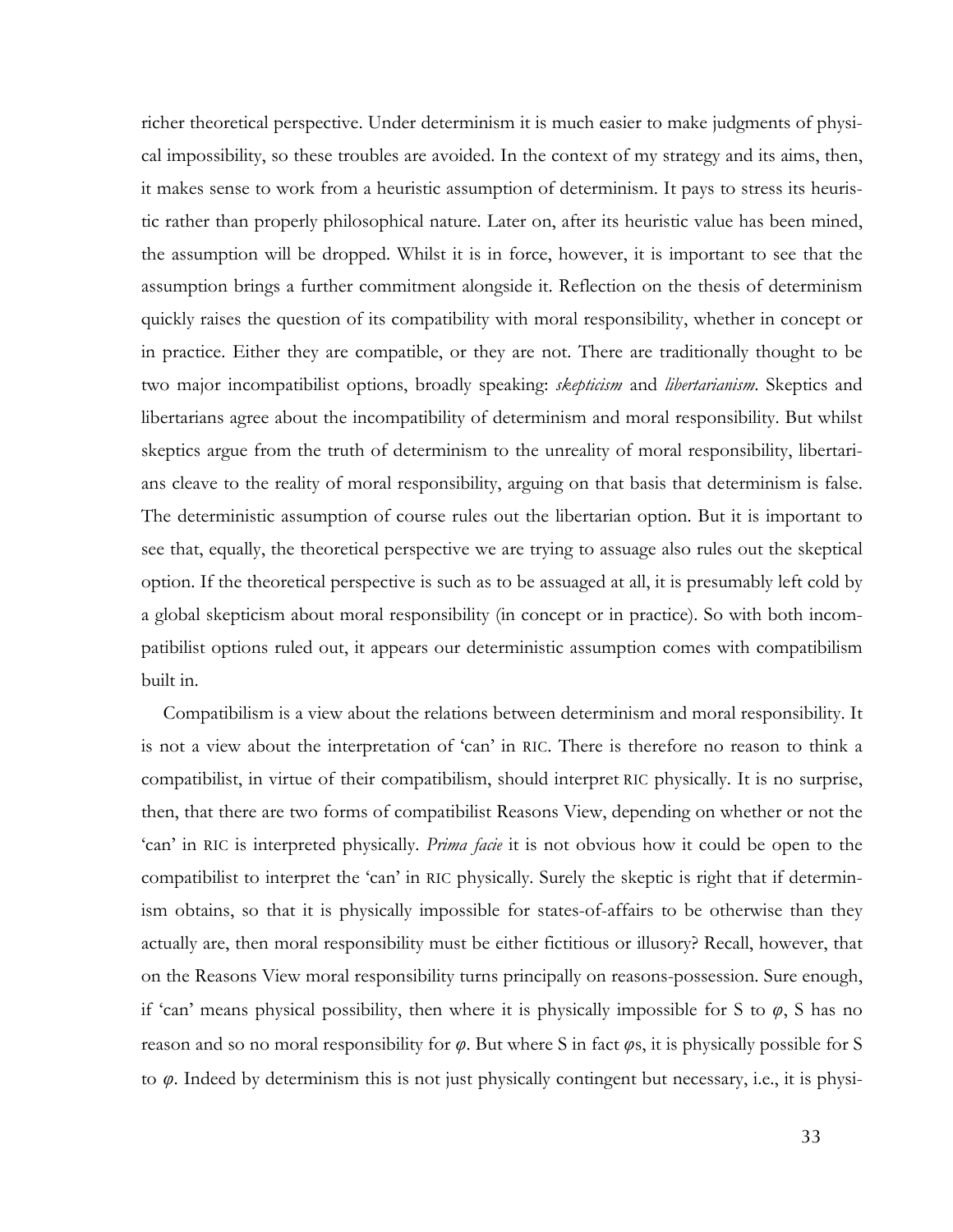richer theoretical perspective. Under determinism it is much easier to make judgments of physical impossibility, so these troubles are avoided. In the context of my strategy and its aims, then, it makes sense to work from a heuristic assumption of determinism. It pays to stress its heuristic rather than properly philosophical nature. Later on, after its heuristic value has been mined, the assumption will be dropped. Whilst it is in force, however, it is important to see that the assumption brings a further commitment alongside it. Reflection on the thesis of determinism quickly raises the question of its compatibility with moral responsibility, whether in concept or in practice. Either they are compatible, or they are not. There are traditionally thought to be two major incompatibilist options, broadly speaking: *skepticism* and *libertarianism*. Skeptics and libertarians agree about the incompatibility of determinism and moral responsibility. But whilst skeptics argue from the truth of determinism to the unreality of moral responsibility, libertarians cleave to the reality of moral responsibility, arguing on that basis that determinism is false. The deterministic assumption of course rules out the libertarian option. But it is important to see that, equally, the theoretical perspective we are trying to assuage also rules out the skeptical option. If the theoretical perspective is such as to be assuaged at all, it is presumably left cold by a global skepticism about moral responsibility (in concept or in practice). So with both incompatibilist options ruled out, it appears our deterministic assumption comes with compatibilism built in.

Compatibilism is a view about the relations between determinism and moral responsibility. It is not a view about the interpretation of 'can' in RIC. There is therefore no reason to think a compatibilist, in virtue of their compatibilism, should interpret RIC physically. It is no surprise, then, that there are two forms of compatibilist Reasons View, depending on whether or not the 'can' in RIC is interpreted physically. *Prima facie* it is not obvious how it could be open to the compatibilist to interpret the 'can' in RIC physically. Surely the skeptic is right that if determinism obtains, so that it is physically impossible for states-of-affairs to be otherwise than they actually are, then moral responsibility must be either fictitious or illusory? Recall, however, that on the Reasons View moral responsibility turns principally on reasons-possession. Sure enough, if 'can' means physical possibility, then where it is physically impossible for S to $\varphi$, S has no reason and so no moral responsibility for $\varphi$. But where S in fact $\varphi$s, it is physically possible for S to $\varphi$. Indeed by determinism this is not just physically contingent but necessary, i.e., it is physi-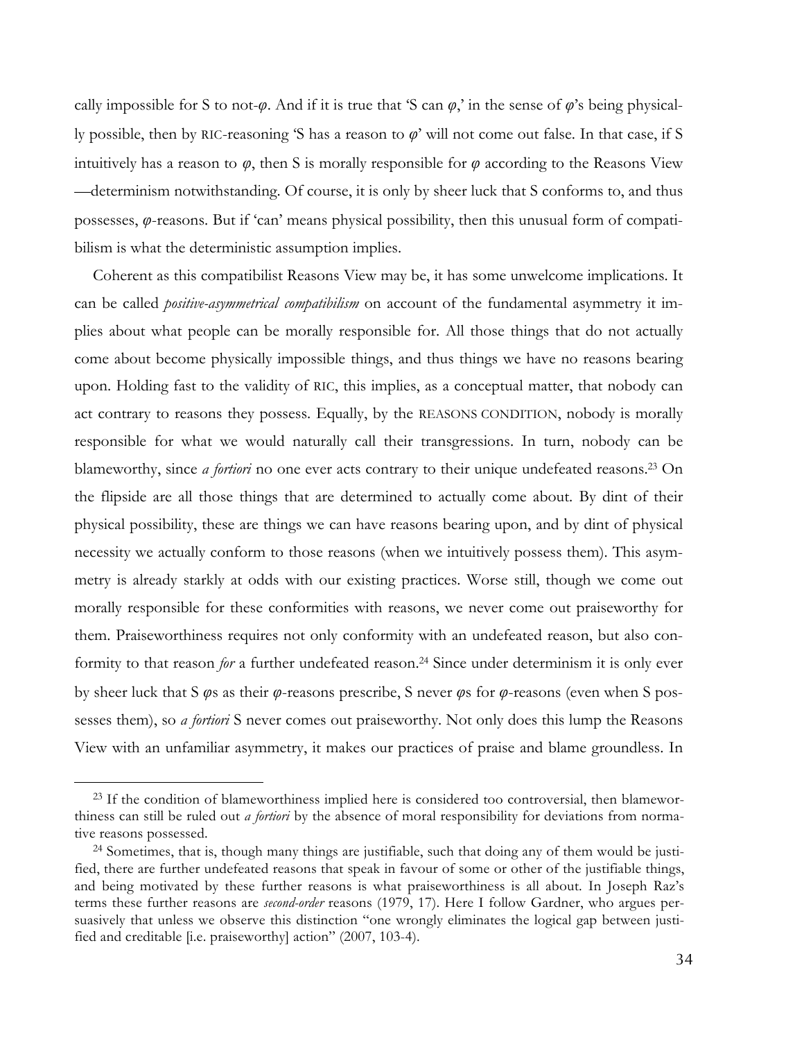cally impossible for S to not-$\varphi$. And if it is true that 'S can $\varphi$,' in the sense of $\varphi$'s being physically possible, then by RIC-reasoning 'S has a reason to $\varphi$' will not come out false. In that case, if S intuitively has a reason to $\varphi$, then S is morally responsible for $\varphi$ according to the Reasons View —determinism notwithstanding. Of course, it is only by sheer luck that S conforms to, and thus possesses, $\varphi$-reasons. But if 'can' means physical possibility, then this unusual form of compatibilism is what the deterministic assumption implies.

Coherent as this compatibilist Reasons View may be, it has some unwelcome implications. It can be called *positive-asymmetrical compatibilism* on account of the fundamental asymmetry it implies about what people can be morally responsible for. All those things that do not actually come about become physically impossible things, and thus things we have no reasons bearing upon. Holding fast to the validity of RIC, this implies, as a conceptual matter, that nobody can act contrary to reasons they possess. Equally, by the REASONS CONDITION, nobody is morally responsible for what we would naturally call their transgressions. In turn, nobody can be blameworthy, since *a fortiori* no one ever acts contrary to their unique undefeated reasons.[23] On the flipside are all those things that are determined to actually come about. By dint of their physical possibility, these are things we can have reasons bearing upon, and by dint of physical necessity we actually conform to those reasons (when we intuitively possess them). This asymmetry is already starkly at odds with our existing practices. Worse still, though we come out morally responsible for these conformities with reasons, we never come out praiseworthy for them. Praiseworthiness requires not only conformity with an undefeated reason, but also conformity to that reason *for* a further undefeated reason.[24] Since under determinism it is only ever by sheer luck that S $\varphi$s as their $\varphi$-reasons prescribe, S never $\varphi$s for $\varphi$-reasons (even when S possesses them), so *a fortiori* S never comes out praiseworthy. Not only does this lump the Reasons View with an unfamiliar asymmetry, it makes our practices of praise and blame groundless. In

---

[23] If the condition of blameworthiness implied here is considered too controversial, then blameworthiness can still be ruled out *a fortiori* by the absence of moral responsibility for deviations from normative reasons possessed.

[24] Sometimes, that is, though many things are justifiable, such that doing any of them would be justified, there are further undefeated reasons that speak in favour of some or other of the justifiable things, and being motivated by these further reasons is what praiseworthiness is all about. In Joseph Raz's terms these further reasons are *second-order* reasons (1979, 17). Here I follow Gardner, who argues persuasively that unless we observe this distinction "one wrongly eliminates the logical gap between justified and creditable [i.e. praiseworthy] action" (2007, 103-4).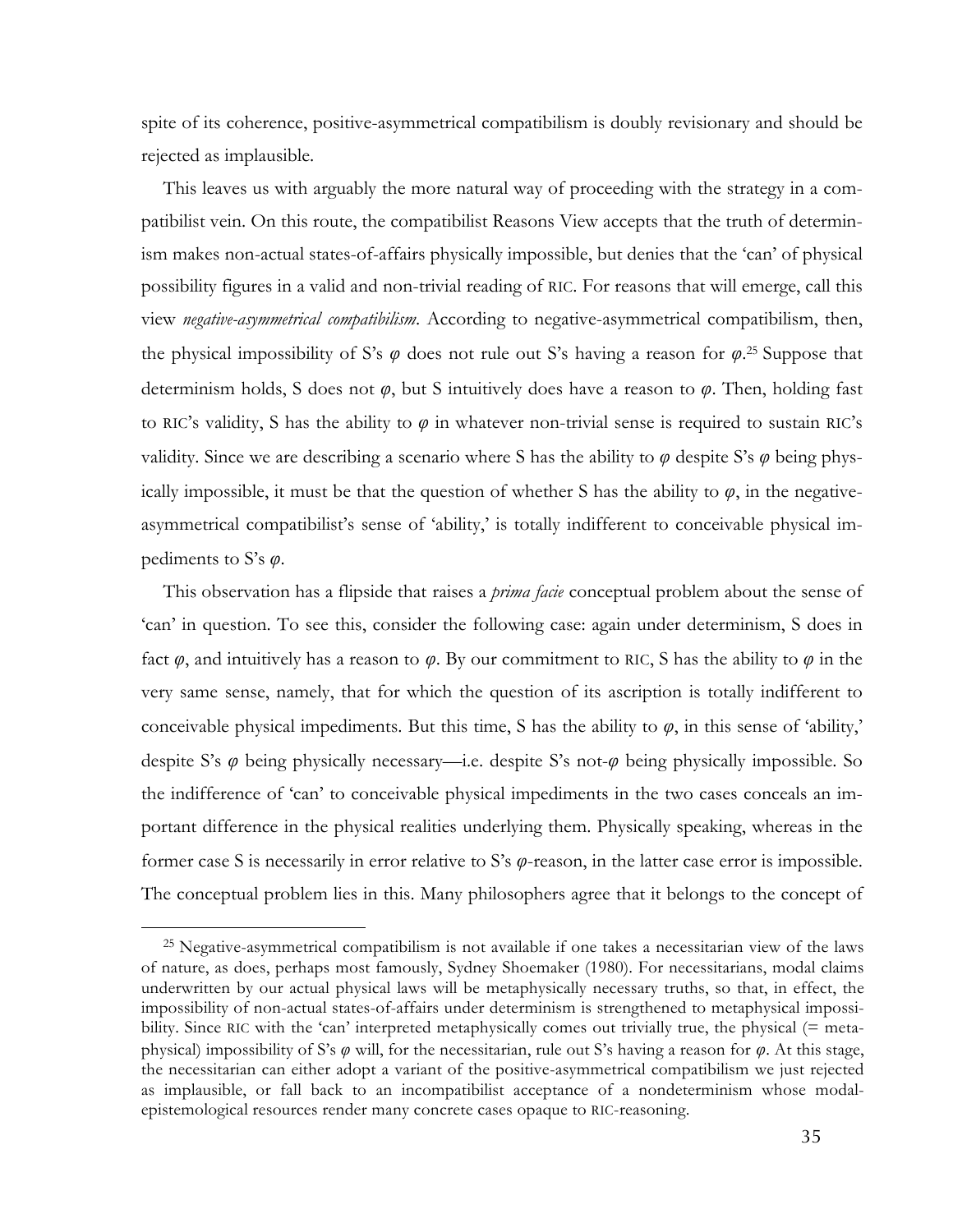spite of its coherence, positive-asymmetrical compatibilism is doubly revisionary and should be rejected as implausible.

This leaves us with arguably the more natural way of proceeding with the strategy in a compatibilist vein. On this route, the compatibilist Reasons View accepts that the truth of determinism makes non-actual states-of-affairs physically impossible, but denies that the 'can' of physical possibility figures in a valid and non-trivial reading of RIC. For reasons that will emerge, call this view *negative-asymmetrical compatibilism*. According to negative-asymmetrical compatibilism, then, the physical impossibility of S's $\varphi$ does not rule out S's having a reason for $\varphi$.[25] Suppose that determinism holds, S does not $\varphi$, but S intuitively does have a reason to $\varphi$. Then, holding fast to RIC's validity, S has the ability to $\varphi$ in whatever non-trivial sense is required to sustain RIC's validity. Since we are describing a scenario where S has the ability to $\varphi$ despite S's $\varphi$ being physically impossible, it must be that the question of whether S has the ability to $\varphi$, in the negative-asymmetrical compatibilist's sense of 'ability,' is totally indifferent to conceivable physical impediments to S's $\varphi$.

This observation has a flipside that raises a *prima facie* conceptual problem about the sense of 'can' in question. To see this, consider the following case: again under determinism, S does in fact $\varphi$, and intuitively has a reason to $\varphi$. By our commitment to RIC, S has the ability to $\varphi$ in the very same sense, namely, that for which the question of its ascription is totally indifferent to conceivable physical impediments. But this time, S has the ability to $\varphi$, in this sense of 'ability,' despite S's $\varphi$ being physically necessary—i.e. despite S's not-$\varphi$ being physically impossible. So the indifference of 'can' to conceivable physical impediments in the two cases conceals an important difference in the physical realities underlying them. Physically speaking, whereas in the former case S is necessarily in error relative to S's $\varphi$-reason, in the latter case error is impossible. The conceptual problem lies in this. Many philosophers agree that it belongs to the concept of

[25] Negative-asymmetrical compatibilism is not available if one takes a necessitarian view of the laws of nature, as does, perhaps most famously, Sydney Shoemaker (1980). For necessitarians, modal claims underwritten by our actual physical laws will be metaphysically necessary truths, so that, in effect, the impossibility of non-actual states-of-affairs under determinism is strengthened to metaphysical impossibility. Since RIC with the 'can' interpreted metaphysically comes out trivially true, the physical (= metaphysical) impossibility of S's $\varphi$ will, for the necessitarian, rule out S's having a reason for $\varphi$. At this stage, the necessitarian can either adopt a variant of the positive-asymmetrical compatibilism we just rejected as implausible, or fall back to an incompatibilist acceptance of a nondeterminism whose modal-epistemological resources render many concrete cases opaque to RIC-reasoning.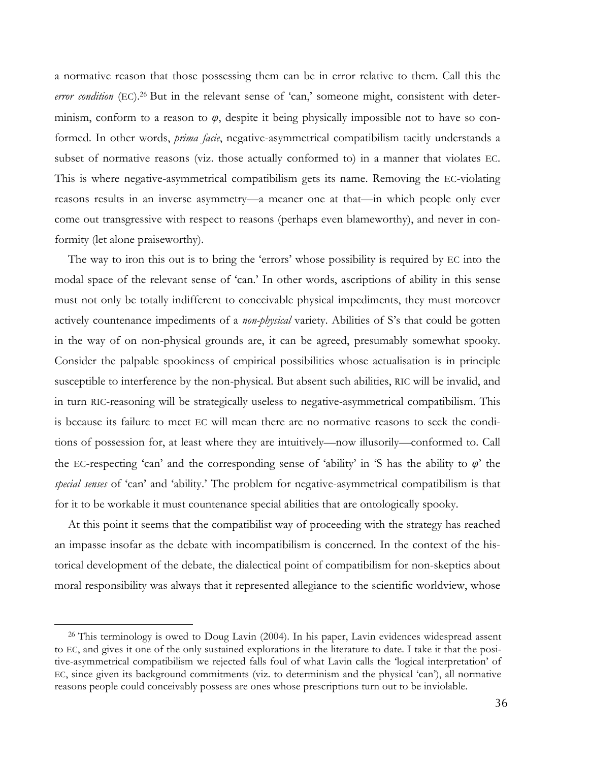a normative reason that those possessing them can be in error relative to them. Call this the *error condition* (EC).[26] But in the relevant sense of 'can,' someone might, consistent with determinism, conform to a reason to $\varphi$, despite it being physically impossible not to have so conformed. In other words, *prima facie*, negative-asymmetrical compatibilism tacitly understands a subset of normative reasons (viz. those actually conformed to) in a manner that violates EC. This is where negative-asymmetrical compatibilism gets its name. Removing the EC-violating reasons results in an inverse asymmetry—a meaner one at that—in which people only ever come out transgressive with respect to reasons (perhaps even blameworthy), and never in conformity (let alone praiseworthy).

The way to iron this out is to bring the 'errors' whose possibility is required by EC into the modal space of the relevant sense of 'can.' In other words, ascriptions of ability in this sense must not only be totally indifferent to conceivable physical impediments, they must moreover actively countenance impediments of a *non-physical* variety. Abilities of S's that could be gotten in the way of on non-physical grounds are, it can be agreed, presumably somewhat spooky. Consider the palpable spookiness of empirical possibilities whose actualisation is in principle susceptible to interference by the non-physical. But absent such abilities, RIC will be invalid, and in turn RIC-reasoning will be strategically useless to negative-asymmetrical compatibilism. This is because its failure to meet EC will mean there are no normative reasons to seek the conditions of possession for, at least where they are intuitively—now illusorily—conformed to. Call the EC-respecting 'can' and the corresponding sense of 'ability' in 'S has the ability to $\varphi$' the *special senses* of 'can' and 'ability.' The problem for negative-asymmetrical compatibilism is that for it to be workable it must countenance special abilities that are ontologically spooky.

At this point it seems that the compatibilist way of proceeding with the strategy has reached an impasse insofar as the debate with incompatibilism is concerned. In the context of the historical development of the debate, the dialectical point of compatibilism for non-skeptics about moral responsibility was always that it represented allegiance to the scientific worldview, whose

[26] This terminology is owed to Doug Lavin (2004). In his paper, Lavin evidences widespread assent to EC, and gives it one of the only sustained explorations in the literature to date. I take it that the positive-asymmetrical compatibilism we rejected falls foul of what Lavin calls the 'logical interpretation' of EC, since given its background commitments (viz. to determinism and the physical 'can'), all normative reasons people could conceivably possess are ones whose prescriptions turn out to be inviolable.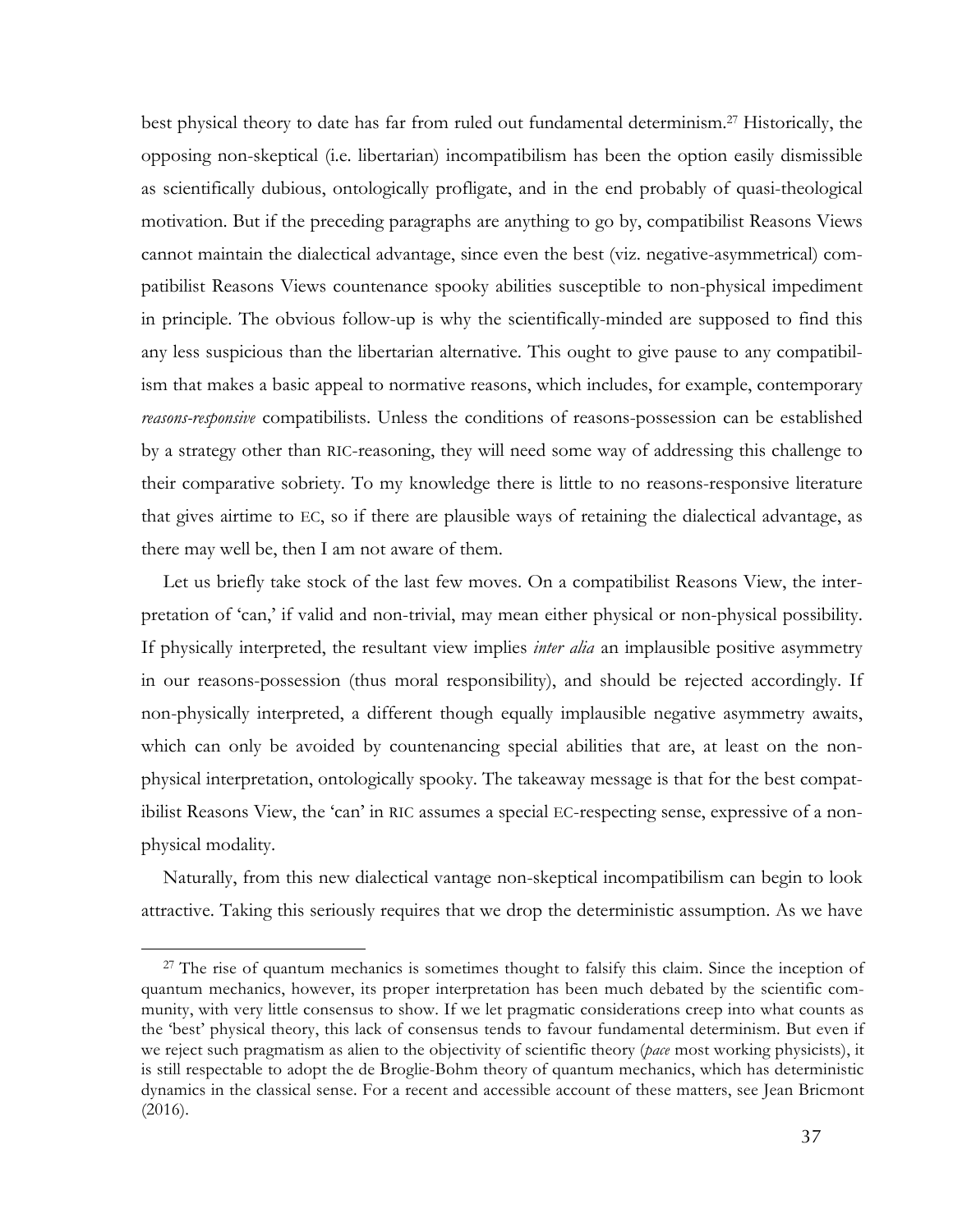best physical theory to date has far from ruled out fundamental determinism.[27] Historically, the opposing non-skeptical (i.e. libertarian) incompatibilism has been the option easily dismissible as scientifically dubious, ontologically profligate, and in the end probably of quasi-theological motivation. But if the preceding paragraphs are anything to go by, compatibilist Reasons Views cannot maintain the dialectical advantage, since even the best (viz. negative-asymmetrical) compatibilist Reasons Views countenance spooky abilities susceptible to non-physical impediment in principle. The obvious follow-up is why the scientifically-minded are supposed to find this any less suspicious than the libertarian alternative. This ought to give pause to any compatibilism that makes a basic appeal to normative reasons, which includes, for example, contemporary *reasons-responsive* compatibilists. Unless the conditions of reasons-possession can be established by a strategy other than RIC-reasoning, they will need some way of addressing this challenge to their comparative sobriety. To my knowledge there is little to no reasons-responsive literature that gives airtime to EC, so if there are plausible ways of retaining the dialectical advantage, as there may well be, then I am not aware of them.

Let us briefly take stock of the last few moves. On a compatibilist Reasons View, the interpretation of 'can,' if valid and non-trivial, may mean either physical or non-physical possibility. If physically interpreted, the resultant view implies *inter alia* an implausible positive asymmetry in our reasons-possession (thus moral responsibility), and should be rejected accordingly. If non-physically interpreted, a different though equally implausible negative asymmetry awaits, which can only be avoided by countenancing special abilities that are, at least on the non-physical interpretation, ontologically spooky. The takeaway message is that for the best compatibilist Reasons View, the 'can' in RIC assumes a special EC-respecting sense, expressive of a non-physical modality.

Naturally, from this new dialectical vantage non-skeptical incompatibilism can begin to look attractive. Taking this seriously requires that we drop the deterministic assumption. As we have

---

[27] The rise of quantum mechanics is sometimes thought to falsify this claim. Since the inception of quantum mechanics, however, its proper interpretation has been much debated by the scientific community, with very little consensus to show. If we let pragmatic considerations creep into what counts as the 'best' physical theory, this lack of consensus tends to favour fundamental determinism. But even if we reject such pragmatism as alien to the objectivity of scientific theory (*pace* most working physicists), it is still respectable to adopt the de Broglie-Bohm theory of quantum mechanics, which has deterministic dynamics in the classical sense. For a recent and accessible account of these matters, see Jean Bricmont (2016).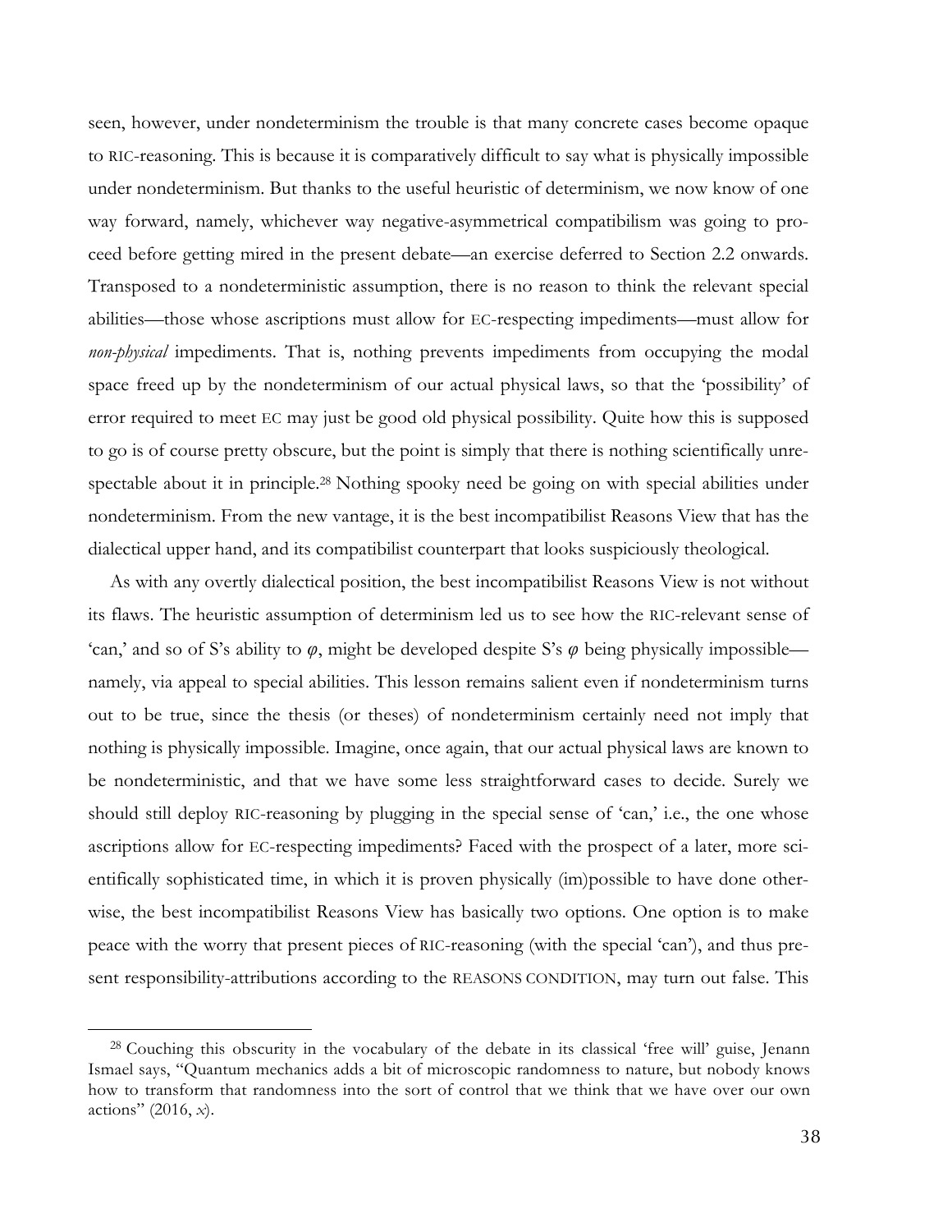seen, however, under nondeterminism the trouble is that many concrete cases become opaque to RIC-reasoning. This is because it is comparatively difficult to say what is physically impossible under nondeterminism. But thanks to the useful heuristic of determinism, we now know of one way forward, namely, whichever way negative-asymmetrical compatibilism was going to proceed before getting mired in the present debate—an exercise deferred to Section 2.2 onwards. Transposed to a nondeterministic assumption, there is no reason to think the relevant special abilities—those whose ascriptions must allow for EC-respecting impediments—must allow for *non-physical* impediments. That is, nothing prevents impediments from occupying the modal space freed up by the nondeterminism of our actual physical laws, so that the 'possibility' of error required to meet EC may just be good old physical possibility. Quite how this is supposed to go is of course pretty obscure, but the point is simply that there is nothing scientifically unrespectable about it in principle.[28] Nothing spooky need be going on with special abilities under nondeterminism. From the new vantage, it is the best incompatibilist Reasons View that has the dialectical upper hand, and its compatibilist counterpart that looks suspiciously theological.

As with any overtly dialectical position, the best incompatibilist Reasons View is not without its flaws. The heuristic assumption of determinism led us to see how the RIC-relevant sense of 'can,' and so of S's ability to $\varphi$, might be developed despite S's $\varphi$ being physically impossible—namely, via appeal to special abilities. This lesson remains salient even if nondeterminism turns out to be true, since the thesis (or theses) of nondeterminism certainly need not imply that nothing is physically impossible. Imagine, once again, that our actual physical laws are known to be nondeterministic, and that we have some less straightforward cases to decide. Surely we should still deploy RIC-reasoning by plugging in the special sense of 'can,' i.e., the one whose ascriptions allow for EC-respecting impediments? Faced with the prospect of a later, more scientifically sophisticated time, in which it is proven physically (im)possible to have done otherwise, the best incompatibilist Reasons View has basically two options. One option is to make peace with the worry that present pieces of RIC-reasoning (with the special 'can'), and thus present responsibility-attributions according to the REASONS CONDITION, may turn out false. This

[28] Couching this obscurity in the vocabulary of the debate in its classical 'free will' guise, Jenann Ismael says, "Quantum mechanics adds a bit of microscopic randomness to nature, but nobody knows how to transform that randomness into the sort of control that we think that we have over our own actions" (2016, *x*).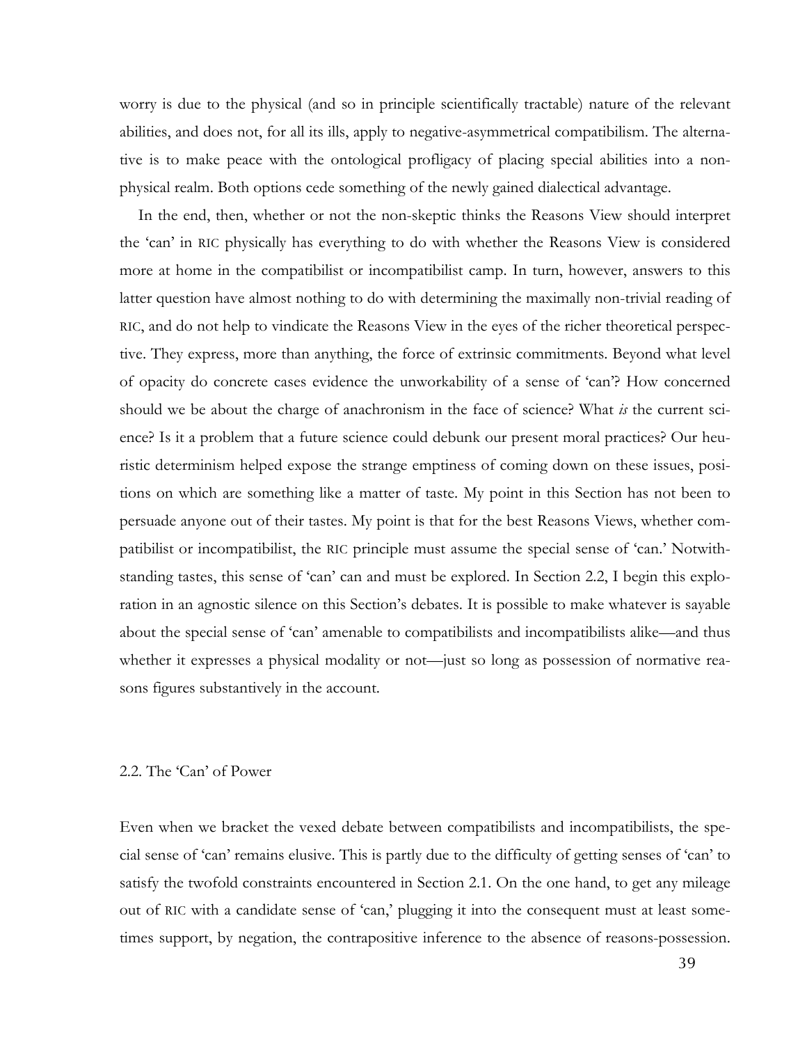worry is due to the physical (and so in principle scientifically tractable) nature of the relevant abilities, and does not, for all its ills, apply to negative-asymmetrical compatibilism. The alternative is to make peace with the ontological profligacy of placing special abilities into a non-physical realm. Both options cede something of the newly gained dialectical advantage.

In the end, then, whether or not the non-skeptic thinks the Reasons View should interpret the 'can' in RIC physically has everything to do with whether the Reasons View is considered more at home in the compatibilist or incompatibilist camp. In turn, however, answers to this latter question have almost nothing to do with determining the maximally non-trivial reading of RIC, and do not help to vindicate the Reasons View in the eyes of the richer theoretical perspective. They express, more than anything, the force of extrinsic commitments. Beyond what level of opacity do concrete cases evidence the unworkability of a sense of 'can'? How concerned should we be about the charge of anachronism in the face of science? What *is* the current science? Is it a problem that a future science could debunk our present moral practices? Our heuristic determinism helped expose the strange emptiness of coming down on these issues, positions on which are something like a matter of taste. My point in this Section has not been to persuade anyone out of their tastes. My point is that for the best Reasons Views, whether compatibilist or incompatibilist, the RIC principle must assume the special sense of 'can.' Notwithstanding tastes, this sense of 'can' can and must be explored. In Section 2.2, I begin this exploration in an agnostic silence on this Section's debates. It is possible to make whatever is sayable about the special sense of 'can' amenable to compatibilists and incompatibilists alike—and thus whether it expresses a physical modality or not—just so long as possession of normative reasons figures substantively in the account.

## 2.2. The 'Can' of Power

Even when we bracket the vexed debate between compatibilists and incompatibilists, the special sense of 'can' remains elusive. This is partly due to the difficulty of getting senses of 'can' to satisfy the twofold constraints encountered in Section 2.1. On the one hand, to get any mileage out of RIC with a candidate sense of 'can,' plugging it into the consequent must at least sometimes support, by negation, the contrapositive inference to the absence of reasons-possession.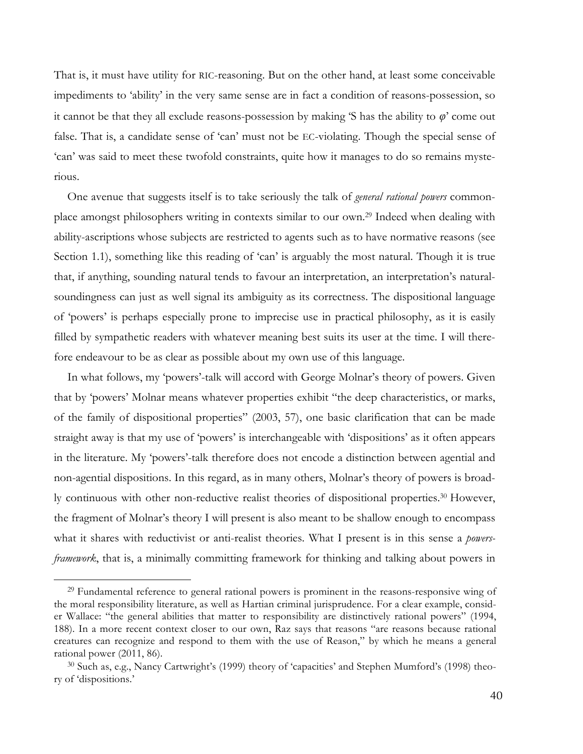That is, it must have utility for RIC-reasoning. But on the other hand, at least some conceivable impediments to 'ability' in the very same sense are in fact a condition of reasons-possession, so it cannot be that they all exclude reasons-possession by making 'S has the ability to $\varphi$' come out false. That is, a candidate sense of 'can' must not be EC-violating. Though the special sense of 'can' was said to meet these twofold constraints, quite how it manages to do so remains mysterious.

One avenue that suggests itself is to take seriously the talk of *general rational powers* commonplace amongst philosophers writing in contexts similar to our own.[29] Indeed when dealing with ability-ascriptions whose subjects are restricted to agents such as to have normative reasons (see Section 1.1), something like this reading of 'can' is arguably the most natural. Though it is true that, if anything, sounding natural tends to favour an interpretation, an interpretation's natural-soundingness can just as well signal its ambiguity as its correctness. The dispositional language of 'powers' is perhaps especially prone to imprecise use in practical philosophy, as it is easily filled by sympathetic readers with whatever meaning best suits its user at the time. I will therefore endeavour to be as clear as possible about my own use of this language.

In what follows, my 'powers'-talk will accord with George Molnar's theory of powers. Given that by 'powers' Molnar means whatever properties exhibit "the deep characteristics, or marks, of the family of dispositional properties" (2003, 57), one basic clarification that can be made straight away is that my use of 'powers' is interchangeable with 'dispositions' as it often appears in the literature. My 'powers'-talk therefore does not encode a distinction between agential and non-agential dispositions. In this regard, as in many others, Molnar's theory of powers is broadly continuous with other non-reductive realist theories of dispositional properties.[30] However, the fragment of Molnar's theory I will present is also meant to be shallow enough to encompass what it shares with reductivist or anti-realist theories. What I present is in this sense a *powers-framework*, that is, a minimally committing framework for thinking and talking about powers in

---

[29] Fundamental reference to general rational powers is prominent in the reasons-responsive wing of the moral responsibility literature, as well as Hartian criminal jurisprudence. For a clear example, consider Wallace: "the general abilities that matter to responsibility are distinctively rational powers" (1994, 188). In a more recent context closer to our own, Raz says that reasons "are reasons because rational creatures can recognize and respond to them with the use of Reason," by which he means a general rational power (2011, 86).

[30] Such as, e.g., Nancy Cartwright's (1999) theory of 'capacities' and Stephen Mumford's (1998) theory of 'dispositions.'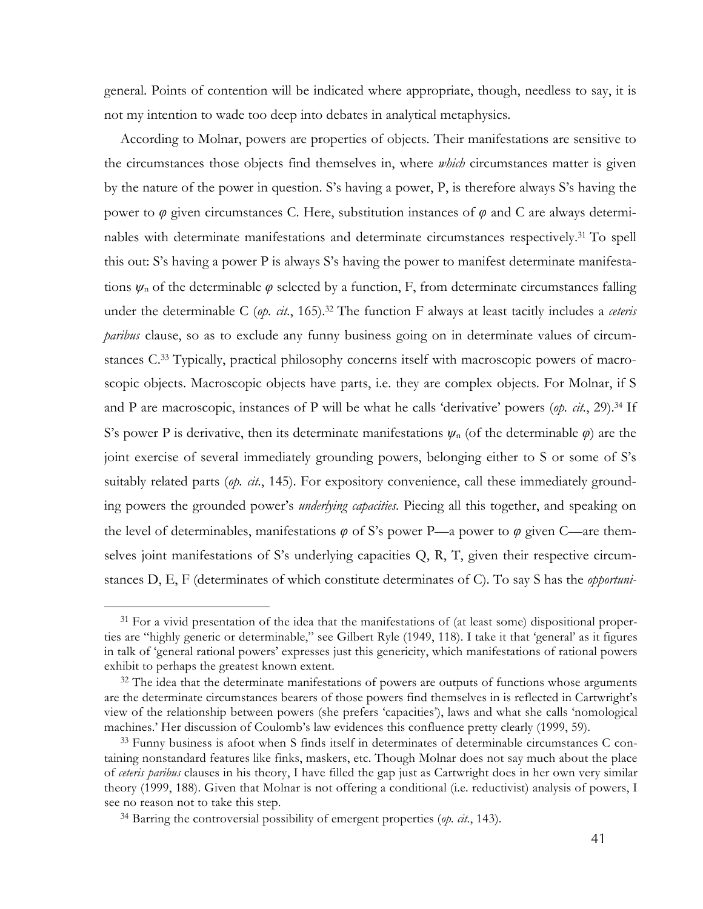general. Points of contention will be indicated where appropriate, though, needless to say, it is not my intention to wade too deep into debates in analytical metaphysics.

According to Molnar, powers are properties of objects. Their manifestations are sensitive to the circumstances those objects find themselves in, where *which* circumstances matter is given by the nature of the power in question. S's having a power, P, is therefore always S's having the power to $\varphi$ given circumstances C. Here, substitution instances of $\varphi$ and C are always determinables with determinate manifestations and determinate circumstances respectively.[31] To spell this out: S's having a power P is always S's having the power to manifest determinate manifestations $\psi_n$ of the determinable $\varphi$ selected by a function, F, from determinate circumstances falling under the determinable C (*op. cit.*, 165).[32] The function F always at least tacitly includes a *ceteris paribus* clause, so as to exclude any funny business going on in determinate values of circumstances C.[33] Typically, practical philosophy concerns itself with macroscopic powers of macroscopic objects. Macroscopic objects have parts, i.e. they are complex objects. For Molnar, if S and P are macroscopic, instances of P will be what he calls 'derivative' powers (*op. cit.*, 29).[34] If S's power P is derivative, then its determinate manifestations $\psi_n$ (of the determinable $\varphi$) are the joint exercise of several immediately grounding powers, belonging either to S or some of S's suitably related parts (*op. cit.*, 145). For expository convenience, call these immediately grounding powers the grounded power's *underlying capacities*. Piecing all this together, and speaking on the level of determinables, manifestations $\varphi$ of S's power P—a power to $\varphi$ given C—are themselves joint manifestations of S's underlying capacities Q, R, T, given their respective circumstances D, E, F (determinates of which constitute determinates of C). To say S has the *opportuni-*

---

[31] For a vivid presentation of the idea that the manifestations of (at least some) dispositional properties are "highly generic or determinable," see Gilbert Ryle (1949, 118). I take it that 'general' as it figures in talk of 'general rational powers' expresses just this genericity, which manifestations of rational powers exhibit to perhaps the greatest known extent.

[32] The idea that the determinate manifestations of powers are outputs of functions whose arguments are the determinate circumstances bearers of those powers find themselves in is reflected in Cartwright's view of the relationship between powers (she prefers 'capacities'), laws and what she calls 'nomological machines.' Her discussion of Coulomb's law evidences this confluence pretty clearly (1999, 59).

[33] Funny business is afoot when S finds itself in determinates of determinable circumstances C containing nonstandard features like finks, maskers, etc. Though Molnar does not say much about the place of *ceteris paribus* clauses in his theory, I have filled the gap just as Cartwright does in her own very similar theory (1999, 188). Given that Molnar is not offering a conditional (i.e. reductivist) analysis of powers, I see no reason not to take this step.

[34] Barring the controversial possibility of emergent properties (*op. cit.*, 143).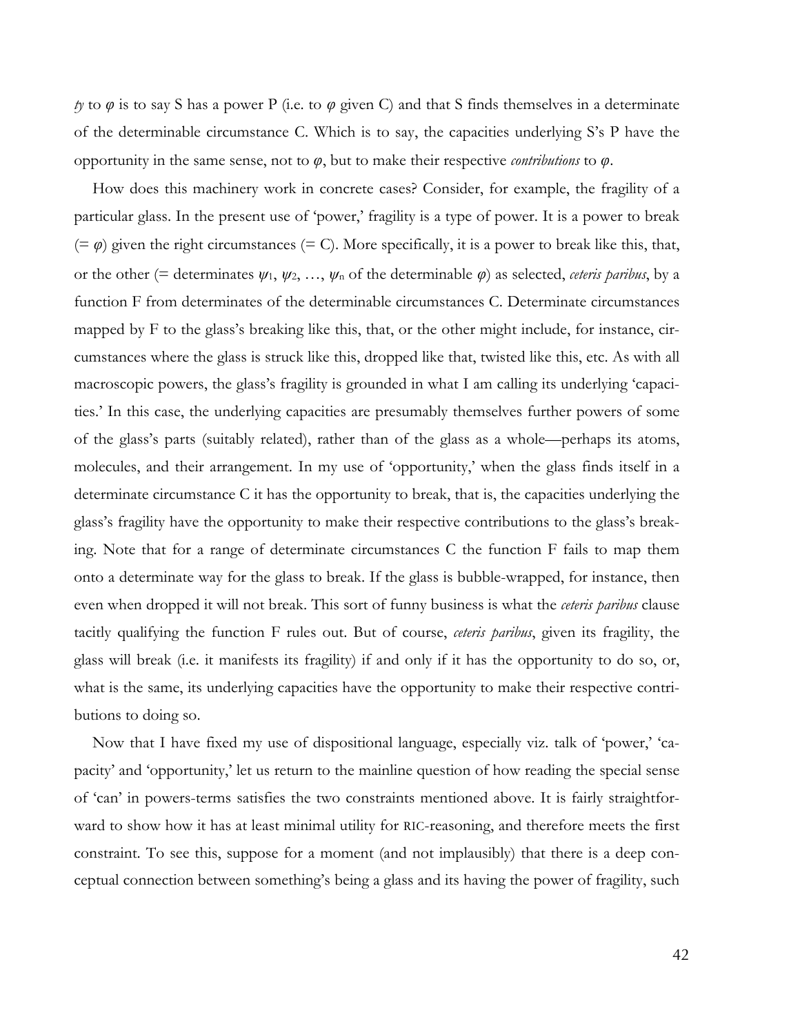*ty* to $\varphi$ is to say S has a power P (i.e. to $\varphi$ given C) and that S finds themselves in a determinate of the determinable circumstance C. Which is to say, the capacities underlying S's P have the opportunity in the same sense, not to $\varphi$, but to make their respective *contributions* to $\varphi$.

How does this machinery work in concrete cases? Consider, for example, the fragility of a particular glass. In the present use of 'power,' fragility is a type of power. It is a power to break (= $\varphi$) given the right circumstances (= C). More specifically, it is a power to break like this, that, or the other (= determinates $\psi_1$, $\psi_2$, …, $\psi_n$ of the determinable $\varphi$) as selected, *ceteris paribus*, by a function F from determinates of the determinable circumstances C. Determinate circumstances mapped by F to the glass's breaking like this, that, or the other might include, for instance, circumstances where the glass is struck like this, dropped like that, twisted like this, etc. As with all macroscopic powers, the glass's fragility is grounded in what I am calling its underlying 'capacities.' In this case, the underlying capacities are presumably themselves further powers of some of the glass's parts (suitably related), rather than of the glass as a whole—perhaps its atoms, molecules, and their arrangement. In my use of 'opportunity,' when the glass finds itself in a determinate circumstance C it has the opportunity to break, that is, the capacities underlying the glass's fragility have the opportunity to make their respective contributions to the glass's breaking. Note that for a range of determinate circumstances C the function F fails to map them onto a determinate way for the glass to break. If the glass is bubble-wrapped, for instance, then even when dropped it will not break. This sort of funny business is what the *ceteris paribus* clause tacitly qualifying the function F rules out. But of course, *ceteris paribus*, given its fragility, the glass will break (i.e. it manifests its fragility) if and only if it has the opportunity to do so, or, what is the same, its underlying capacities have the opportunity to make their respective contributions to doing so.

Now that I have fixed my use of dispositional language, especially viz. talk of 'power,' 'capacity' and 'opportunity,' let us return to the mainline question of how reading the special sense of 'can' in powers-terms satisfies the two constraints mentioned above. It is fairly straightforward to show how it has at least minimal utility for RIC-reasoning, and therefore meets the first constraint. To see this, suppose for a moment (and not implausibly) that there is a deep conceptual connection between something's being a glass and its having the power of fragility, such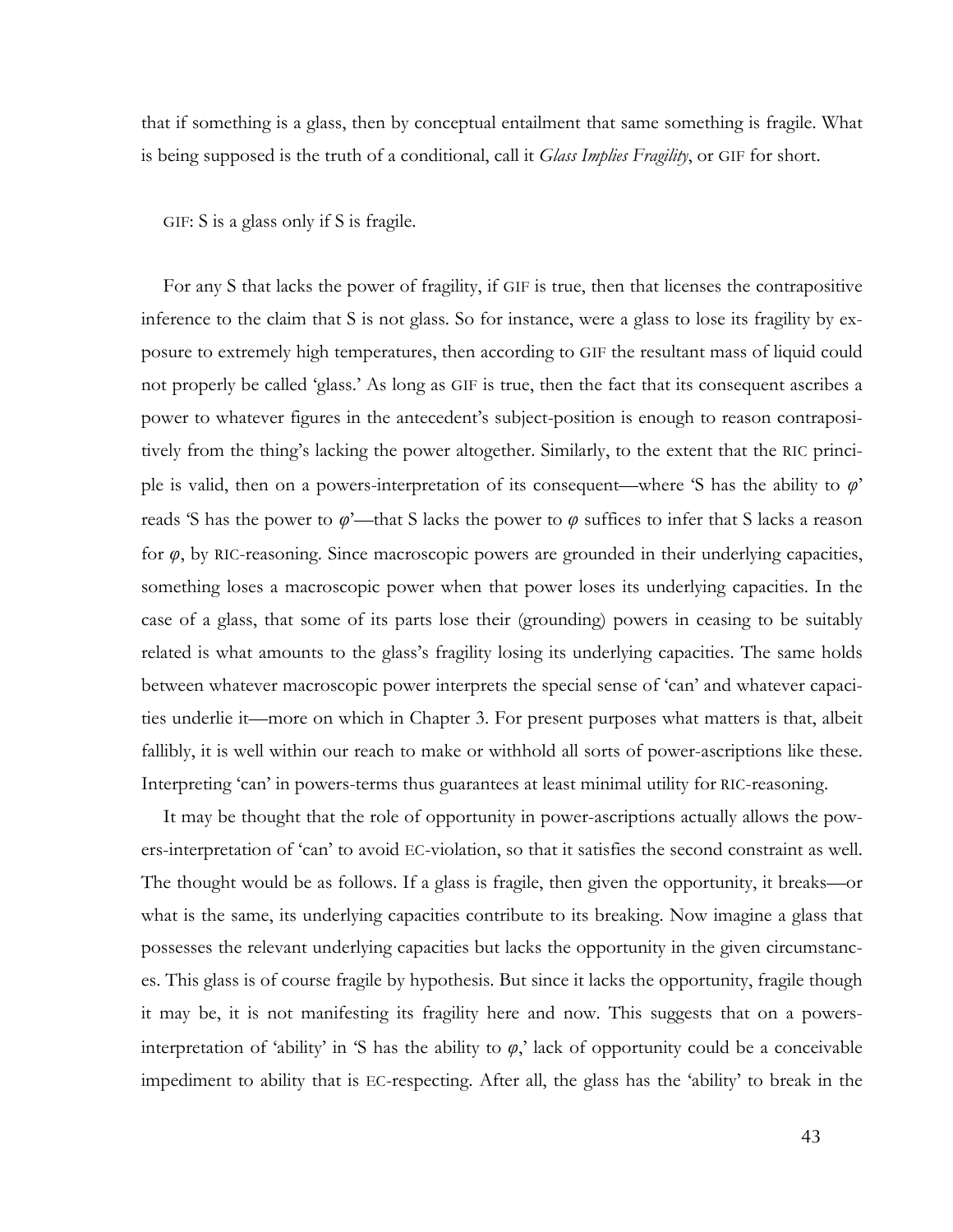that if something is a glass, then by conceptual entailment that same something is fragile. What is being supposed is the truth of a conditional, call it *Glass Implies Fragility*, or GIF for short.

GIF: S is a glass only if S is fragile.

For any S that lacks the power of fragility, if GIF is true, then that licenses the contrapositive inference to the claim that S is not glass. So for instance, were a glass to lose its fragility by exposure to extremely high temperatures, then according to GIF the resultant mass of liquid could not properly be called 'glass.' As long as GIF is true, then the fact that its consequent ascribes a power to whatever figures in the antecedent's subject-position is enough to reason contrapositively from the thing's lacking the power altogether. Similarly, to the extent that the RIC principle is valid, then on a powers-interpretation of its consequent—where 'S has the ability to $\varphi$' reads 'S has the power to $\varphi$'—that S lacks the power to $\varphi$ suffices to infer that S lacks a reason for $\varphi$, by RIC-reasoning. Since macroscopic powers are grounded in their underlying capacities, something loses a macroscopic power when that power loses its underlying capacities. In the case of a glass, that some of its parts lose their (grounding) powers in ceasing to be suitably related is what amounts to the glass's fragility losing its underlying capacities. The same holds between whatever macroscopic power interprets the special sense of 'can' and whatever capacities underlie it—more on which in Chapter 3. For present purposes what matters is that, albeit fallibly, it is well within our reach to make or withhold all sorts of power-ascriptions like these. Interpreting 'can' in powers-terms thus guarantees at least minimal utility for RIC-reasoning.

It may be thought that the role of opportunity in power-ascriptions actually allows the powers-interpretation of 'can' to avoid EC-violation, so that it satisfies the second constraint as well. The thought would be as follows. If a glass is fragile, then given the opportunity, it breaks—or what is the same, its underlying capacities contribute to its breaking. Now imagine a glass that possesses the relevant underlying capacities but lacks the opportunity in the given circumstances. This glass is of course fragile by hypothesis. But since it lacks the opportunity, fragile though it may be, it is not manifesting its fragility here and now. This suggests that on a powers-interpretation of 'ability' in 'S has the ability to $\varphi$,' lack of opportunity could be a conceivable impediment to ability that is EC-respecting. After all, the glass has the 'ability' to break in the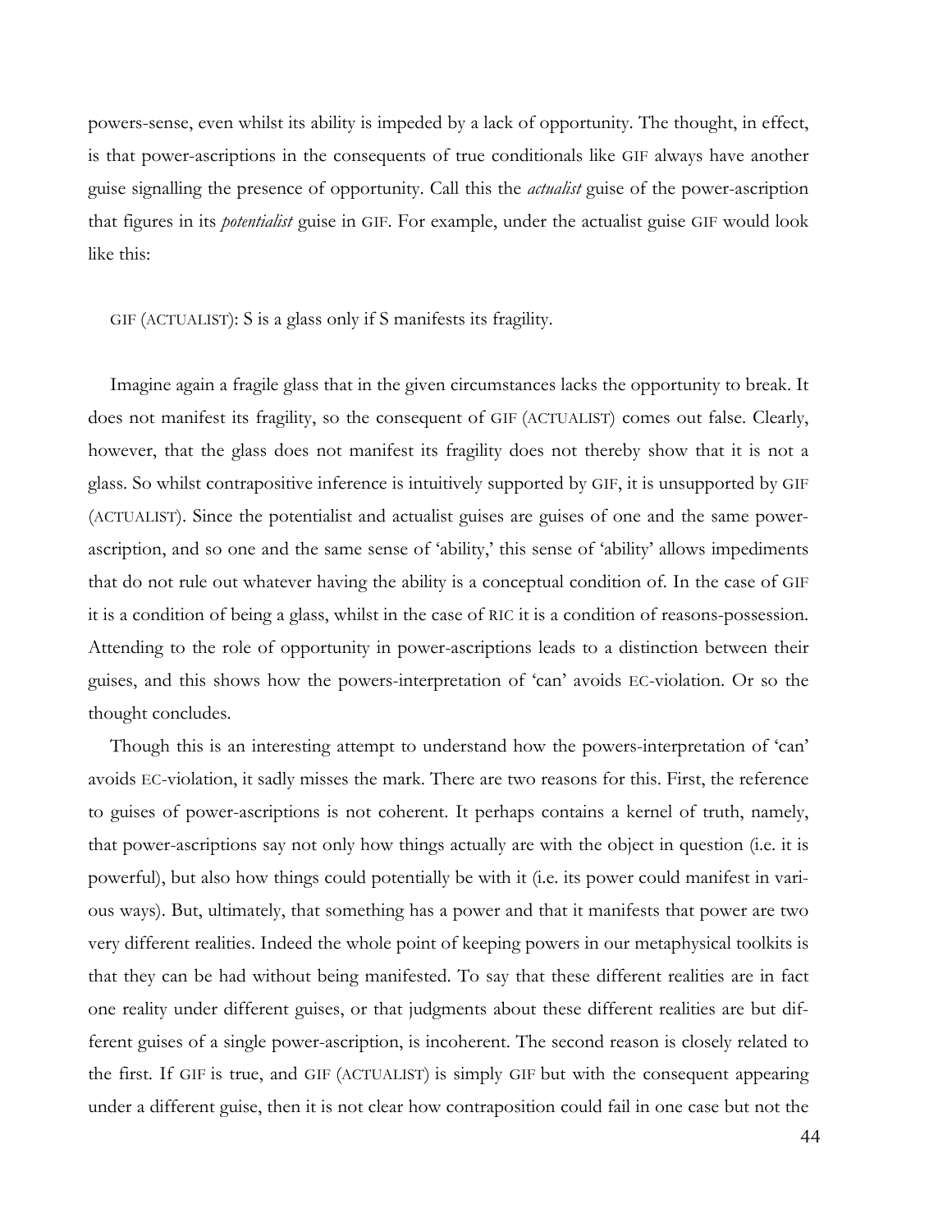powers-sense, even whilst its ability is impeded by a lack of opportunity. The thought, in effect, is that power-ascriptions in the consequents of true conditionals like GIF always have another guise signalling the presence of opportunity. Call this the *actualist* guise of the power-ascription that figures in its *potentialist* guise in GIF. For example, under the actualist guise GIF would look like this:

GIF (ACTUALIST): S is a glass only if S manifests its fragility.

Imagine again a fragile glass that in the given circumstances lacks the opportunity to break. It does not manifest its fragility, so the consequent of GIF (ACTUALIST) comes out false. Clearly, however, that the glass does not manifest its fragility does not thereby show that it is not a glass. So whilst contrapositive inference is intuitively supported by GIF, it is unsupported by GIF (ACTUALIST). Since the potentialist and actualist guises are guises of one and the same power-ascription, and so one and the same sense of 'ability,' this sense of 'ability' allows impediments that do not rule out whatever having the ability is a conceptual condition of. In the case of GIF it is a condition of being a glass, whilst in the case of RIC it is a condition of reasons-possession. Attending to the role of opportunity in power-ascriptions leads to a distinction between their guises, and this shows how the powers-interpretation of 'can' avoids EC-violation. Or so the thought concludes.

Though this is an interesting attempt to understand how the powers-interpretation of 'can' avoids EC-violation, it sadly misses the mark. There are two reasons for this. First, the reference to guises of power-ascriptions is not coherent. It perhaps contains a kernel of truth, namely, that power-ascriptions say not only how things actually are with the object in question (i.e. it is powerful), but also how things could potentially be with it (i.e. its power could manifest in various ways). But, ultimately, that something has a power and that it manifests that power are two very different realities. Indeed the whole point of keeping powers in our metaphysical toolkits is that they can be had without being manifested. To say that these different realities are in fact one reality under different guises, or that judgments about these different realities are but different guises of a single power-ascription, is incoherent. The second reason is closely related to the first. If GIF is true, and GIF (ACTUALIST) is simply GIF but with the consequent appearing under a different guise, then it is not clear how contraposition could fail in one case but not the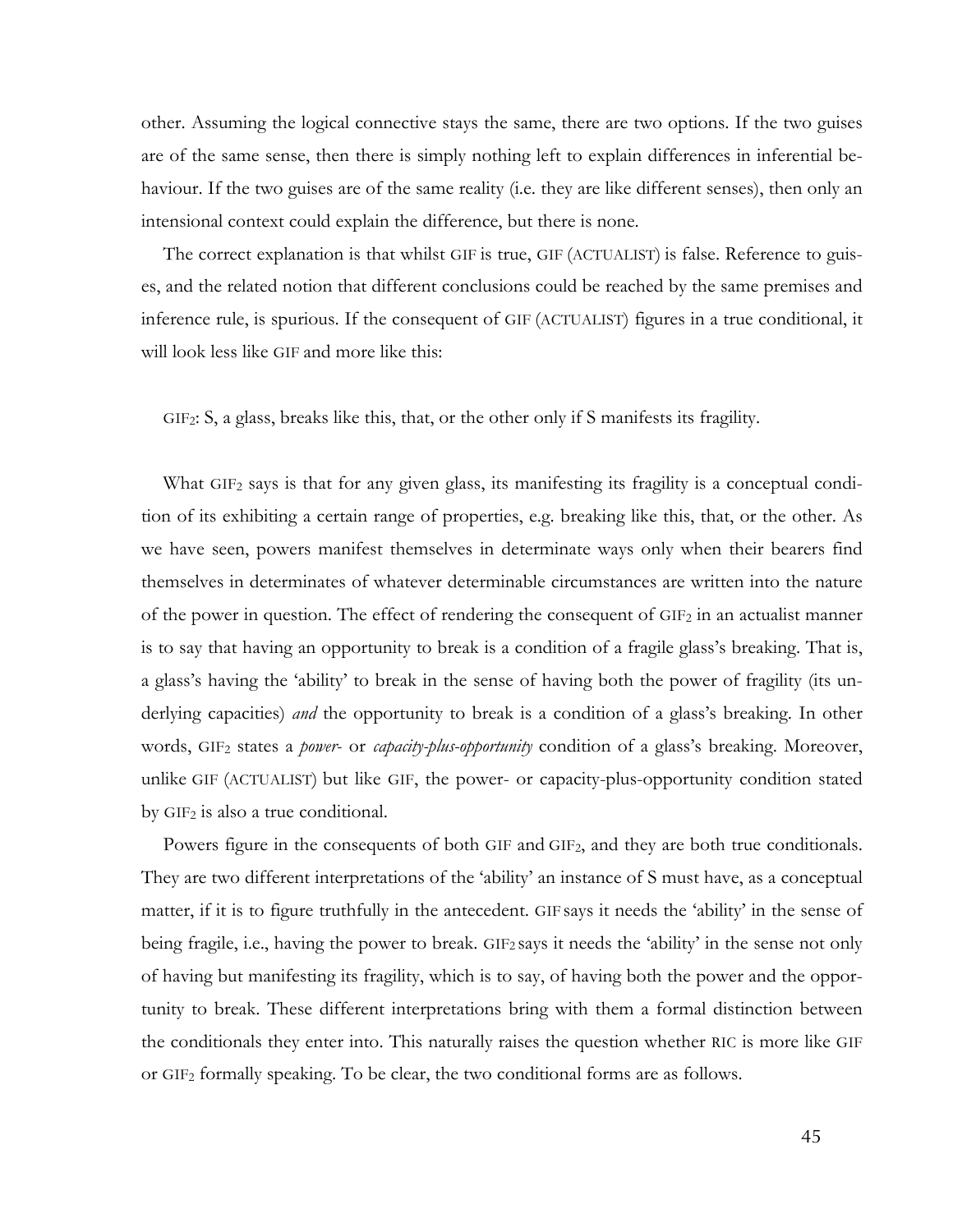other. Assuming the logical connective stays the same, there are two options. If the two guises are of the same sense, then there is simply nothing left to explain differences in inferential behaviour. If the two guises are of the same reality (i.e. they are like different senses), then only an intensional context could explain the difference, but there is none.

The correct explanation is that whilst GIF is true, GIF (ACTUALIST) is false. Reference to guises, and the related notion that different conclusions could be reached by the same premises and inference rule, is spurious. If the consequent of GIF (ACTUALIST) figures in a true conditional, it will look less like GIF and more like this:

GIF$_2$: S, a glass, breaks like this, that, or the other only if S manifests its fragility.

What GIF$_2$ says is that for any given glass, its manifesting its fragility is a conceptual condition of its exhibiting a certain range of properties, e.g. breaking like this, that, or the other. As we have seen, powers manifest themselves in determinate ways only when their bearers find themselves in determinates of whatever determinable circumstances are written into the nature of the power in question. The effect of rendering the consequent of GIF$_2$ in an actualist manner is to say that having an opportunity to break is a condition of a fragile glass's breaking. That is, a glass's having the 'ability' to break in the sense of having both the power of fragility (its underlying capacities) *and* the opportunity to break is a condition of a glass's breaking. In other words, GIF$_2$ states a *power-* or *capacity-plus-opportunity* condition of a glass's breaking. Moreover, unlike GIF (ACTUALIST) but like GIF, the power- or capacity-plus-opportunity condition stated by GIF$_2$ is also a true conditional.

Powers figure in the consequents of both GIF and GIF$_2$, and they are both true conditionals. They are two different interpretations of the 'ability' an instance of S must have, as a conceptual matter, if it is to figure truthfully in the antecedent. GIF says it needs the 'ability' in the sense of being fragile, i.e., having the power to break. GIF$_2$ says it needs the 'ability' in the sense not only of having but manifesting its fragility, which is to say, of having both the power and the opportunity to break. These different interpretations bring with them a formal distinction between the conditionals they enter into. This naturally raises the question whether RIC is more like GIF or GIF$_2$ formally speaking. To be clear, the two conditional forms are as follows.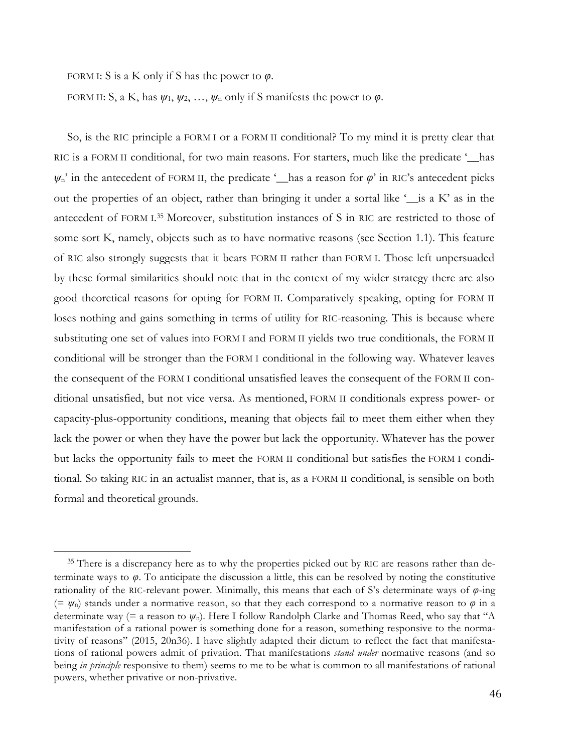FORM I: S is a K only if S has the power to $\varphi$.

FORM II: S, a K, has $\psi_1, \psi_2, \ldots, \psi_n$ only if S manifests the power to $\varphi$.

So, is the RIC principle a FORM I or a FORM II conditional? To my mind it is pretty clear that RIC is a FORM II conditional, for two main reasons. For starters, much like the predicate '__has $\psi_n$' in the antecedent of FORM II, the predicate '__has a reason for $\varphi$' in RIC's antecedent picks out the properties of an object, rather than bringing it under a sortal like '__is a K' as in the antecedent of FORM I.[35] Moreover, substitution instances of S in RIC are restricted to those of some sort K, namely, objects such as to have normative reasons (see Section 1.1). This feature of RIC also strongly suggests that it bears FORM II rather than FORM I. Those left unpersuaded by these formal similarities should note that in the context of my wider strategy there are also good theoretical reasons for opting for FORM II. Comparatively speaking, opting for FORM II loses nothing and gains something in terms of utility for RIC-reasoning. This is because where substituting one set of values into FORM I and FORM II yields two true conditionals, the FORM II conditional will be stronger than the FORM I conditional in the following way. Whatever leaves the consequent of the FORM I conditional unsatisfied leaves the consequent of the FORM II conditional unsatisfied, but not vice versa. As mentioned, FORM II conditionals express power- or capacity-plus-opportunity conditions, meaning that objects fail to meet them either when they lack the power or when they have the power but lack the opportunity. Whatever has the power but lacks the opportunity fails to meet the FORM II conditional but satisfies the FORM I conditional. So taking RIC in an actualist manner, that is, as a FORM II conditional, is sensible on both formal and theoretical grounds.

[35] There is a discrepancy here as to why the properties picked out by RIC are reasons rather than determinate ways to $\varphi$. To anticipate the discussion a little, this can be resolved by noting the constitutive rationality of the RIC-relevant power. Minimally, this means that each of S's determinate ways of $\varphi$-ing (= $\psi_n$) stands under a normative reason, so that they each correspond to a normative reason to $\varphi$ in a determinate way (= a reason to $\psi_n$). Here I follow Randolph Clarke and Thomas Reed, who say that "A manifestation of a rational power is something done for a reason, something responsive to the normativity of reasons" (2015, 20n36). I have slightly adapted their dictum to reflect the fact that manifestations of rational powers admit of privation. That manifestations *stand under* normative reasons (and so being *in principle* responsive to them) seems to me to be what is common to all manifestations of rational powers, whether privative or non-privative.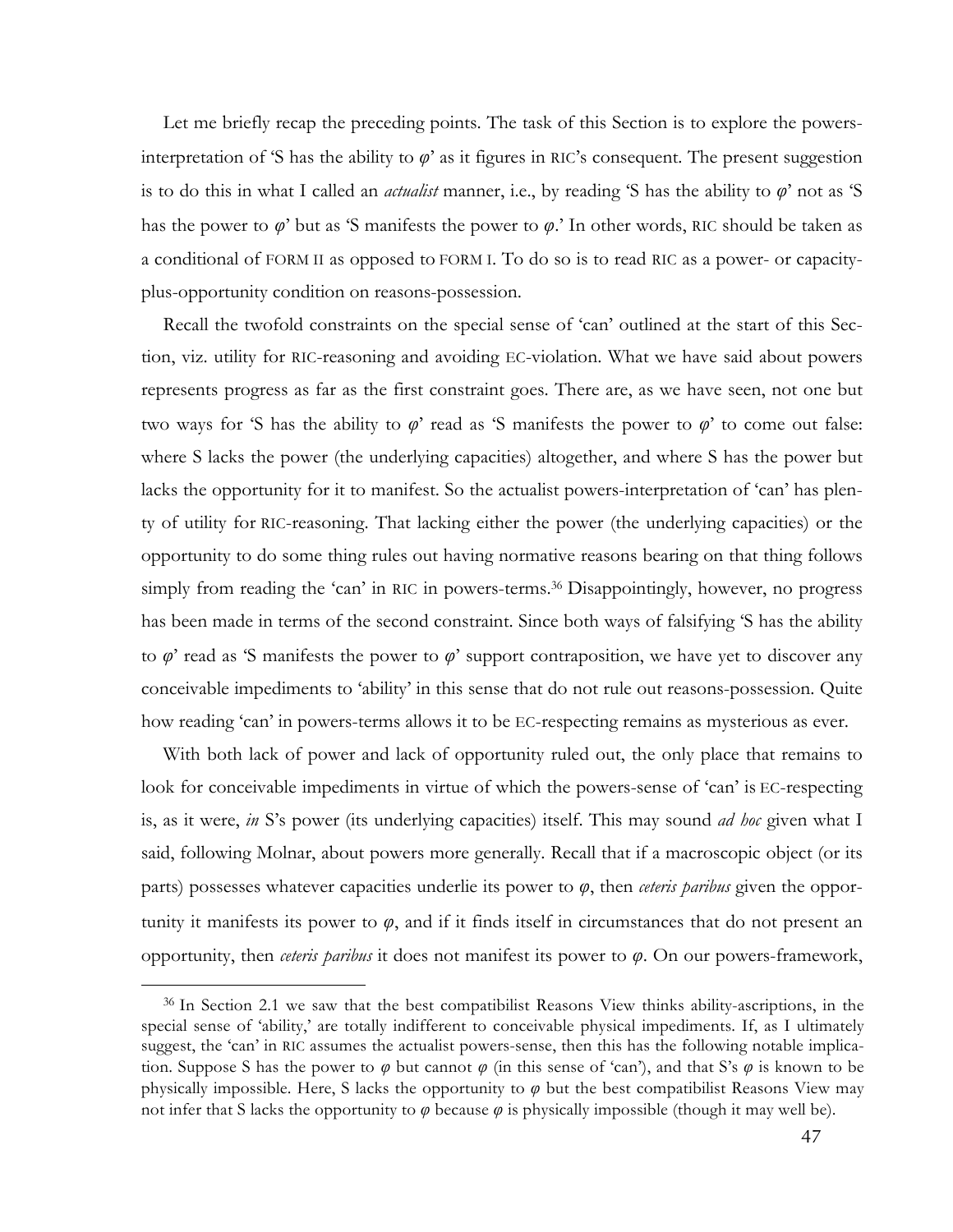Let me briefly recap the preceding points. The task of this Section is to explore the powers-interpretation of 'S has the ability to $\varphi$' as it figures in RIC's consequent. The present suggestion is to do this in what I called an *actualist* manner, i.e., by reading 'S has the ability to $\varphi$' not as 'S has the power to $\varphi$' but as 'S manifests the power to $\varphi$.' In other words, RIC should be taken as a conditional of FORM II as opposed to FORM I. To do so is to read RIC as a power- or capacity-plus-opportunity condition on reasons-possession.

Recall the twofold constraints on the special sense of 'can' outlined at the start of this Section, viz. utility for RIC-reasoning and avoiding EC-violation. What we have said about powers represents progress as far as the first constraint goes. There are, as we have seen, not one but two ways for 'S has the ability to $\varphi$' read as 'S manifests the power to $\varphi$' to come out false: where S lacks the power (the underlying capacities) altogether, and where S has the power but lacks the opportunity for it to manifest. So the actualist powers-interpretation of 'can' has plenty of utility for RIC-reasoning. That lacking either the power (the underlying capacities) or the opportunity to do some thing rules out having normative reasons bearing on that thing follows simply from reading the 'can' in RIC in powers-terms.[36] Disappointingly, however, no progress has been made in terms of the second constraint. Since both ways of falsifying 'S has the ability to $\varphi$' read as 'S manifests the power to $\varphi$' support contraposition, we have yet to discover any conceivable impediments to 'ability' in this sense that do not rule out reasons-possession. Quite how reading 'can' in powers-terms allows it to be EC-respecting remains as mysterious as ever.

With both lack of power and lack of opportunity ruled out, the only place that remains to look for conceivable impediments in virtue of which the powers-sense of 'can' is EC-respecting is, as it were, *in* S's power (its underlying capacities) itself. This may sound *ad hoc* given what I said, following Molnar, about powers more generally. Recall that if a macroscopic object (or its parts) possesses whatever capacities underlie its power to $\varphi$, then *ceteris paribus* given the opportunity it manifests its power to $\varphi$, and if it finds itself in circumstances that do not present an opportunity, then *ceteris paribus* it does not manifest its power to $\varphi$. On our powers-framework,

[36] In Section 2.1 we saw that the best compatibilist Reasons View thinks ability-ascriptions, in the special sense of 'ability,' are totally indifferent to conceivable physical impediments. If, as I ultimately suggest, the 'can' in RIC assumes the actualist powers-sense, then this has the following notable implication. Suppose S has the power to $\varphi$ but cannot $\varphi$ (in this sense of 'can'), and that S's $\varphi$ is known to be physically impossible. Here, S lacks the opportunity to $\varphi$ but the best compatibilist Reasons View may not infer that S lacks the opportunity to $\varphi$ because $\varphi$ is physically impossible (though it may well be).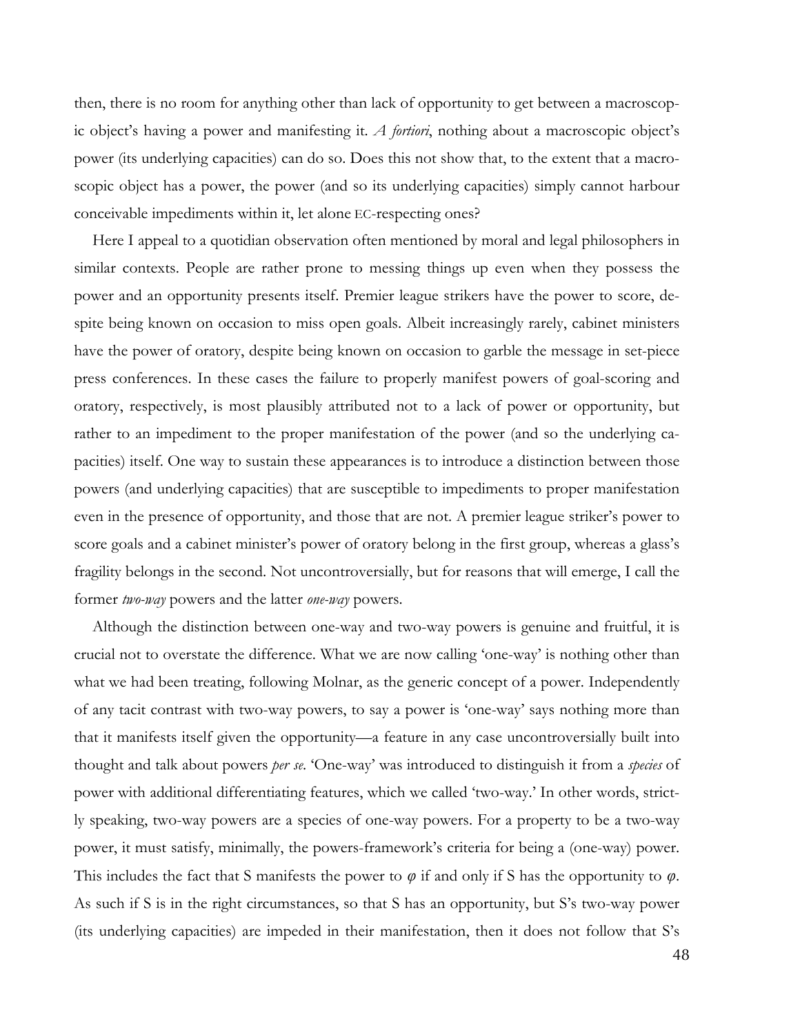then, there is no room for anything other than lack of opportunity to get between a macroscopic object's having a power and manifesting it. *A fortiori*, nothing about a macroscopic object's power (its underlying capacities) can do so. Does this not show that, to the extent that a macroscopic object has a power, the power (and so its underlying capacities) simply cannot harbour conceivable impediments within it, let alone EC-respecting ones?

Here I appeal to a quotidian observation often mentioned by moral and legal philosophers in similar contexts. People are rather prone to messing things up even when they possess the power and an opportunity presents itself. Premier league strikers have the power to score, despite being known on occasion to miss open goals. Albeit increasingly rarely, cabinet ministers have the power of oratory, despite being known on occasion to garble the message in set-piece press conferences. In these cases the failure to properly manifest powers of goal-scoring and oratory, respectively, is most plausibly attributed not to a lack of power or opportunity, but rather to an impediment to the proper manifestation of the power (and so the underlying capacities) itself. One way to sustain these appearances is to introduce a distinction between those powers (and underlying capacities) that are susceptible to impediments to proper manifestation even in the presence of opportunity, and those that are not. A premier league striker's power to score goals and a cabinet minister's power of oratory belong in the first group, whereas a glass's fragility belongs in the second. Not uncontroversially, but for reasons that will emerge, I call the former *two-way* powers and the latter *one-way* powers.

Although the distinction between one-way and two-way powers is genuine and fruitful, it is crucial not to overstate the difference. What we are now calling 'one-way' is nothing other than what we had been treating, following Molnar, as the generic concept of a power. Independently of any tacit contrast with two-way powers, to say a power is 'one-way' says nothing more than that it manifests itself given the opportunity—a feature in any case uncontroversially built into thought and talk about powers *per se*. 'One-way' was introduced to distinguish it from a *species* of power with additional differentiating features, which we called 'two-way.' In other words, strictly speaking, two-way powers are a species of one-way powers. For a property to be a two-way power, it must satisfy, minimally, the powers-framework's criteria for being a (one-way) power. This includes the fact that S manifests the power to $\varphi$ if and only if S has the opportunity to $\varphi$. As such if S is in the right circumstances, so that S has an opportunity, but S's two-way power (its underlying capacities) are impeded in their manifestation, then it does not follow that S's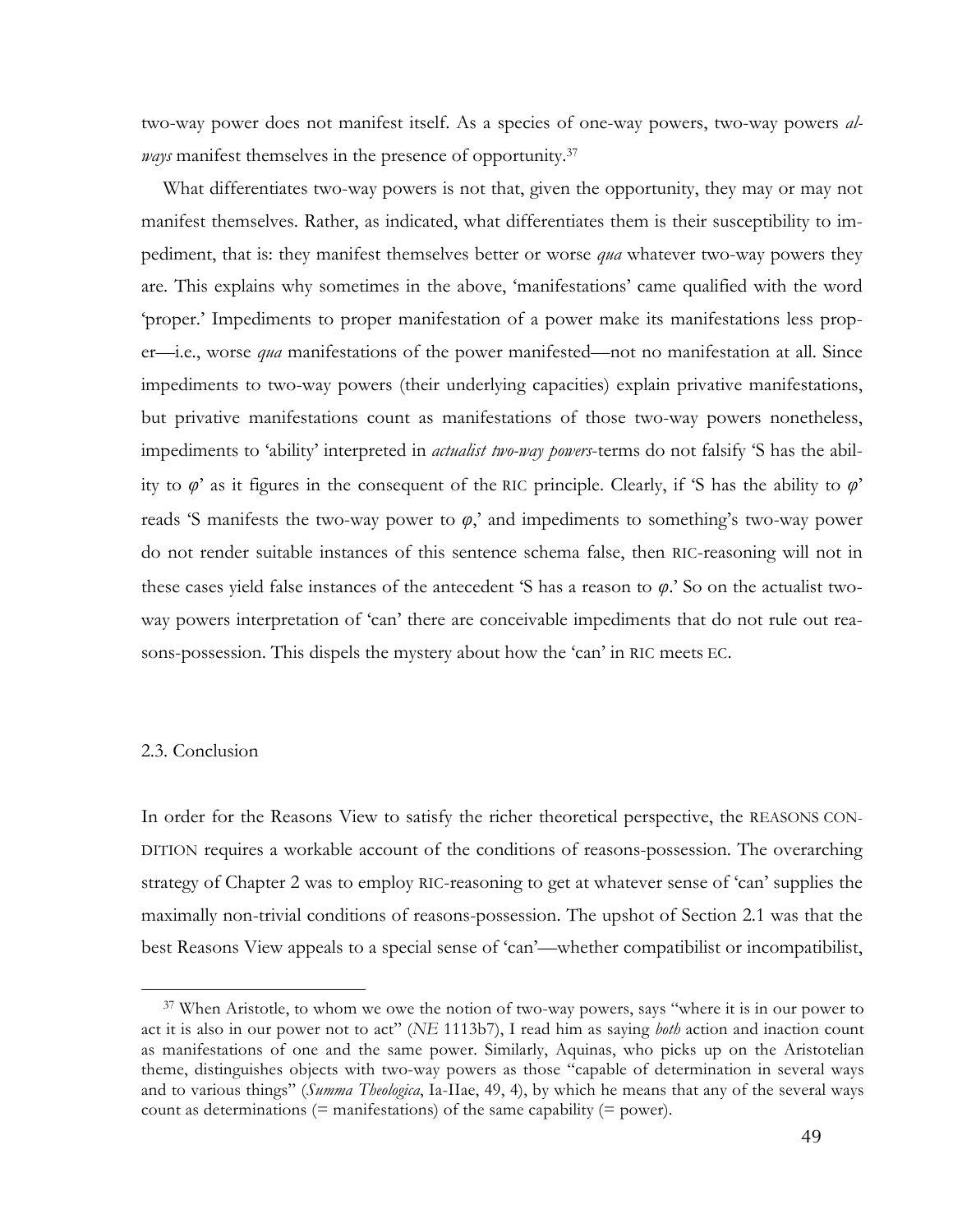two-way power does not manifest itself. As a species of one-way powers, two-way powers *always* manifest themselves in the presence of opportunity.[37]

What differentiates two-way powers is not that, given the opportunity, they may or may not manifest themselves. Rather, as indicated, what differentiates them is their susceptibility to impediment, that is: they manifest themselves better or worse *qua* whatever two-way powers they are. This explains why sometimes in the above, 'manifestations' came qualified with the word 'proper.' Impediments to proper manifestation of a power make its manifestations less proper—i.e., worse *qua* manifestations of the power manifested—not no manifestation at all. Since impediments to two-way powers (their underlying capacities) explain privative manifestations, but privative manifestations count as manifestations of those two-way powers nonetheless, impediments to 'ability' interpreted in *actualist two-way powers*-terms do not falsify 'S has the ability to $\varphi$' as it figures in the consequent of the RIC principle. Clearly, if 'S has the ability to $\varphi$' reads 'S manifests the two-way power to $\varphi$,' and impediments to something's two-way power do not render suitable instances of this sentence schema false, then RIC-reasoning will not in these cases yield false instances of the antecedent 'S has a reason to $\varphi$.' So on the actualist two-way powers interpretation of 'can' there are conceivable impediments that do not rule out reasons-possession. This dispels the mystery about how the 'can' in RIC meets EC.

### 2.3. Conclusion

In order for the Reasons View to satisfy the richer theoretical perspective, the REASONS CONDITION requires a workable account of the conditions of reasons-possession. The overarching strategy of Chapter 2 was to employ RIC-reasoning to get at whatever sense of 'can' supplies the maximally non-trivial conditions of reasons-possession. The upshot of Section 2.1 was that the best Reasons View appeals to a special sense of 'can'—whether compatibilist or incompatibilist,

---

[37] When Aristotle, to whom we owe the notion of two-way powers, says "where it is in our power to act it is also in our power not to act" (*NE* 1113b7), I read him as saying *both* action and inaction count as manifestations of one and the same power. Similarly, Aquinas, who picks up on the Aristotelian theme, distinguishes objects with two-way powers as those "capable of determination in several ways and to various things" (*Summa Theologica*, Ia-IIae, 49, 4), by which he means that any of the several ways count as determinations (= manifestations) of the same capability (= power).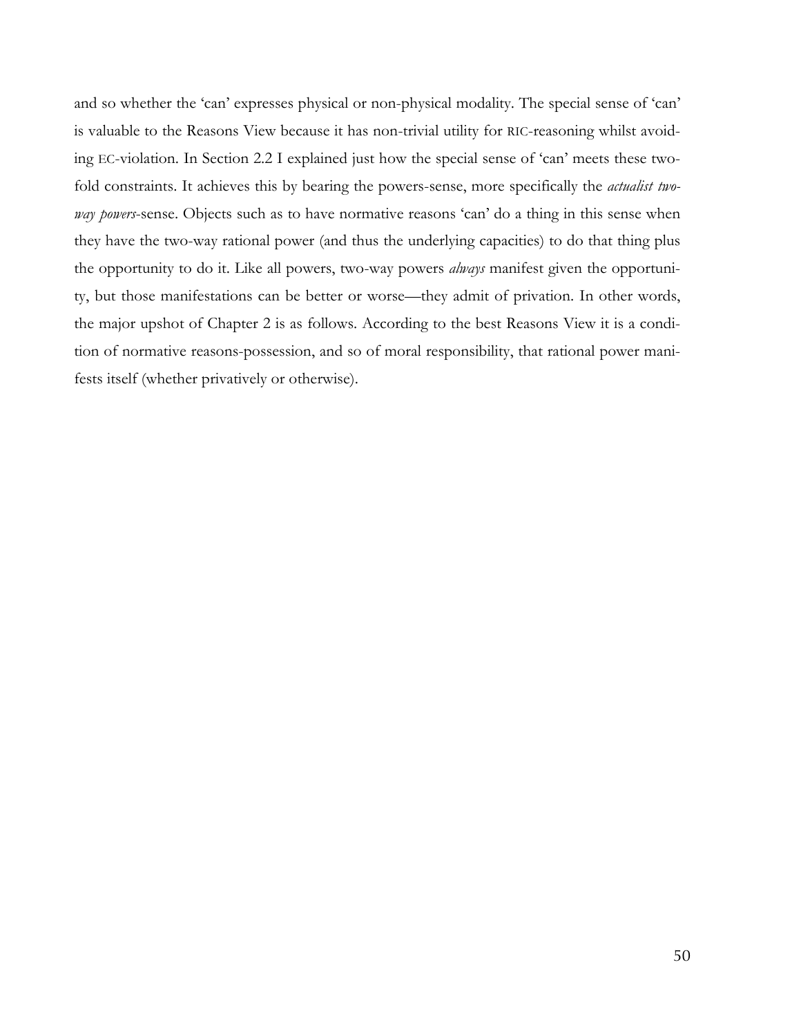and so whether the 'can' expresses physical or non-physical modality. The special sense of 'can' is valuable to the Reasons View because it has non-trivial utility for RIC-reasoning whilst avoiding EC-violation. In Section 2.2 I explained just how the special sense of 'can' meets these twofold constraints. It achieves this by bearing the powers-sense, more specifically the *actualist two-way powers*-sense. Objects such as to have normative reasons 'can' do a thing in this sense when they have the two-way rational power (and thus the underlying capacities) to do that thing plus the opportunity to do it. Like all powers, two-way powers *always* manifest given the opportunity, but those manifestations can be better or worse—they admit of privation. In other words, the major upshot of Chapter 2 is as follows. According to the best Reasons View it is a condition of normative reasons-possession, and so of moral responsibility, that rational power manifests itself (whether privatively or otherwise).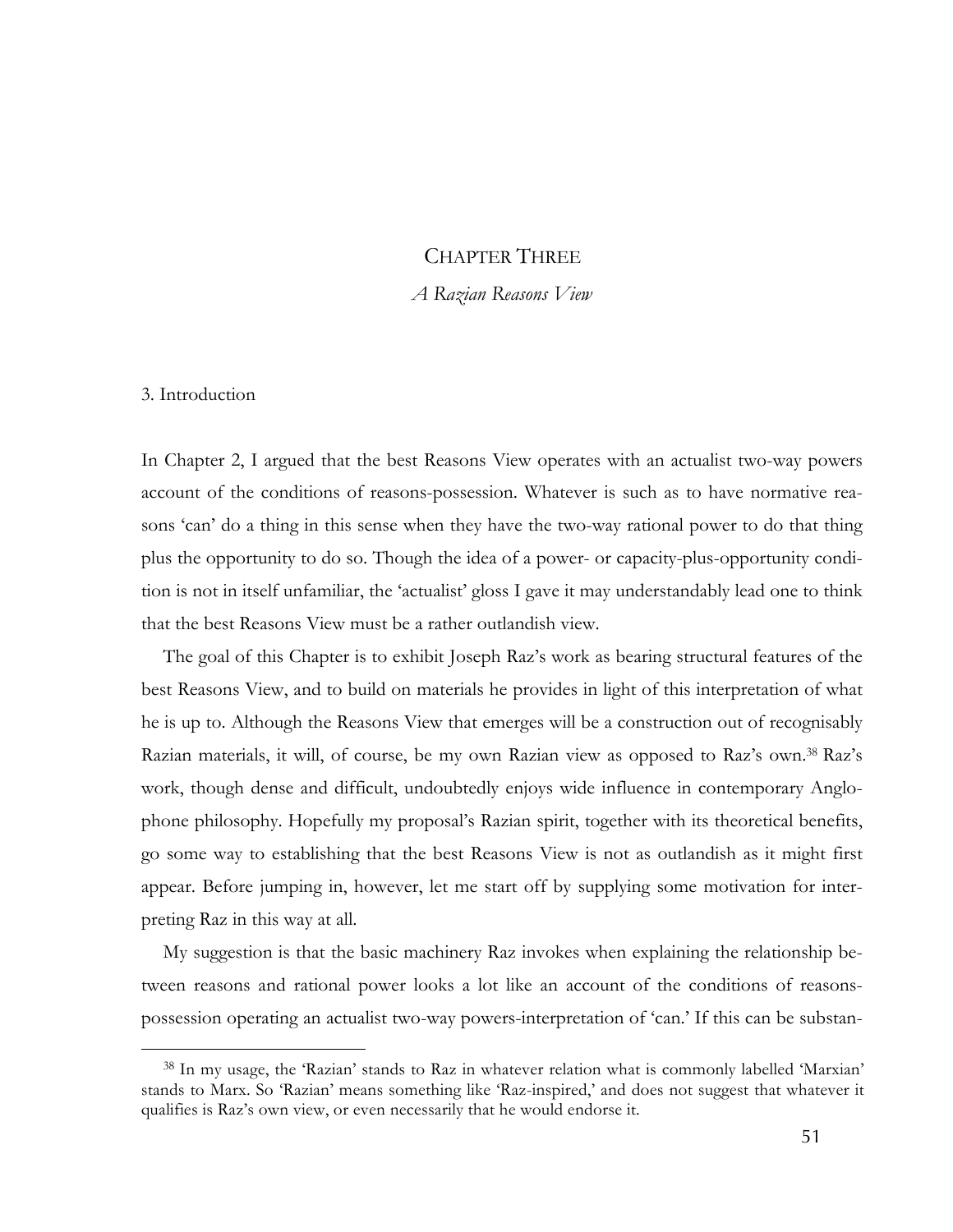# CHAPTER THREE

## *A Razian Reasons View*

### 3. Introduction

In Chapter 2, I argued that the best Reasons View operates with an actualist two-way powers account of the conditions of reasons-possession. Whatever is such as to have normative reasons 'can' do a thing in this sense when they have the two-way rational power to do that thing plus the opportunity to do so. Though the idea of a power- or capacity-plus-opportunity condition is not in itself unfamiliar, the 'actualist' gloss I gave it may understandably lead one to think that the best Reasons View must be a rather outlandish view.

The goal of this Chapter is to exhibit Joseph Raz's work as bearing structural features of the best Reasons View, and to build on materials he provides in light of this interpretation of what he is up to. Although the Reasons View that emerges will be a construction out of recognisably Razian materials, it will, of course, be my own Razian view as opposed to Raz's own.[38] Raz's work, though dense and difficult, undoubtedly enjoys wide influence in contemporary Anglophone philosophy. Hopefully my proposal's Razian spirit, together with its theoretical benefits, go some way to establishing that the best Reasons View is not as outlandish as it might first appear. Before jumping in, however, let me start off by supplying some motivation for interpreting Raz in this way at all.

My suggestion is that the basic machinery Raz invokes when explaining the relationship between reasons and rational power looks a lot like an account of the conditions of reasons-possession operating an actualist two-way powers-interpretation of 'can.' If this can be substan-

---

[38] In my usage, the 'Razian' stands to Raz in whatever relation what is commonly labelled 'Marxian' stands to Marx. So 'Razian' means something like 'Raz-inspired,' and does not suggest that whatever it qualifies is Raz's own view, or even necessarily that he would endorse it.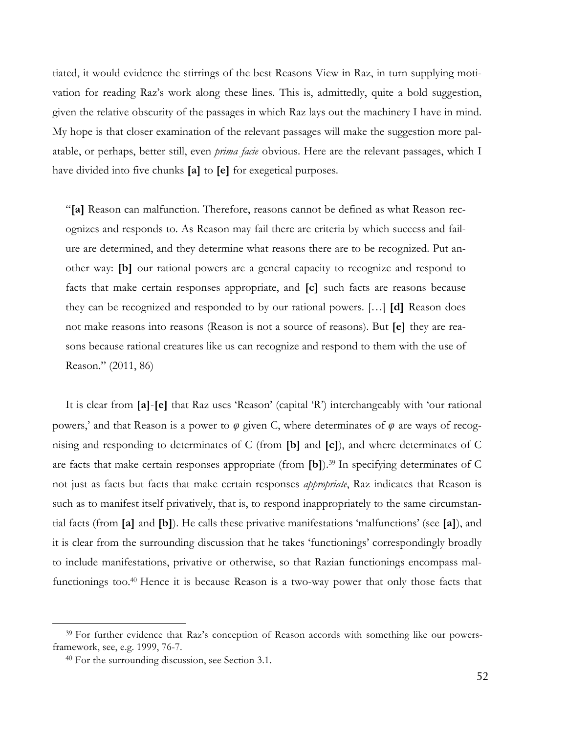tiated, it would evidence the stirrings of the best Reasons View in Raz, in turn supplying motivation for reading Raz's work along these lines. This is, admittedly, quite a bold suggestion, given the relative obscurity of the passages in which Raz lays out the machinery I have in mind. My hope is that closer examination of the relevant passages will make the suggestion more palatable, or perhaps, better still, even *prima facie* obvious. Here are the relevant passages, which I have divided into five chunks **[a]** to **[e]** for exegetical purposes.

> "**[a]** Reason can malfunction. Therefore, reasons cannot be defined as what Reason recognizes and responds to. As Reason may fail there are criteria by which success and failure are determined, and they determine what reasons there are to be recognized. Put another way: **[b]** our rational powers are a general capacity to recognize and respond to facts that make certain responses appropriate, and **[c]** such facts are reasons because they can be recognized and responded to by our rational powers. […] **[d]** Reason does not make reasons into reasons (Reason is not a source of reasons). But **[e]** they are reasons because rational creatures like us can recognize and respond to them with the use of Reason." (2011, 86)

It is clear from **[a]**-**[e]** that Raz uses 'Reason' (capital 'R') interchangeably with 'our rational powers,' and that Reason is a power to $\varphi$ given C, where determinates of $\varphi$ are ways of recognising and responding to determinates of C (from **[b]** and **[c]**), and where determinates of C are facts that make certain responses appropriate (from **[b]**).[39] In specifying determinates of C not just as facts but facts that make certain responses *appropriate*, Raz indicates that Reason is such as to manifest itself privatively, that is, to respond inappropriately to the same circumstantial facts (from **[a]** and **[b]**). He calls these privative manifestations 'malfunctions' (see **[a]**), and it is clear from the surrounding discussion that he takes 'functionings' correspondingly broadly to include manifestations, privative or otherwise, so that Razian functionings encompass malfunctionings too.[40] Hence it is because Reason is a two-way power that only those facts that

[39] For further evidence that Raz's conception of Reason accords with something like our powers-framework, see, e.g. 1999, 76-7.

[40] For the surrounding discussion, see Section 3.1.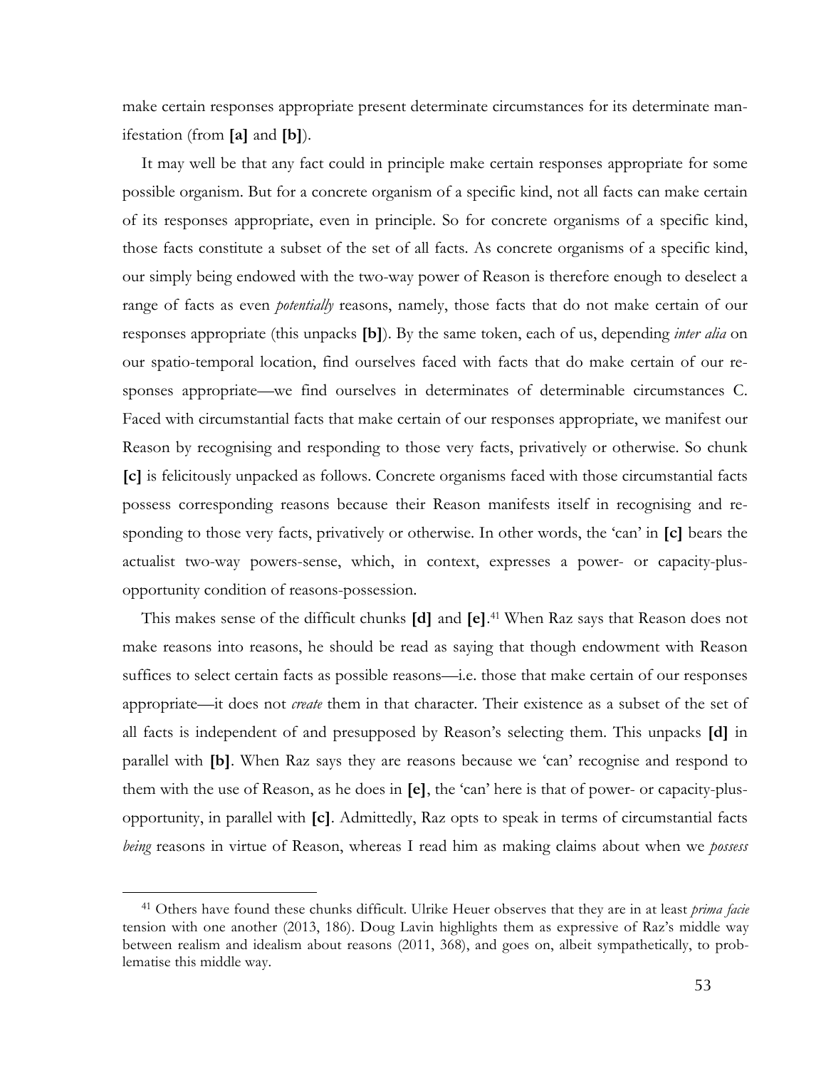make certain responses appropriate present determinate circumstances for its determinate manifestation (from **[a]** and **[b]**).

It may well be that any fact could in principle make certain responses appropriate for some possible organism. But for a concrete organism of a specific kind, not all facts can make certain of its responses appropriate, even in principle. So for concrete organisms of a specific kind, those facts constitute a subset of the set of all facts. As concrete organisms of a specific kind, our simply being endowed with the two-way power of Reason is therefore enough to deselect a range of facts as even *potentially* reasons, namely, those facts that do not make certain of our responses appropriate (this unpacks **[b]**). By the same token, each of us, depending *inter alia* on our spatio-temporal location, find ourselves faced with facts that do make certain of our responses appropriate—we find ourselves in determinates of determinable circumstances C. Faced with circumstantial facts that make certain of our responses appropriate, we manifest our Reason by recognising and responding to those very facts, privatively or otherwise. So chunk **[c]** is felicitously unpacked as follows. Concrete organisms faced with those circumstantial facts possess corresponding reasons because their Reason manifests itself in recognising and responding to those very facts, privatively or otherwise. In other words, the 'can' in **[c]** bears the actualist two-way powers-sense, which, in context, expresses a power- or capacity-plus-opportunity condition of reasons-possession.

This makes sense of the difficult chunks **[d]** and **[e]**.[41] When Raz says that Reason does not make reasons into reasons, he should be read as saying that though endowment with Reason suffices to select certain facts as possible reasons—i.e. those that make certain of our responses appropriate—it does not *create* them in that character. Their existence as a subset of the set of all facts is independent of and presupposed by Reason's selecting them. This unpacks **[d]** in parallel with **[b]**. When Raz says they are reasons because we 'can' recognise and respond to them with the use of Reason, as he does in **[e]**, the 'can' here is that of power- or capacity-plus-opportunity, in parallel with **[c]**. Admittedly, Raz opts to speak in terms of circumstantial facts *being* reasons in virtue of Reason, whereas I read him as making claims about when we *possess*

---

[41] Others have found these chunks difficult. Ulrike Heuer observes that they are in at least *prima facie* tension with one another (2013, 186). Doug Lavin highlights them as expressive of Raz's middle way between realism and idealism about reasons (2011, 368), and goes on, albeit sympathetically, to problematise this middle way.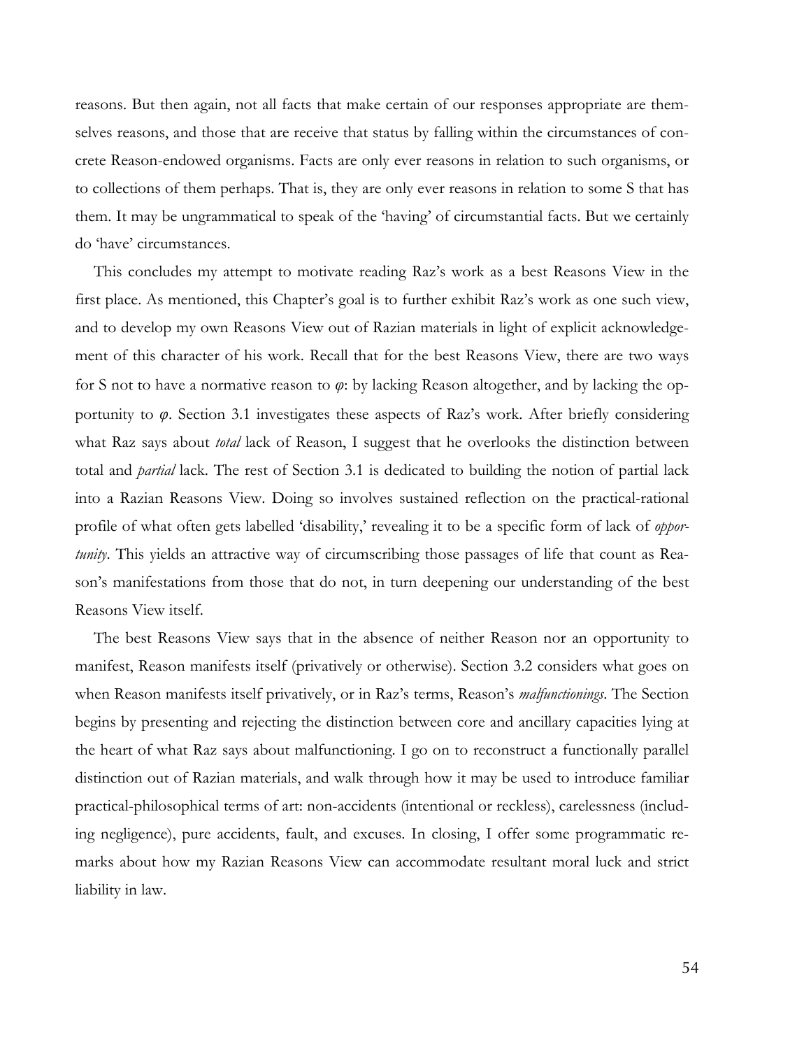reasons. But then again, not all facts that make certain of our responses appropriate are themselves reasons, and those that are receive that status by falling within the circumstances of concrete Reason-endowed organisms. Facts are only ever reasons in relation to such organisms, or to collections of them perhaps. That is, they are only ever reasons in relation to some S that has them. It may be ungrammatical to speak of the 'having' of circumstantial facts. But we certainly do 'have' circumstances.

This concludes my attempt to motivate reading Raz's work as a best Reasons View in the first place. As mentioned, this Chapter's goal is to further exhibit Raz's work as one such view, and to develop my own Reasons View out of Razian materials in light of explicit acknowledgement of this character of his work. Recall that for the best Reasons View, there are two ways for S not to have a normative reason to $\varphi$: by lacking Reason altogether, and by lacking the opportunity to $\varphi$. Section 3.1 investigates these aspects of Raz's work. After briefly considering what Raz says about *total* lack of Reason, I suggest that he overlooks the distinction between total and *partial* lack. The rest of Section 3.1 is dedicated to building the notion of partial lack into a Razian Reasons View. Doing so involves sustained reflection on the practical-rational profile of what often gets labelled 'disability,' revealing it to be a specific form of lack of *opportunity*. This yields an attractive way of circumscribing those passages of life that count as Reason's manifestations from those that do not, in turn deepening our understanding of the best Reasons View itself.

The best Reasons View says that in the absence of neither Reason nor an opportunity to manifest, Reason manifests itself (privatively or otherwise). Section 3.2 considers what goes on when Reason manifests itself privatively, or in Raz's terms, Reason's *malfunctionings*. The Section begins by presenting and rejecting the distinction between core and ancillary capacities lying at the heart of what Raz says about malfunctioning. I go on to reconstruct a functionally parallel distinction out of Razian materials, and walk through how it may be used to introduce familiar practical-philosophical terms of art: non-accidents (intentional or reckless), carelessness (including negligence), pure accidents, fault, and excuses. In closing, I offer some programmatic remarks about how my Razian Reasons View can accommodate resultant moral luck and strict liability in law.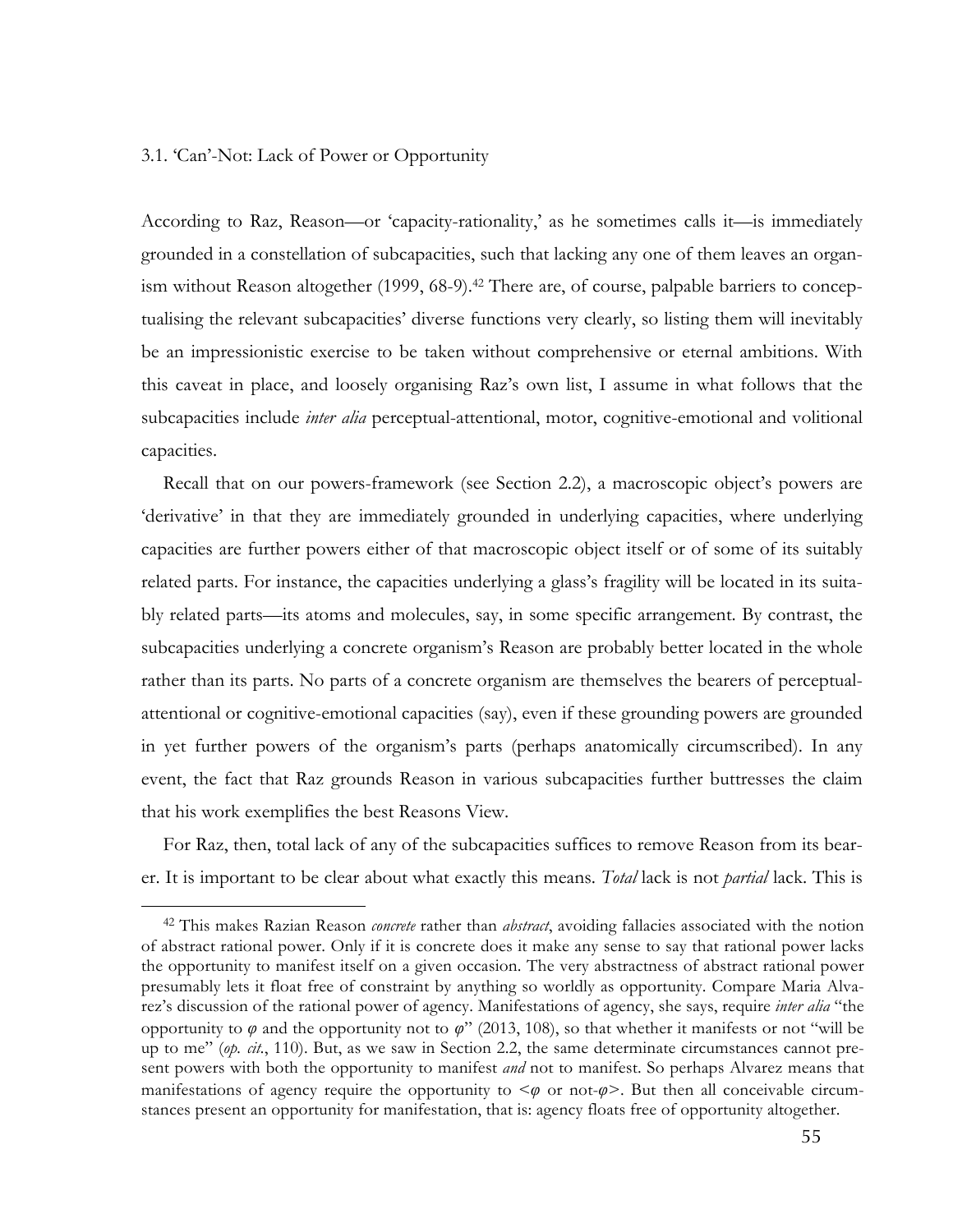### 3.1. 'Can'-Not: Lack of Power or Opportunity

According to Raz, Reason—or 'capacity-rationality,' as he sometimes calls it—is immediately grounded in a constellation of subcapacities, such that lacking any one of them leaves an organism without Reason altogether (1999, 68-9).[42] There are, of course, palpable barriers to conceptualising the relevant subcapacities' diverse functions very clearly, so listing them will inevitably be an impressionistic exercise to be taken without comprehensive or eternal ambitions. With this caveat in place, and loosely organising Raz's own list, I assume in what follows that the subcapacities include *inter alia* perceptual-attentional, motor, cognitive-emotional and volitional capacities.

Recall that on our powers-framework (see Section 2.2), a macroscopic object's powers are 'derivative' in that they are immediately grounded in underlying capacities, where underlying capacities are further powers either of that macroscopic object itself or of some of its suitably related parts. For instance, the capacities underlying a glass's fragility will be located in its suitably related parts—its atoms and molecules, say, in some specific arrangement. By contrast, the subcapacities underlying a concrete organism's Reason are probably better located in the whole rather than its parts. No parts of a concrete organism are themselves the bearers of perceptual-attentional or cognitive-emotional capacities (say), even if these grounding powers are grounded in yet further powers of the organism's parts (perhaps anatomically circumscribed). In any event, the fact that Raz grounds Reason in various subcapacities further buttresses the claim that his work exemplifies the best Reasons View.

For Raz, then, total lack of any of the subcapacities suffices to remove Reason from its bearer. It is important to be clear about what exactly this means. *Total* lack is not *partial* lack. This is

---

[42] This makes Razian Reason *concrete* rather than *abstract*, avoiding fallacies associated with the notion of abstract rational power. Only if it is concrete does it make any sense to say that rational power lacks the opportunity to manifest itself on a given occasion. The very abstractness of abstract rational power presumably lets it float free of constraint by anything so worldly as opportunity. Compare Maria Alvarez's discussion of the rational power of agency. Manifestations of agency, she says, require *inter alia* "the opportunity to $\varphi$ and the opportunity not to $\varphi$" (2013, 108), so that whether it manifests or not "will be up to me" (*op. cit.*, 110). But, as we saw in Section 2.2, the same determinate circumstances cannot present powers with both the opportunity to manifest *and* not to manifest. So perhaps Alvarez means that manifestations of agency require the opportunity to $<\varphi$ or not-$\varphi>$. But then all conceivable circumstances present an opportunity for manifestation, that is: agency floats free of opportunity altogether.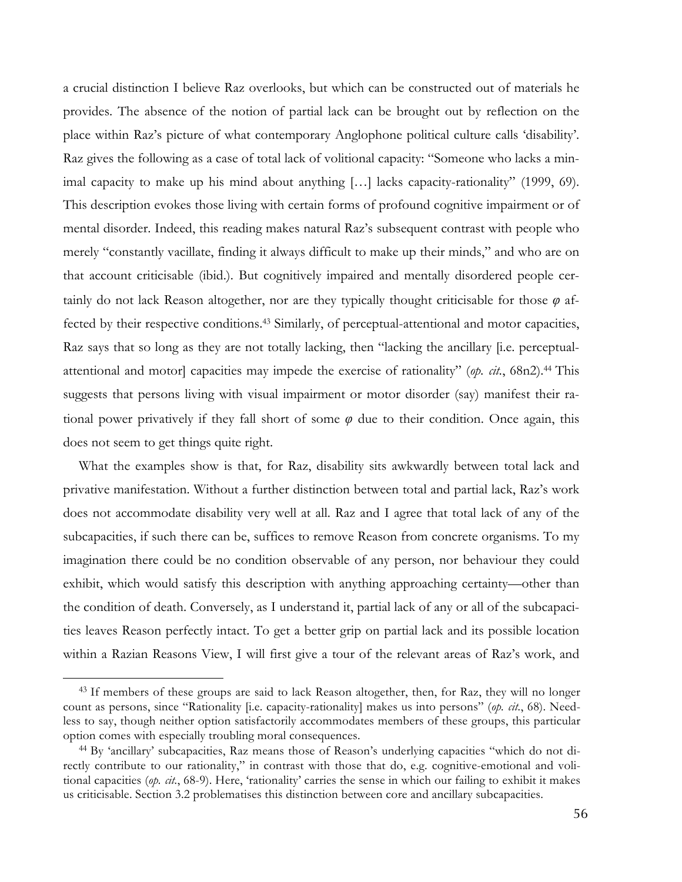a crucial distinction I believe Raz overlooks, but which can be constructed out of materials he provides. The absence of the notion of partial lack can be brought out by reflection on the place within Raz's picture of what contemporary Anglophone political culture calls 'disability'. Raz gives the following as a case of total lack of volitional capacity: "Someone who lacks a minimal capacity to make up his mind about anything […] lacks capacity-rationality" (1999, 69). This description evokes those living with certain forms of profound cognitive impairment or of mental disorder. Indeed, this reading makes natural Raz's subsequent contrast with people who merely "constantly vacillate, finding it always difficult to make up their minds," and who are on that account criticisable (ibid.). But cognitively impaired and mentally disordered people certainly do not lack Reason altogether, nor are they typically thought criticisable for those $\varphi$ affected by their respective conditions.[43] Similarly, of perceptual-attentional and motor capacities, Raz says that so long as they are not totally lacking, then "lacking the ancillary [i.e. perceptual-attentional and motor] capacities may impede the exercise of rationality" (*op. cit.*, 68n2).[44] This suggests that persons living with visual impairment or motor disorder (say) manifest their rational power privatively if they fall short of some $\varphi$ due to their condition. Once again, this does not seem to get things quite right.

What the examples show is that, for Raz, disability sits awkwardly between total lack and privative manifestation. Without a further distinction between total and partial lack, Raz's work does not accommodate disability very well at all. Raz and I agree that total lack of any of the subcapacities, if such there can be, suffices to remove Reason from concrete organisms. To my imagination there could be no condition observable of any person, nor behaviour they could exhibit, which would satisfy this description with anything approaching certainty—other than the condition of death. Conversely, as I understand it, partial lack of any or all of the subcapacities leaves Reason perfectly intact. To get a better grip on partial lack and its possible location within a Razian Reasons View, I will first give a tour of the relevant areas of Raz's work, and

[43] If members of these groups are said to lack Reason altogether, then, for Raz, they will no longer count as persons, since "Rationality [i.e. capacity-rationality] makes us into persons" (*op. cit.*, 68). Needless to say, though neither option satisfactorily accommodates members of these groups, this particular option comes with especially troubling moral consequences.

[44] By 'ancillary' subcapacities, Raz means those of Reason's underlying capacities "which do not directly contribute to our rationality," in contrast with those that do, e.g. cognitive-emotional and volitional capacities (*op. cit.*, 68-9). Here, 'rationality' carries the sense in which our failing to exhibit it makes us criticisable. Section 3.2 problematises this distinction between core and ancillary subcapacities.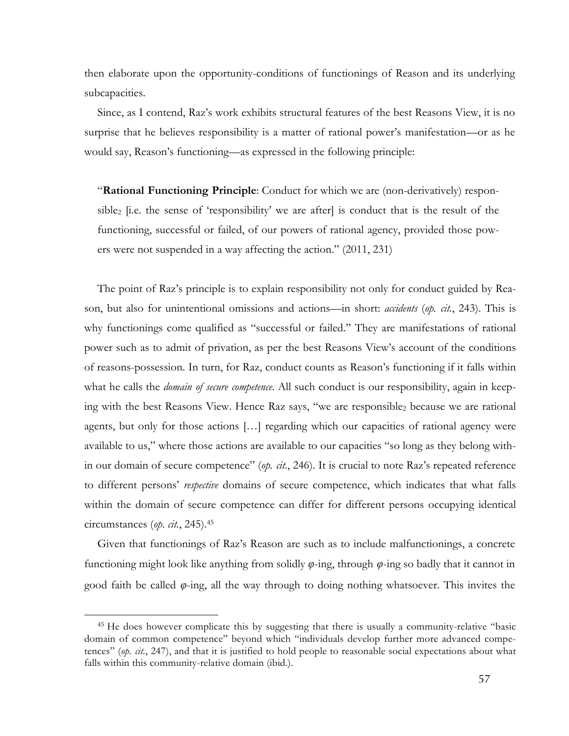then elaborate upon the opportunity-conditions of functionings of Reason and its underlying subcapacities.

Since, as I contend, Raz's work exhibits structural features of the best Reasons View, it is no surprise that he believes responsibility is a matter of rational power's manifestation—or as he would say, Reason's functioning—as expressed in the following principle:

> "**Rational Functioning Principle**: Conduct for which we are (non-derivatively) responsible$_2$ [i.e. the sense of 'responsibility' we are after] is conduct that is the result of the functioning, successful or failed, of our powers of rational agency, provided those powers were not suspended in a way affecting the action." (2011, 231)

The point of Raz's principle is to explain responsibility not only for conduct guided by Reason, but also for unintentional omissions and actions—in short: *accidents* (*op. cit.*, 243). This is why functionings come qualified as "successful or failed." They are manifestations of rational power such as to admit of privation, as per the best Reasons View's account of the conditions of reasons-possession. In turn, for Raz, conduct counts as Reason's functioning if it falls within what he calls the *domain of secure competence*. All such conduct is our responsibility, again in keeping with the best Reasons View. Hence Raz says, "we are responsible$_2$ because we are rational agents, but only for those actions […] regarding which our capacities of rational agency were available to us," where those actions are available to our capacities "so long as they belong within our domain of secure competence" (*op. cit.*, 246). It is crucial to note Raz's repeated reference to different persons' *respective* domains of secure competence, which indicates that what falls within the domain of secure competence can differ for different persons occupying identical circumstances (*op. cit.*, 245).[45]

Given that functionings of Raz's Reason are such as to include malfunctionings, a concrete functioning might look like anything from solidly $\varphi$-ing, through $\varphi$-ing so badly that it cannot in good faith be called $\varphi$-ing, all the way through to doing nothing whatsoever. This invites the

[45] He does however complicate this by suggesting that there is usually a community-relative "basic domain of common competence" beyond which "individuals develop further more advanced competences" (*op. cit.*, 247), and that it is justified to hold people to reasonable social expectations about what falls within this community-relative domain (ibid.).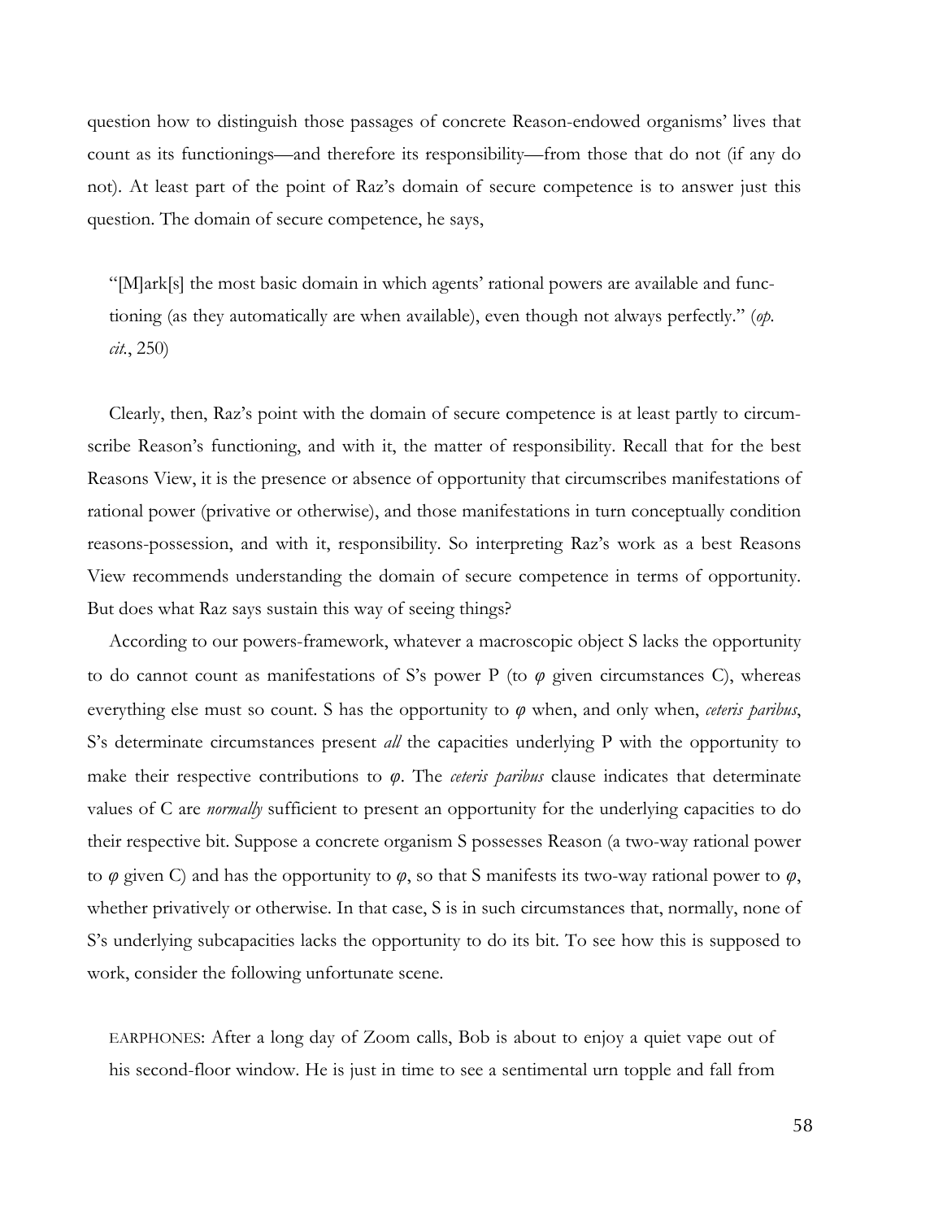question how to distinguish those passages of concrete Reason-endowed organisms' lives that count as its functionings—and therefore its responsibility—from those that do not (if any do not). At least part of the point of Raz's domain of secure competence is to answer just this question. The domain of secure competence, he says,

> "[M]ark[s] the most basic domain in which agents' rational powers are available and functioning (as they automatically are when available), even though not always perfectly." (*op. cit.*, 250)

Clearly, then, Raz's point with the domain of secure competence is at least partly to circumscribe Reason's functioning, and with it, the matter of responsibility. Recall that for the best Reasons View, it is the presence or absence of opportunity that circumscribes manifestations of rational power (privative or otherwise), and those manifestations in turn conceptually condition reasons-possession, and with it, responsibility. So interpreting Raz's work as a best Reasons View recommends understanding the domain of secure competence in terms of opportunity. But does what Raz says sustain this way of seeing things?

According to our powers-framework, whatever a macroscopic object S lacks the opportunity to do cannot count as manifestations of S's power P (to $\varphi$ given circumstances C), whereas everything else must so count. S has the opportunity to $\varphi$ when, and only when, *ceteris paribus*, S's determinate circumstances present *all* the capacities underlying P with the opportunity to make their respective contributions to $\varphi$. The *ceteris paribus* clause indicates that determinate values of C are *normally* sufficient to present an opportunity for the underlying capacities to do their respective bit. Suppose a concrete organism S possesses Reason (a two-way rational power to $\varphi$ given C) and has the opportunity to $\varphi$, so that S manifests its two-way rational power to $\varphi$, whether privatively or otherwise. In that case, S is in such circumstances that, normally, none of S's underlying subcapacities lacks the opportunity to do its bit. To see how this is supposed to work, consider the following unfortunate scene.

> EARPHONES: After a long day of Zoom calls, Bob is about to enjoy a quiet vape out of his second-floor window. He is just in time to see a sentimental urn topple and fall from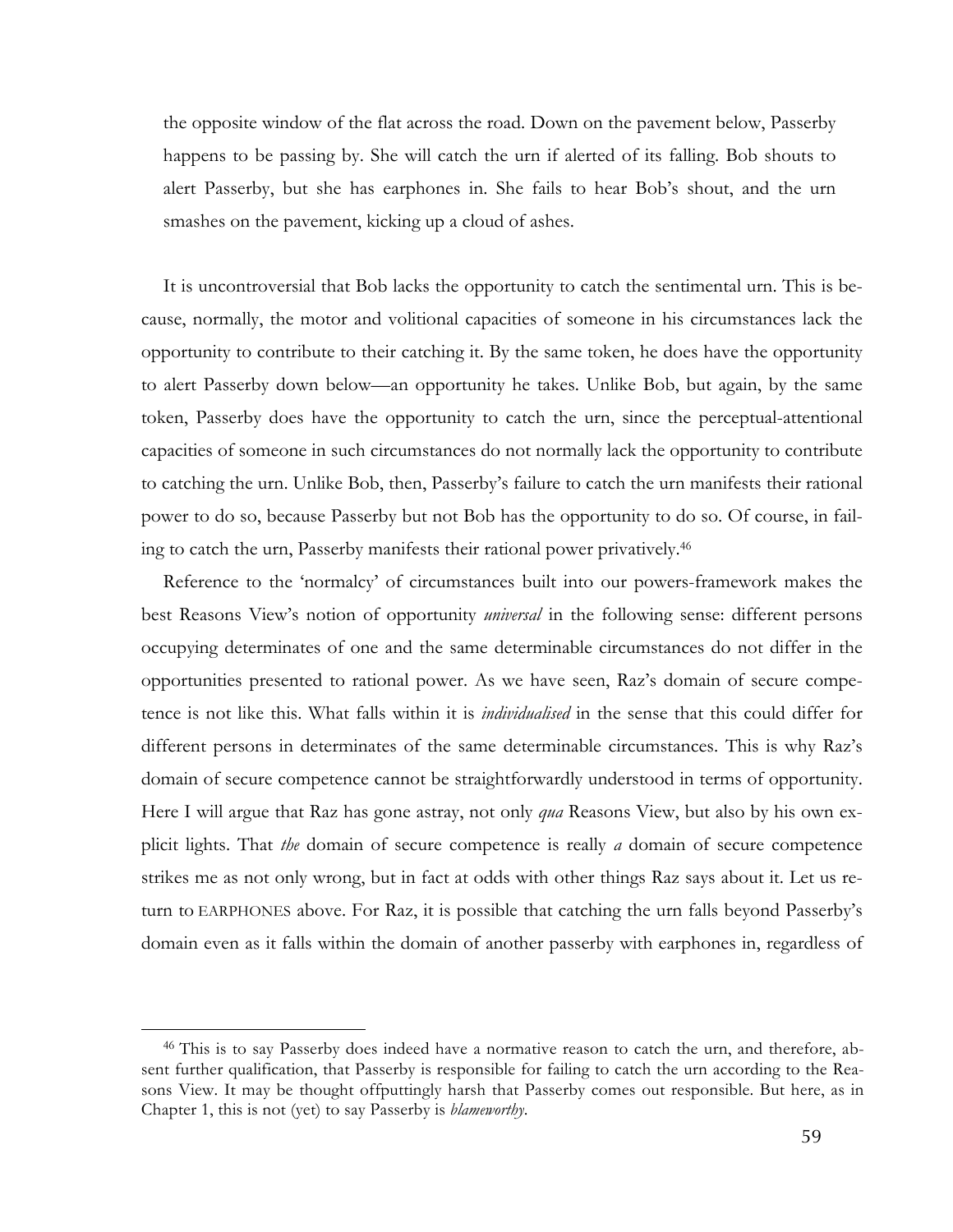the opposite window of the flat across the road. Down on the pavement below, Passerby happens to be passing by. She will catch the urn if alerted of its falling. Bob shouts to alert Passerby, but she has earphones in. She fails to hear Bob's shout, and the urn smashes on the pavement, kicking up a cloud of ashes.

It is uncontroversial that Bob lacks the opportunity to catch the sentimental urn. This is because, normally, the motor and volitional capacities of someone in his circumstances lack the opportunity to contribute to their catching it. By the same token, he does have the opportunity to alert Passerby down below—an opportunity he takes. Unlike Bob, but again, by the same token, Passerby does have the opportunity to catch the urn, since the perceptual-attentional capacities of someone in such circumstances do not normally lack the opportunity to contribute to catching the urn. Unlike Bob, then, Passerby's failure to catch the urn manifests their rational power to do so, because Passerby but not Bob has the opportunity to do so. Of course, in failing to catch the urn, Passerby manifests their rational power privatively.[46]

Reference to the 'normalcy' of circumstances built into our powers-framework makes the best Reasons View's notion of opportunity *universal* in the following sense: different persons occupying determinates of one and the same determinable circumstances do not differ in the opportunities presented to rational power. As we have seen, Raz's domain of secure competence is not like this. What falls within it is *individualised* in the sense that this could differ for different persons in determinates of the same determinable circumstances. This is why Raz's domain of secure competence cannot be straightforwardly understood in terms of opportunity. Here I will argue that Raz has gone astray, not only *qua* Reasons View, but also by his own explicit lights. That *the* domain of secure competence is really *a* domain of secure competence strikes me as not only wrong, but in fact at odds with other things Raz says about it. Let us return to EARPHONES above. For Raz, it is possible that catching the urn falls beyond Passerby's domain even as it falls within the domain of another passerby with earphones in, regardless of

[46] This is to say Passerby does indeed have a normative reason to catch the urn, and therefore, absent further qualification, that Passerby is responsible for failing to catch the urn according to the Reasons View. It may be thought offputtingly harsh that Passerby comes out responsible. But here, as in Chapter 1, this is not (yet) to say Passerby is *blameworthy*.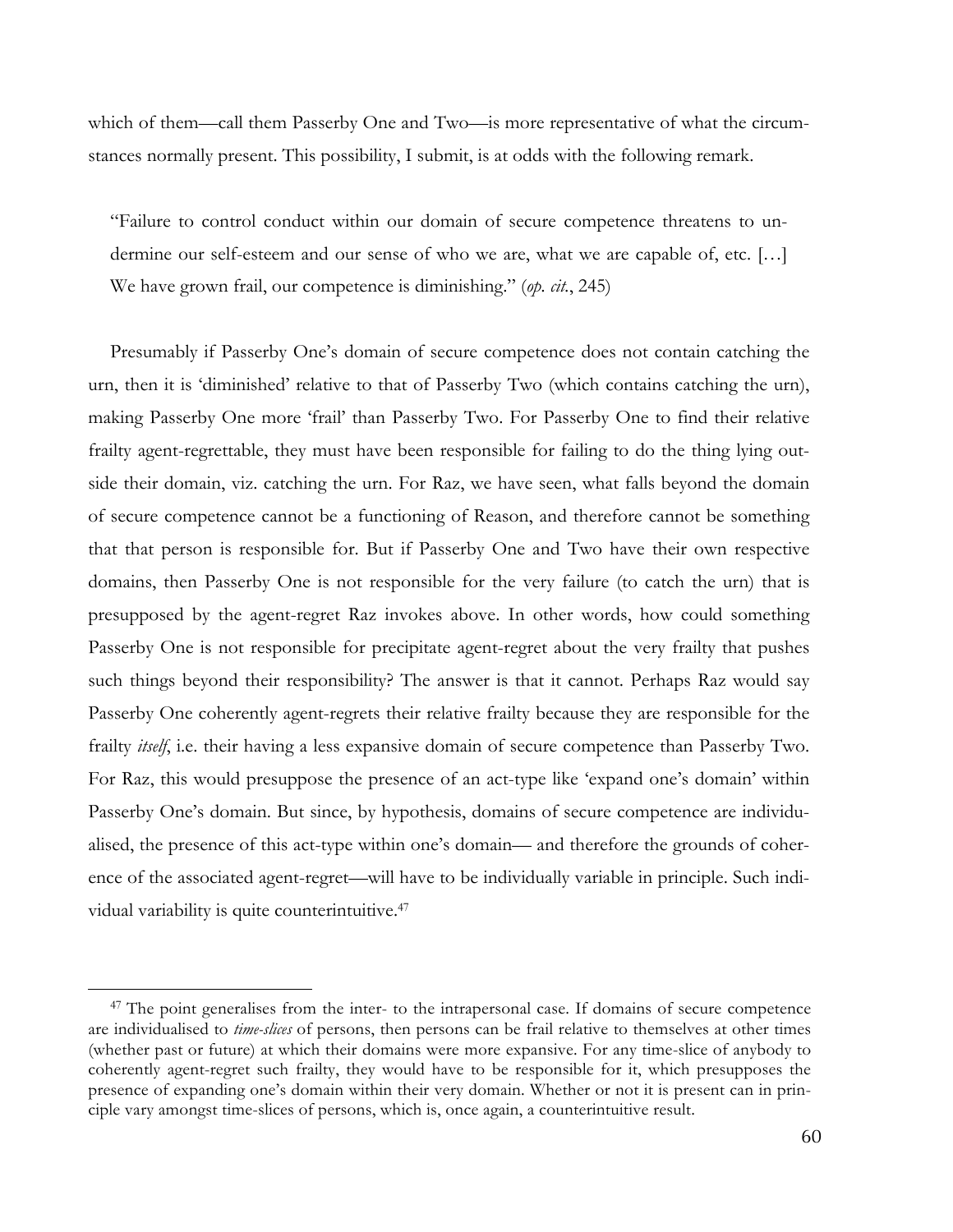which of them—call them Passerby One and Two—is more representative of what the circumstances normally present. This possibility, I submit, is at odds with the following remark.

> "Failure to control conduct within our domain of secure competence threatens to undermine our self-esteem and our sense of who we are, what we are capable of, etc. […] We have grown frail, our competence is diminishing." (*op. cit.*, 245)

Presumably if Passerby One's domain of secure competence does not contain catching the urn, then it is 'diminished' relative to that of Passerby Two (which contains catching the urn), making Passerby One more 'frail' than Passerby Two. For Passerby One to find their relative frailty agent-regrettable, they must have been responsible for failing to do the thing lying outside their domain, viz. catching the urn. For Raz, we have seen, what falls beyond the domain of secure competence cannot be a functioning of Reason, and therefore cannot be something that that person is responsible for. But if Passerby One and Two have their own respective domains, then Passerby One is not responsible for the very failure (to catch the urn) that is presupposed by the agent-regret Raz invokes above. In other words, how could something Passerby One is not responsible for precipitate agent-regret about the very frailty that pushes such things beyond their responsibility? The answer is that it cannot. Perhaps Raz would say Passerby One coherently agent-regrets their relative frailty because they are responsible for the frailty *itself*, i.e. their having a less expansive domain of secure competence than Passerby Two. For Raz, this would presuppose the presence of an act-type like 'expand one's domain' within Passerby One's domain. But since, by hypothesis, domains of secure competence are individualised, the presence of this act-type within one's domain— and therefore the grounds of coherence of the associated agent-regret—will have to be individually variable in principle. Such individual variability is quite counterintuitive.[47]

[47] The point generalises from the inter- to the intrapersonal case. If domains of secure competence are individualised to *time-slices* of persons, then persons can be frail relative to themselves at other times (whether past or future) at which their domains were more expansive. For any time-slice of anybody to coherently agent-regret such frailty, they would have to be responsible for it, which presupposes the presence of expanding one's domain within their very domain. Whether or not it is present can in principle vary amongst time-slices of persons, which is, once again, a counterintuitive result.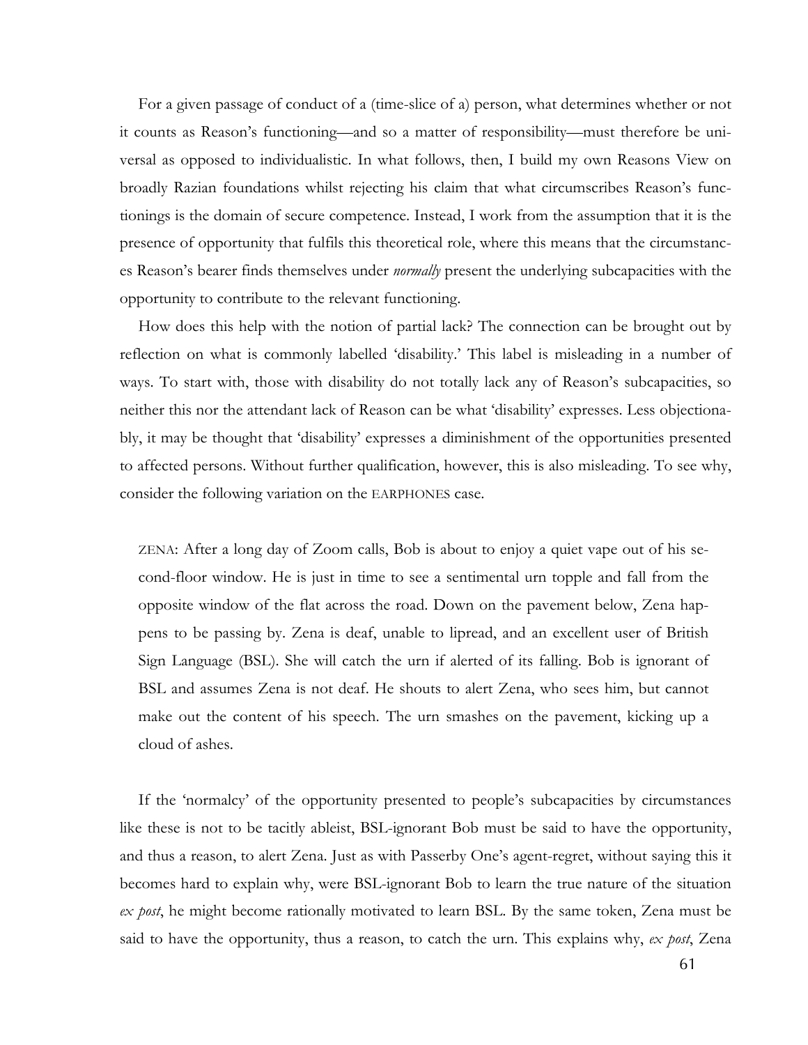For a given passage of conduct of a (time-slice of a) person, what determines whether or not it counts as Reason's functioning—and so a matter of responsibility—must therefore be universal as opposed to individualistic. In what follows, then, I build my own Reasons View on broadly Razian foundations whilst rejecting his claim that what circumscribes Reason's functionings is the domain of secure competence. Instead, I work from the assumption that it is the presence of opportunity that fulfils this theoretical role, where this means that the circumstances Reason's bearer finds themselves under *normally* present the underlying subcapacities with the opportunity to contribute to the relevant functioning.

How does this help with the notion of partial lack? The connection can be brought out by reflection on what is commonly labelled 'disability.' This label is misleading in a number of ways. To start with, those with disability do not totally lack any of Reason's subcapacities, so neither this nor the attendant lack of Reason can be what 'disability' expresses. Less objectionably, it may be thought that 'disability' expresses a diminishment of the opportunities presented to affected persons. Without further qualification, however, this is also misleading. To see why, consider the following variation on the EARPHONES case.

> ZENA: After a long day of Zoom calls, Bob is about to enjoy a quiet vape out of his second-floor window. He is just in time to see a sentimental urn topple and fall from the opposite window of the flat across the road. Down on the pavement below, Zena happens to be passing by. Zena is deaf, unable to lipread, and an excellent user of British Sign Language (BSL). She will catch the urn if alerted of its falling. Bob is ignorant of BSL and assumes Zena is not deaf. He shouts to alert Zena, who sees him, but cannot make out the content of his speech. The urn smashes on the pavement, kicking up a cloud of ashes.

If the 'normalcy' of the opportunity presented to people's subcapacities by circumstances like these is not to be tacitly ableist, BSL-ignorant Bob must be said to have the opportunity, and thus a reason, to alert Zena. Just as with Passerby One's agent-regret, without saying this it becomes hard to explain why, were BSL-ignorant Bob to learn the true nature of the situation *ex post*, he might become rationally motivated to learn BSL. By the same token, Zena must be said to have the opportunity, thus a reason, to catch the urn. This explains why, *ex post*, Zena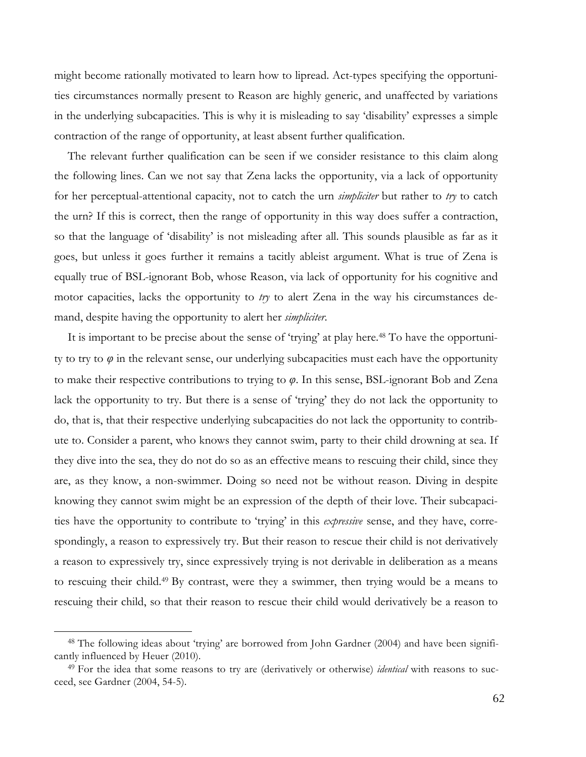might become rationally motivated to learn how to lipread. Act-types specifying the opportunities circumstances normally present to Reason are highly generic, and unaffected by variations in the underlying subcapacities. This is why it is misleading to say 'disability' expresses a simple contraction of the range of opportunity, at least absent further qualification.

The relevant further qualification can be seen if we consider resistance to this claim along the following lines. Can we not say that Zena lacks the opportunity, via a lack of opportunity for her perceptual-attentional capacity, not to catch the urn *simpliciter* but rather to *try* to catch the urn? If this is correct, then the range of opportunity in this way does suffer a contraction, so that the language of 'disability' is not misleading after all. This sounds plausible as far as it goes, but unless it goes further it remains a tacitly ableist argument. What is true of Zena is equally true of BSL-ignorant Bob, whose Reason, via lack of opportunity for his cognitive and motor capacities, lacks the opportunity to *try* to alert Zena in the way his circumstances demand, despite having the opportunity to alert her *simpliciter*.

It is important to be precise about the sense of 'trying' at play here.[48] To have the opportunity to try to $\varphi$ in the relevant sense, our underlying subcapacities must each have the opportunity to make their respective contributions to trying to $\varphi$. In this sense, BSL-ignorant Bob and Zena lack the opportunity to try. But there is a sense of 'trying' they do not lack the opportunity to do, that is, that their respective underlying subcapacities do not lack the opportunity to contribute to. Consider a parent, who knows they cannot swim, party to their child drowning at sea. If they dive into the sea, they do not do so as an effective means to rescuing their child, since they are, as they know, a non-swimmer. Doing so need not be without reason. Diving in despite knowing they cannot swim might be an expression of the depth of their love. Their subcapacities have the opportunity to contribute to 'trying' in this *expressive* sense, and they have, correspondingly, a reason to expressively try. But their reason to rescue their child is not derivatively a reason to expressively try, since expressively trying is not derivable in deliberation as a means to rescuing their child.[49] By contrast, were they a swimmer, then trying would be a means to rescuing their child, so that their reason to rescue their child would derivatively be a reason to

---

[48] The following ideas about 'trying' are borrowed from John Gardner (2004) and have been significantly influenced by Heuer (2010).

[49] For the idea that some reasons to try are (derivatively or otherwise) *identical* with reasons to succeed, see Gardner (2004, 54-5).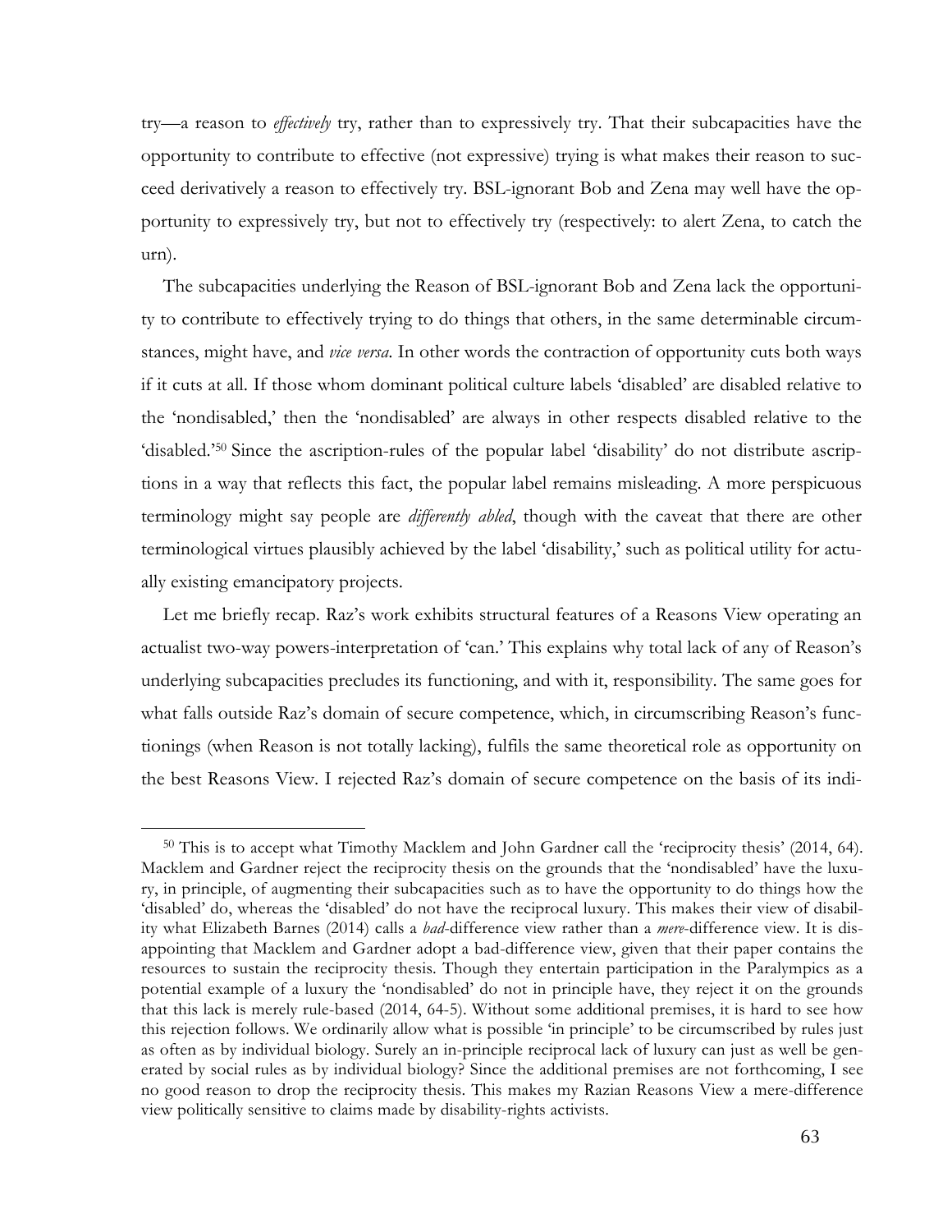try—a reason to *effectively* try, rather than to expressively try. That their subcapacities have the opportunity to contribute to effective (not expressive) trying is what makes their reason to succeed derivatively a reason to effectively try. BSL-ignorant Bob and Zena may well have the opportunity to expressively try, but not to effectively try (respectively: to alert Zena, to catch the urn).

The subcapacities underlying the Reason of BSL-ignorant Bob and Zena lack the opportunity to contribute to effectively trying to do things that others, in the same determinable circumstances, might have, and *vice versa*. In other words the contraction of opportunity cuts both ways if it cuts at all. If those whom dominant political culture labels 'disabled' are disabled relative to the 'nondisabled,' then the 'nondisabled' are always in other respects disabled relative to the 'disabled.'[50] Since the ascription-rules of the popular label 'disability' do not distribute ascriptions in a way that reflects this fact, the popular label remains misleading. A more perspicuous terminology might say people are *differently abled*, though with the caveat that there are other terminological virtues plausibly achieved by the label 'disability,' such as political utility for actually existing emancipatory projects.

Let me briefly recap. Raz's work exhibits structural features of a Reasons View operating an actualist two-way powers-interpretation of 'can.' This explains why total lack of any of Reason's underlying subcapacities precludes its functioning, and with it, responsibility. The same goes for what falls outside Raz's domain of secure competence, which, in circumscribing Reason's functionings (when Reason is not totally lacking), fulfils the same theoretical role as opportunity on the best Reasons View. I rejected Raz's domain of secure competence on the basis of its indi-

---

[50] This is to accept what Timothy Macklem and John Gardner call the 'reciprocity thesis' (2014, 64). Macklem and Gardner reject the reciprocity thesis on the grounds that the 'nondisabled' have the luxury, in principle, of augmenting their subcapacities such as to have the opportunity to do things how the 'disabled' do, whereas the 'disabled' do not have the reciprocal luxury. This makes their view of disability what Elizabeth Barnes (2014) calls a *bad*-difference view rather than a *mere*-difference view. It is disappointing that Macklem and Gardner adopt a bad-difference view, given that their paper contains the resources to sustain the reciprocity thesis. Though they entertain participation in the Paralympics as a potential example of a luxury the 'nondisabled' do not in principle have, they reject it on the grounds that this lack is merely rule-based (2014, 64-5). Without some additional premises, it is hard to see how this rejection follows. We ordinarily allow what is possible 'in principle' to be circumscribed by rules just as often as by individual biology. Surely an in-principle reciprocal lack of luxury can just as well be generated by social rules as by individual biology? Since the additional premises are not forthcoming, I see no good reason to drop the reciprocity thesis. This makes my Razian Reasons View a mere-difference view politically sensitive to claims made by disability-rights activists.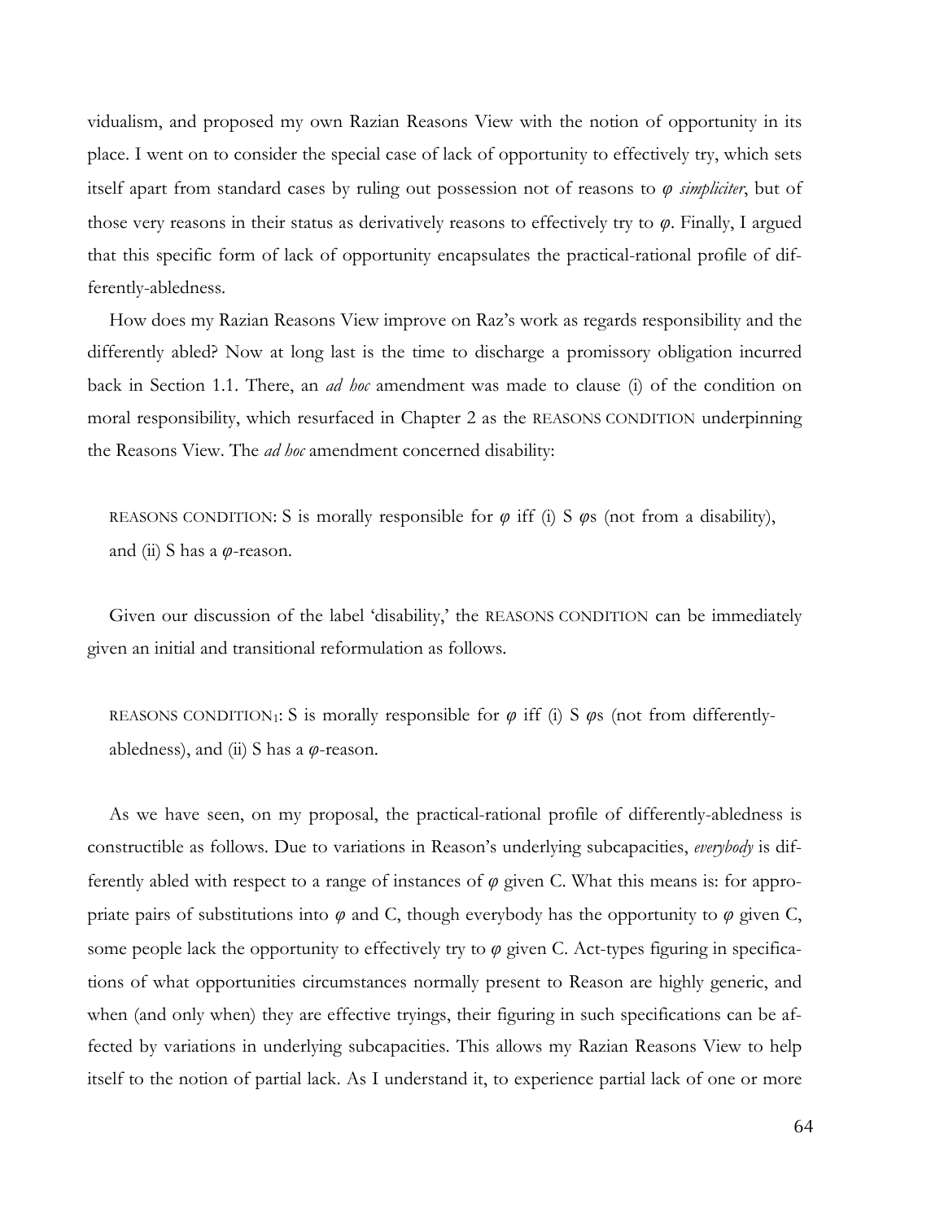vidualism, and proposed my own Razian Reasons View with the notion of opportunity in its place. I went on to consider the special case of lack of opportunity to effectively try, which sets itself apart from standard cases by ruling out possession not of reasons to *φ simpliciter*, but of those very reasons in their status as derivatively reasons to effectively try to *φ*. Finally, I argued that this specific form of lack of opportunity encapsulates the practical-rational profile of differently-abledness.

How does my Razian Reasons View improve on Raz's work as regards responsibility and the differently abled? Now at long last is the time to discharge a promissory obligation incurred back in Section 1.1. There, an *ad hoc* amendment was made to clause (i) of the condition on moral responsibility, which resurfaced in Chapter 2 as the REASONS CONDITION underpinning the Reasons View. The *ad hoc* amendment concerned disability:

> REASONS CONDITION: S is morally responsible for *φ* iff (i) S *φ*s (not from a disability), and (ii) S has a *φ*-reason.

Given our discussion of the label 'disability,' the REASONS CONDITION can be immediately given an initial and transitional reformulation as follows.

> REASONS CONDITION$_1$: S is morally responsible for *φ* iff (i) S *φ*s (not from differently-abledness), and (ii) S has a *φ*-reason.

As we have seen, on my proposal, the practical-rational profile of differently-abledness is constructible as follows. Due to variations in Reason's underlying subcapacities, *everybody* is differently abled with respect to a range of instances of *φ* given C. What this means is: for appropriate pairs of substitutions into *φ* and C, though everybody has the opportunity to *φ* given C, some people lack the opportunity to effectively try to *φ* given C. Act-types figuring in specifications of what opportunities circumstances normally present to Reason are highly generic, and when (and only when) they are effective tryings, their figuring in such specifications can be affected by variations in underlying subcapacities. This allows my Razian Reasons View to help itself to the notion of partial lack. As I understand it, to experience partial lack of one or more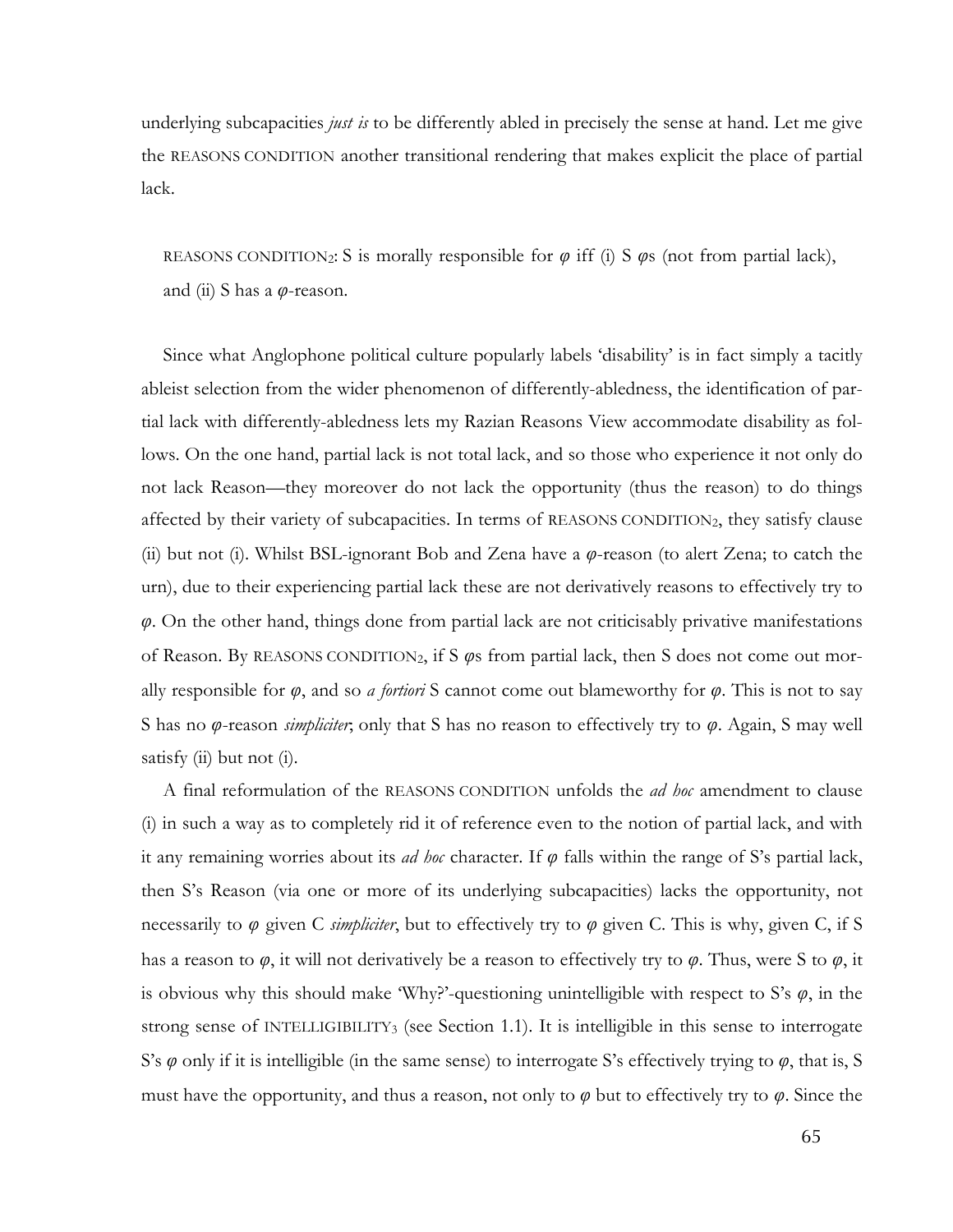underlying subcapacities *just is* to be differently abled in precisely the sense at hand. Let me give the REASONS CONDITION another transitional rendering that makes explicit the place of partial lack.

> REASONS CONDITION$_2$: S is morally responsible for $\varphi$ iff (i) S $\varphi$s (not from partial lack), and (ii) S has a $\varphi$-reason.

Since what Anglophone political culture popularly labels 'disability' is in fact simply a tacitly ableist selection from the wider phenomenon of differently-abledness, the identification of partial lack with differently-abledness lets my Razian Reasons View accommodate disability as follows. On the one hand, partial lack is not total lack, and so those who experience it not only do not lack Reason—they moreover do not lack the opportunity (thus the reason) to do things affected by their variety of subcapacities. In terms of REASONS CONDITION$_2$, they satisfy clause (ii) but not (i). Whilst BSL-ignorant Bob and Zena have a $\varphi$-reason (to alert Zena; to catch the urn), due to their experiencing partial lack these are not derivatively reasons to effectively try to $\varphi$. On the other hand, things done from partial lack are not criticisably privative manifestations of Reason. By REASONS CONDITION$_2$, if S $\varphi$s from partial lack, then S does not come out morally responsible for $\varphi$, and so *a fortiori* S cannot come out blameworthy for $\varphi$. This is not to say S has no $\varphi$-reason *simpliciter*; only that S has no reason to effectively try to $\varphi$. Again, S may well satisfy (ii) but not (i).

A final reformulation of the REASONS CONDITION unfolds the *ad hoc* amendment to clause (i) in such a way as to completely rid it of reference even to the notion of partial lack, and with it any remaining worries about its *ad hoc* character. If $\varphi$ falls within the range of S's partial lack, then S's Reason (via one or more of its underlying subcapacities) lacks the opportunity, not necessarily to $\varphi$ given C *simpliciter*, but to effectively try to $\varphi$ given C. This is why, given C, if S has a reason to $\varphi$, it will not derivatively be a reason to effectively try to $\varphi$. Thus, were S to $\varphi$, it is obvious why this should make 'Why?'-questioning unintelligible with respect to S's $\varphi$, in the strong sense of INTELLIGIBILITY$_3$ (see Section 1.1). It is intelligible in this sense to interrogate S's $\varphi$ only if it is intelligible (in the same sense) to interrogate S's effectively trying to $\varphi$, that is, S must have the opportunity, and thus a reason, not only to $\varphi$ but to effectively try to $\varphi$. Since the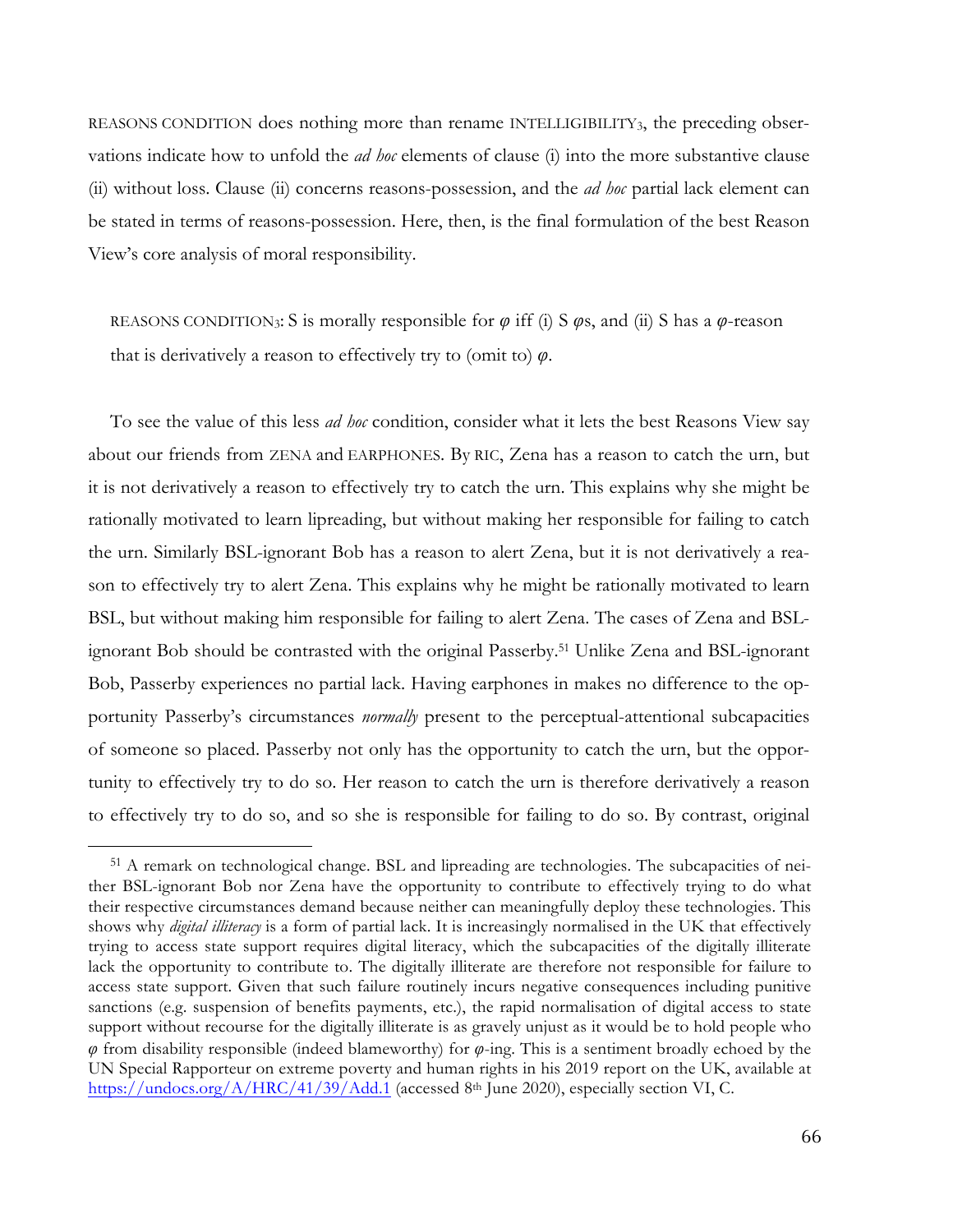REASONS CONDITION does nothing more than rename INTELLIGIBILITY$_3$, the preceding observations indicate how to unfold the *ad hoc* elements of clause (i) into the more substantive clause (ii) without loss. Clause (ii) concerns reasons-possession, and the *ad hoc* partial lack element can be stated in terms of reasons-possession. Here, then, is the final formulation of the best Reason View's core analysis of moral responsibility.

> REASONS CONDITION$_3$: S is morally responsible for $\varphi$ iff (i) S $\varphi$s, and (ii) S has a $\varphi$-reason that is derivatively a reason to effectively try to (omit to) $\varphi$.

To see the value of this less *ad hoc* condition, consider what it lets the best Reasons View say about our friends from ZENA and EARPHONES. By RIC, Zena has a reason to catch the urn, but it is not derivatively a reason to effectively try to catch the urn. This explains why she might be rationally motivated to learn lipreading, but without making her responsible for failing to catch the urn. Similarly BSL-ignorant Bob has a reason to alert Zena, but it is not derivatively a reason to effectively try to alert Zena. This explains why he might be rationally motivated to learn BSL, but without making him responsible for failing to alert Zena. The cases of Zena and BSL-ignorant Bob should be contrasted with the original Passerby.[51] Unlike Zena and BSL-ignorant Bob, Passerby experiences no partial lack. Having earphones in makes no difference to the opportunity Passerby's circumstances *normally* present to the perceptual-attentional subcapacities of someone so placed. Passerby not only has the opportunity to catch the urn, but the opportunity to effectively try to do so. Her reason to catch the urn is therefore derivatively a reason to effectively try to do so, and so she is responsible for failing to do so. By contrast, original

[51] A remark on technological change. BSL and lipreading are technologies. The subcapacities of neither BSL-ignorant Bob nor Zena have the opportunity to contribute to effectively trying to do what their respective circumstances demand because neither can meaningfully deploy these technologies. This shows why *digital illiteracy* is a form of partial lack. It is increasingly normalised in the UK that effectively trying to access state support requires digital literacy, which the subcapacities of the digitally illiterate lack the opportunity to contribute to. The digitally illiterate are therefore not responsible for failure to access state support. Given that such failure routinely incurs negative consequences including punitive sanctions (e.g. suspension of benefits payments, etc.), the rapid normalisation of digital access to state support without recourse for the digitally illiterate is as gravely unjust as it would be to hold people who $\varphi$ from disability responsible (indeed blameworthy) for $\varphi$-ing. This is a sentiment broadly echoed by the UN Special Rapporteur on extreme poverty and human rights in his 2019 report on the UK, available at https://undocs.org/A/HRC/41/39/Add.1 (accessed 8th June 2020), especially section VI, C.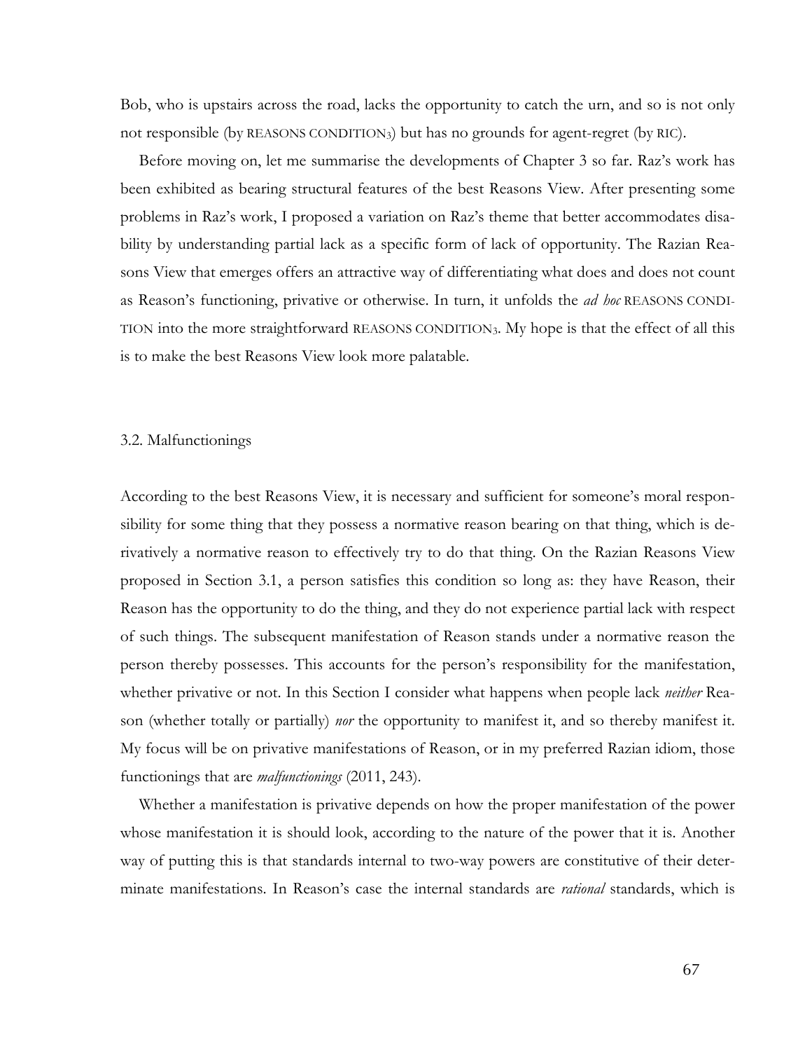Bob, who is upstairs across the road, lacks the opportunity to catch the urn, and so is not only not responsible (by REASONS CONDITION$_3$) but has no grounds for agent-regret (by RIC).

Before moving on, let me summarise the developments of Chapter 3 so far. Raz's work has been exhibited as bearing structural features of the best Reasons View. After presenting some problems in Raz's work, I proposed a variation on Raz's theme that better accommodates disability by understanding partial lack as a specific form of lack of opportunity. The Razian Reasons View that emerges offers an attractive way of differentiating what does and does not count as Reason's functioning, privative or otherwise. In turn, it unfolds the *ad hoc* REASONS CONDITION into the more straightforward REASONS CONDITION$_3$. My hope is that the effect of all this is to make the best Reasons View look more palatable.

### 3.2. Malfunctionings

According to the best Reasons View, it is necessary and sufficient for someone's moral responsibility for some thing that they possess a normative reason bearing on that thing, which is derivatively a normative reason to effectively try to do that thing. On the Razian Reasons View proposed in Section 3.1, a person satisfies this condition so long as: they have Reason, their Reason has the opportunity to do the thing, and they do not experience partial lack with respect of such things. The subsequent manifestation of Reason stands under a normative reason the person thereby possesses. This accounts for the person's responsibility for the manifestation, whether privative or not. In this Section I consider what happens when people lack *neither* Reason (whether totally or partially) *nor* the opportunity to manifest it, and so thereby manifest it. My focus will be on privative manifestations of Reason, or in my preferred Razian idiom, those functionings that are *malfunctionings* (2011, 243).

Whether a manifestation is privative depends on how the proper manifestation of the power whose manifestation it is should look, according to the nature of the power that it is. Another way of putting this is that standards internal to two-way powers are constitutive of their determinate manifestations. In Reason's case the internal standards are *rational* standards, which is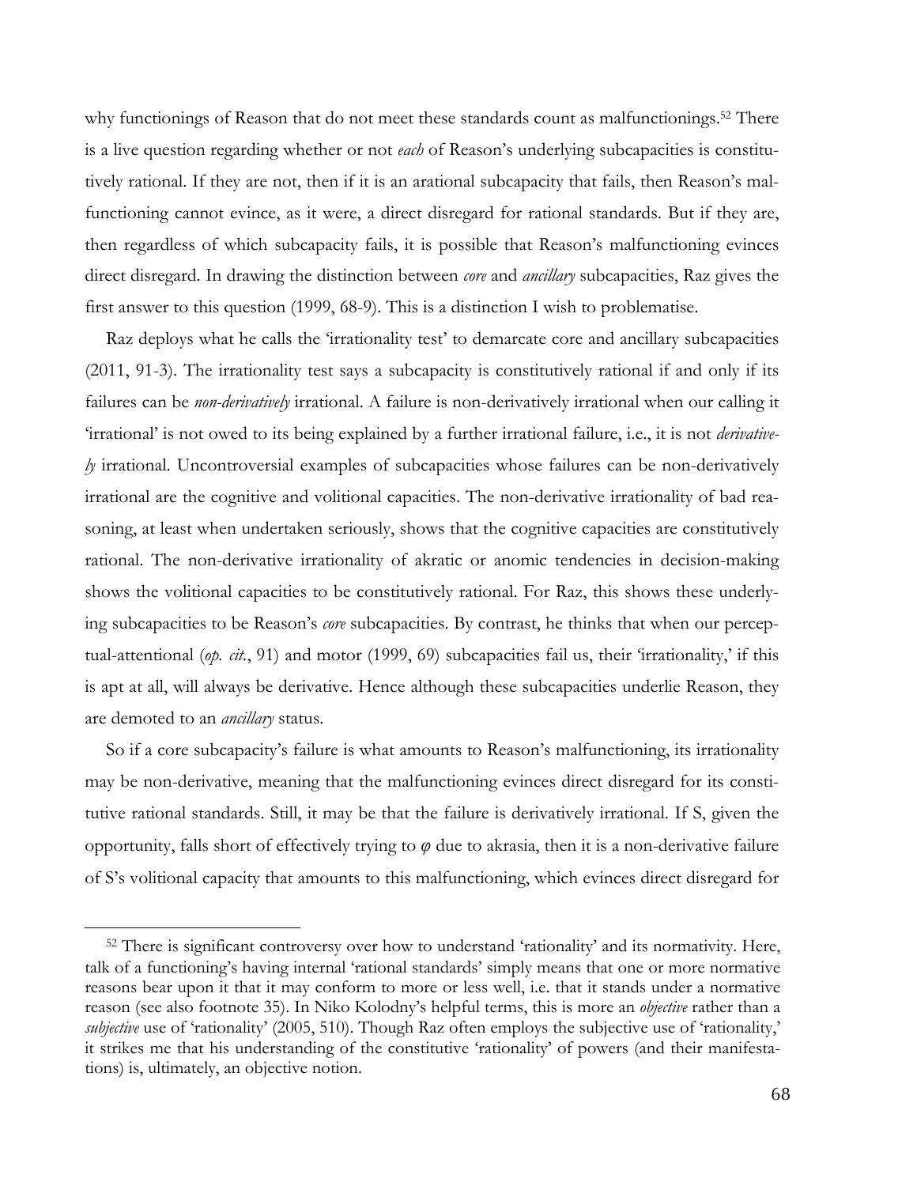why functionings of Reason that do not meet these standards count as malfunctionings.[52] There is a live question regarding whether or not *each* of Reason's underlying subcapacities is constitutively rational. If they are not, then if it is an arational subcapacity that fails, then Reason's malfunctioning cannot evince, as it were, a direct disregard for rational standards. But if they are, then regardless of which subcapacity fails, it is possible that Reason's malfunctioning evinces direct disregard. In drawing the distinction between *core* and *ancillary* subcapacities, Raz gives the first answer to this question (1999, 68-9). This is a distinction I wish to problematise.

Raz deploys what he calls the 'irrationality test' to demarcate core and ancillary subcapacities (2011, 91-3). The irrationality test says a subcapacity is constitutively rational if and only if its failures can be *non-derivatively* irrational. A failure is non-derivatively irrational when our calling it 'irrational' is not owed to its being explained by a further irrational failure, i.e., it is not *derivatively* irrational. Uncontroversial examples of subcapacities whose failures can be non-derivatively irrational are the cognitive and volitional capacities. The non-derivative irrationality of bad reasoning, at least when undertaken seriously, shows that the cognitive capacities are constitutively rational. The non-derivative irrationality of akratic or anomic tendencies in decision-making shows the volitional capacities to be constitutively rational. For Raz, this shows these underlying subcapacities to be Reason's *core* subcapacities. By contrast, he thinks that when our perceptual-attentional (*op. cit.*, 91) and motor (1999, 69) subcapacities fail us, their 'irrationality,' if this is apt at all, will always be derivative. Hence although these subcapacities underlie Reason, they are demoted to an *ancillary* status.

So if a core subcapacity's failure is what amounts to Reason's malfunctioning, its irrationality may be non-derivative, meaning that the malfunctioning evinces direct disregard for its constitutive rational standards. Still, it may be that the failure is derivatively irrational. If S, given the opportunity, falls short of effectively trying to $\varphi$ due to akrasia, then it is a non-derivative failure of S's volitional capacity that amounts to this malfunctioning, which evinces direct disregard for

[52] There is significant controversy over how to understand 'rationality' and its normativity. Here, talk of a functioning's having internal 'rational standards' simply means that one or more normative reasons bear upon it that it may conform to more or less well, i.e. that it stands under a normative reason (see also footnote 35). In Niko Kolodny's helpful terms, this is more an *objective* rather than a *subjective* use of 'rationality' (2005, 510). Though Raz often employs the subjective use of 'rationality,' it strikes me that his understanding of the constitutive 'rationality' of powers (and their manifestations) is, ultimately, an objective notion.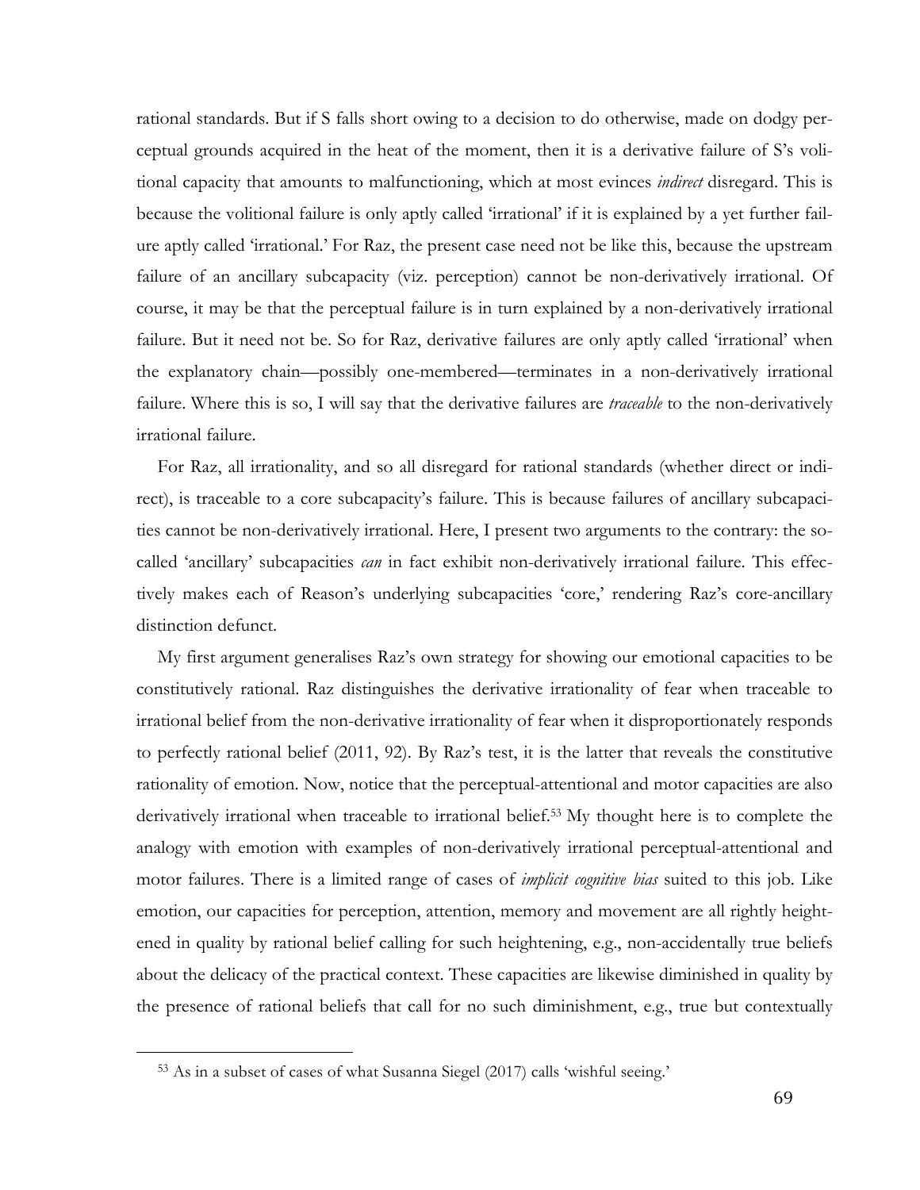rational standards. But if S falls short owing to a decision to do otherwise, made on dodgy perceptual grounds acquired in the heat of the moment, then it is a derivative failure of S's volitional capacity that amounts to malfunctioning, which at most evinces *indirect* disregard. This is because the volitional failure is only aptly called 'irrational' if it is explained by a yet further failure aptly called 'irrational.' For Raz, the present case need not be like this, because the upstream failure of an ancillary subcapacity (viz. perception) cannot be non-derivatively irrational. Of course, it may be that the perceptual failure is in turn explained by a non-derivatively irrational failure. But it need not be. So for Raz, derivative failures are only aptly called 'irrational' when the explanatory chain—possibly one-membered—terminates in a non-derivatively irrational failure. Where this is so, I will say that the derivative failures are *traceable* to the non-derivatively irrational failure.

For Raz, all irrationality, and so all disregard for rational standards (whether direct or indirect), is traceable to a core subcapacity's failure. This is because failures of ancillary subcapacities cannot be non-derivatively irrational. Here, I present two arguments to the contrary: the so-called 'ancillary' subcapacities *can* in fact exhibit non-derivatively irrational failure. This effectively makes each of Reason's underlying subcapacities 'core,' rendering Raz's core-ancillary distinction defunct.

My first argument generalises Raz's own strategy for showing our emotional capacities to be constitutively rational. Raz distinguishes the derivative irrationality of fear when traceable to irrational belief from the non-derivative irrationality of fear when it disproportionately responds to perfectly rational belief (2011, 92). By Raz's test, it is the latter that reveals the constitutive rationality of emotion. Now, notice that the perceptual-attentional and motor capacities are also derivatively irrational when traceable to irrational belief.[53] My thought here is to complete the analogy with emotion with examples of non-derivatively irrational perceptual-attentional and motor failures. There is a limited range of cases of *implicit cognitive bias* suited to this job. Like emotion, our capacities for perception, attention, memory and movement are all rightly heightened in quality by rational belief calling for such heightening, e.g., non-accidentally true beliefs about the delicacy of the practical context. These capacities are likewise diminished in quality by the presence of rational beliefs that call for no such diminishment, e.g., true but contextually

[53] As in a subset of cases of what Susanna Siegel (2017) calls 'wishful seeing.'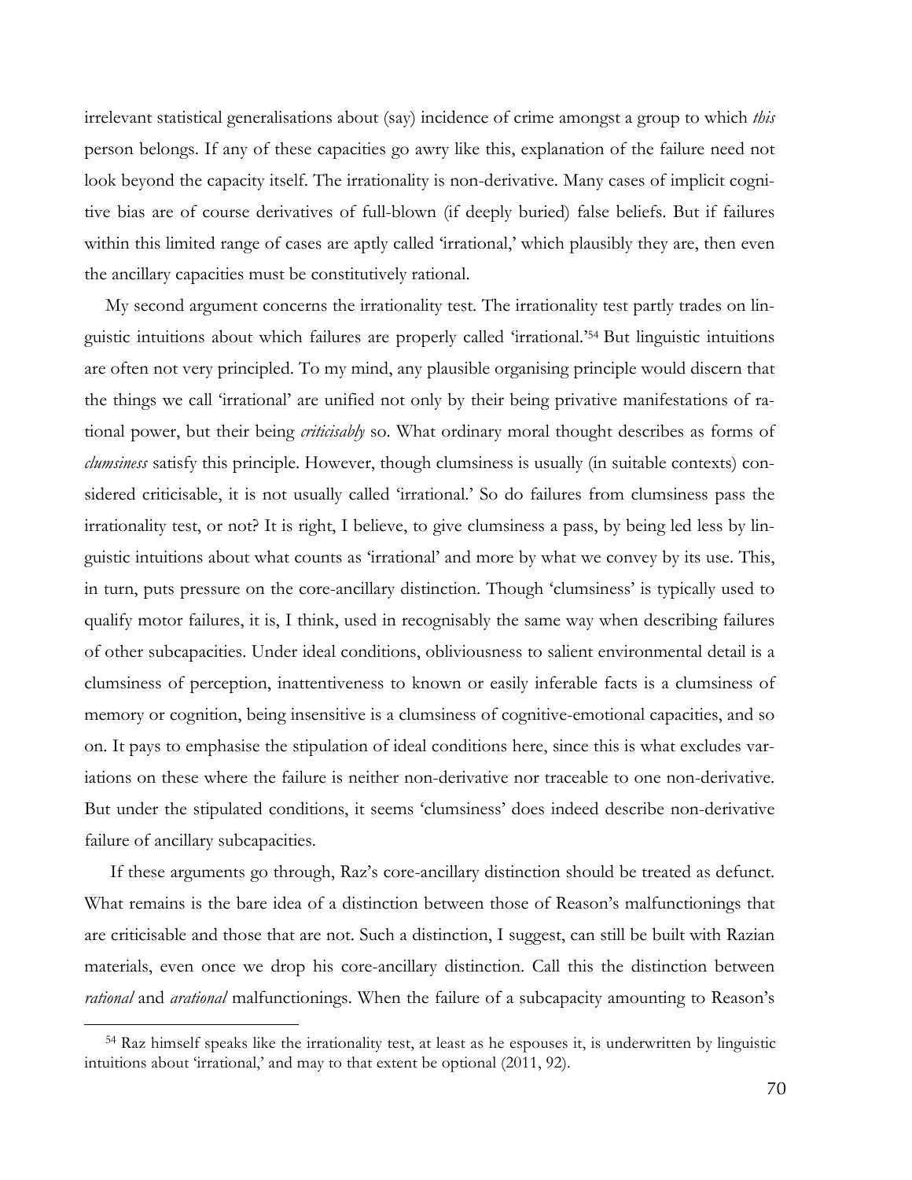irrelevant statistical generalisations about (say) incidence of crime amongst a group to which *this* person belongs. If any of these capacities go awry like this, explanation of the failure need not look beyond the capacity itself. The irrationality is non-derivative. Many cases of implicit cognitive bias are of course derivatives of full-blown (if deeply buried) false beliefs. But if failures within this limited range of cases are aptly called 'irrational,' which plausibly they are, then even the ancillary capacities must be constitutively rational.

My second argument concerns the irrationality test. The irrationality test partly trades on linguistic intuitions about which failures are properly called 'irrational.'[54] But linguistic intuitions are often not very principled. To my mind, any plausible organising principle would discern that the things we call 'irrational' are unified not only by their being privative manifestations of rational power, but their being *criticisably* so. What ordinary moral thought describes as forms of *clumsiness* satisfy this principle. However, though clumsiness is usually (in suitable contexts) considered criticisable, it is not usually called 'irrational.' So do failures from clumsiness pass the irrationality test, or not? It is right, I believe, to give clumsiness a pass, by being led less by linguistic intuitions about what counts as 'irrational' and more by what we convey by its use. This, in turn, puts pressure on the core-ancillary distinction. Though 'clumsiness' is typically used to qualify motor failures, it is, I think, used in recognisably the same way when describing failures of other subcapacities. Under ideal conditions, obliviousness to salient environmental detail is a clumsiness of perception, inattentiveness to known or easily inferable facts is a clumsiness of memory or cognition, being insensitive is a clumsiness of cognitive-emotional capacities, and so on. It pays to emphasise the stipulation of ideal conditions here, since this is what excludes variations on these where the failure is neither non-derivative nor traceable to one non-derivative. But under the stipulated conditions, it seems 'clumsiness' does indeed describe non-derivative failure of ancillary subcapacities.

If these arguments go through, Raz's core-ancillary distinction should be treated as defunct. What remains is the bare idea of a distinction between those of Reason's malfunctionings that are criticisable and those that are not. Such a distinction, I suggest, can still be built with Razian materials, even once we drop his core-ancillary distinction. Call this the distinction between *rational* and *arational* malfunctionings. When the failure of a subcapacity amounting to Reason's

[54] Raz himself speaks like the irrationality test, at least as he espouses it, is underwritten by linguistic intuitions about 'irrational,' and may to that extent be optional (2011, 92).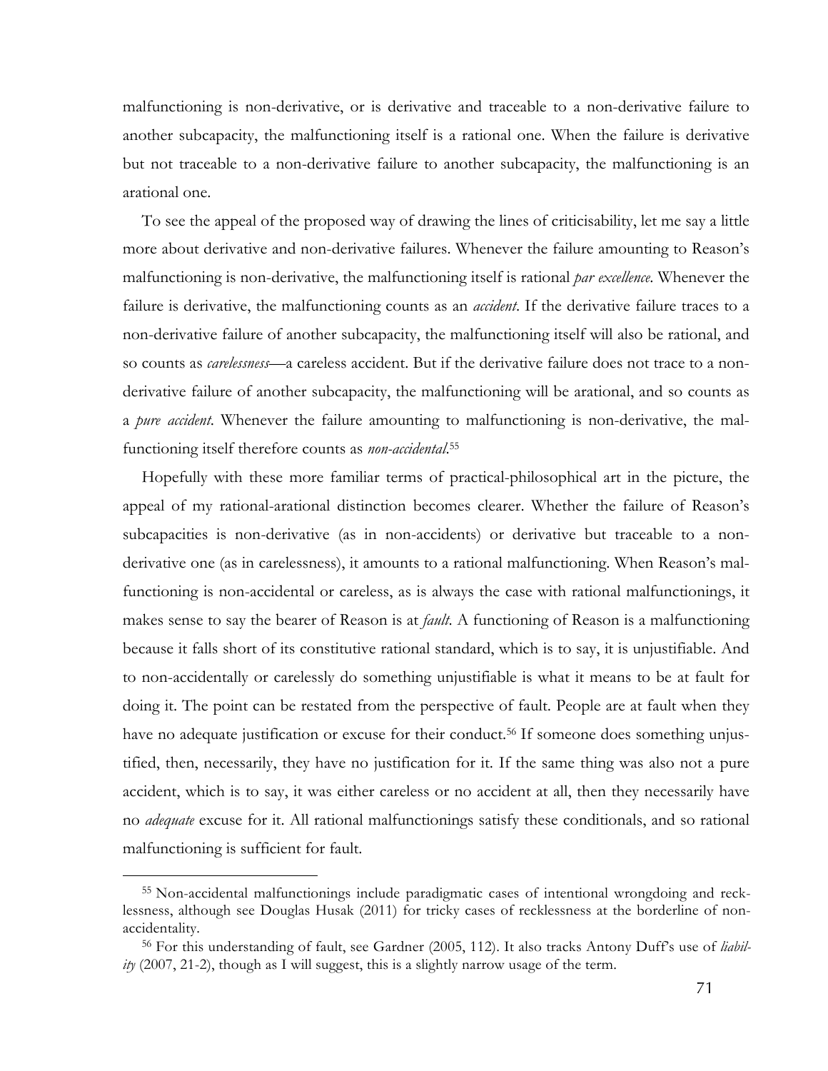malfunctioning is non-derivative, or is derivative and traceable to a non-derivative failure to another subcapacity, the malfunctioning itself is a rational one. When the failure is derivative but not traceable to a non-derivative failure to another subcapacity, the malfunctioning is an arational one.

To see the appeal of the proposed way of drawing the lines of criticisability, let me say a little more about derivative and non-derivative failures. Whenever the failure amounting to Reason's malfunctioning is non-derivative, the malfunctioning itself is rational *par excellence*. Whenever the failure is derivative, the malfunctioning counts as an *accident*. If the derivative failure traces to a non-derivative failure of another subcapacity, the malfunctioning itself will also be rational, and so counts as *carelessness*—a careless accident. But if the derivative failure does not trace to a non-derivative failure of another subcapacity, the malfunctioning will be arational, and so counts as a *pure accident*. Whenever the failure amounting to malfunctioning is non-derivative, the malfunctioning itself therefore counts as *non-accidental*.[55]

Hopefully with these more familiar terms of practical-philosophical art in the picture, the appeal of my rational-arational distinction becomes clearer. Whether the failure of Reason's subcapacities is non-derivative (as in non-accidents) or derivative but traceable to a non-derivative one (as in carelessness), it amounts to a rational malfunctioning. When Reason's malfunctioning is non-accidental or careless, as is always the case with rational malfunctionings, it makes sense to say the bearer of Reason is at *fault*. A functioning of Reason is a malfunctioning because it falls short of its constitutive rational standard, which is to say, it is unjustifiable. And to non-accidentally or carelessly do something unjustifiable is what it means to be at fault for doing it. The point can be restated from the perspective of fault. People are at fault when they have no adequate justification or excuse for their conduct.[56] If someone does something unjustified, then, necessarily, they have no justification for it. If the same thing was also not a pure accident, which is to say, it was either careless or no accident at all, then they necessarily have no *adequate* excuse for it. All rational malfunctionings satisfy these conditionals, and so rational malfunctioning is sufficient for fault.

[55] Non-accidental malfunctionings include paradigmatic cases of intentional wrongdoing and recklessness, although see Douglas Husak (2011) for tricky cases of recklessness at the borderline of non-accidentality.

[56] For this understanding of fault, see Gardner (2005, 112). It also tracks Antony Duff's use of *liability* (2007, 21-2), though as I will suggest, this is a slightly narrow usage of the term.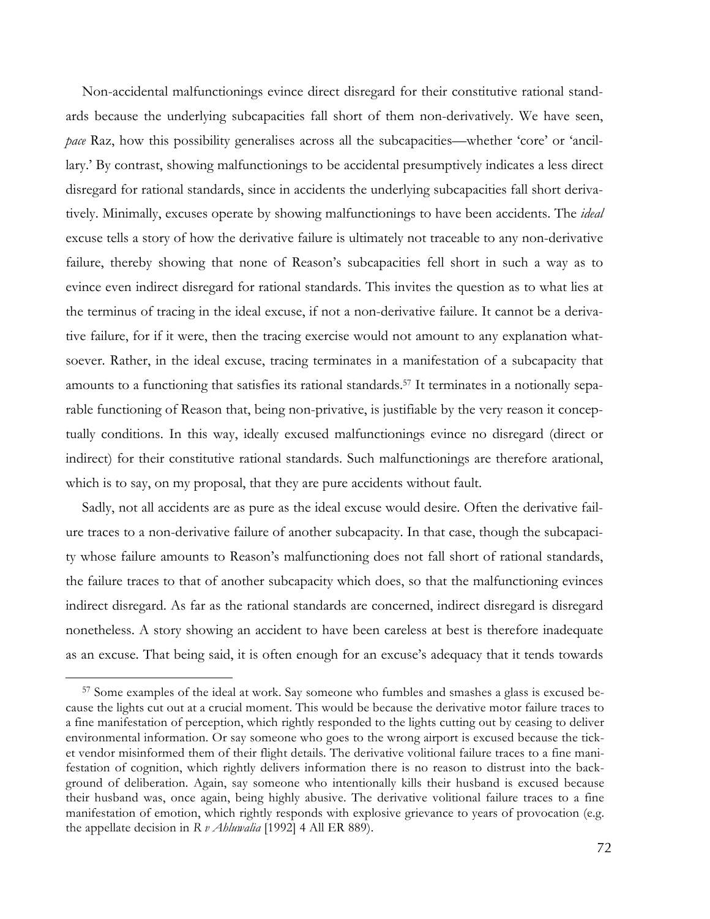Non-accidental malfunctionings evince direct disregard for their constitutive rational standards because the underlying subcapacities fall short of them non-derivatively. We have seen, *pace* Raz, how this possibility generalises across all the subcapacities—whether 'core' or 'ancillary.' By contrast, showing malfunctionings to be accidental presumptively indicates a less direct disregard for rational standards, since in accidents the underlying subcapacities fall short derivatively. Minimally, excuses operate by showing malfunctionings to have been accidents. The *ideal* excuse tells a story of how the derivative failure is ultimately not traceable to any non-derivative failure, thereby showing that none of Reason's subcapacities fell short in such a way as to evince even indirect disregard for rational standards. This invites the question as to what lies at the terminus of tracing in the ideal excuse, if not a non-derivative failure. It cannot be a derivative failure, for if it were, then the tracing exercise would not amount to any explanation whatsoever. Rather, in the ideal excuse, tracing terminates in a manifestation of a subcapacity that amounts to a functioning that satisfies its rational standards.[57] It terminates in a notionally separable functioning of Reason that, being non-privative, is justifiable by the very reason it conceptually conditions. In this way, ideally excused malfunctionings evince no disregard (direct or indirect) for their constitutive rational standards. Such malfunctionings are therefore arational, which is to say, on my proposal, that they are pure accidents without fault.

Sadly, not all accidents are as pure as the ideal excuse would desire. Often the derivative failure traces to a non-derivative failure of another subcapacity. In that case, though the subcapacity whose failure amounts to Reason's malfunctioning does not fall short of rational standards, the failure traces to that of another subcapacity which does, so that the malfunctioning evinces indirect disregard. As far as the rational standards are concerned, indirect disregard is disregard nonetheless. A story showing an accident to have been careless at best is therefore inadequate as an excuse. That being said, it is often enough for an excuse's adequacy that it tends towards

---

[57] Some examples of the ideal at work. Say someone who fumbles and smashes a glass is excused because the lights cut out at a crucial moment. This would be because the derivative motor failure traces to a fine manifestation of perception, which rightly responded to the lights cutting out by ceasing to deliver environmental information. Or say someone who goes to the wrong airport is excused because the ticket vendor misinformed them of their flight details. The derivative volitional failure traces to a fine manifestation of cognition, which rightly delivers information there is no reason to distrust into the background of deliberation. Again, say someone who intentionally kills their husband is excused because their husband was, once again, being highly abusive. The derivative volitional failure traces to a fine manifestation of emotion, which rightly responds with explosive grievance to years of provocation (e.g. the appellate decision in *R v Ahluwalia* [1992] 4 All ER 889).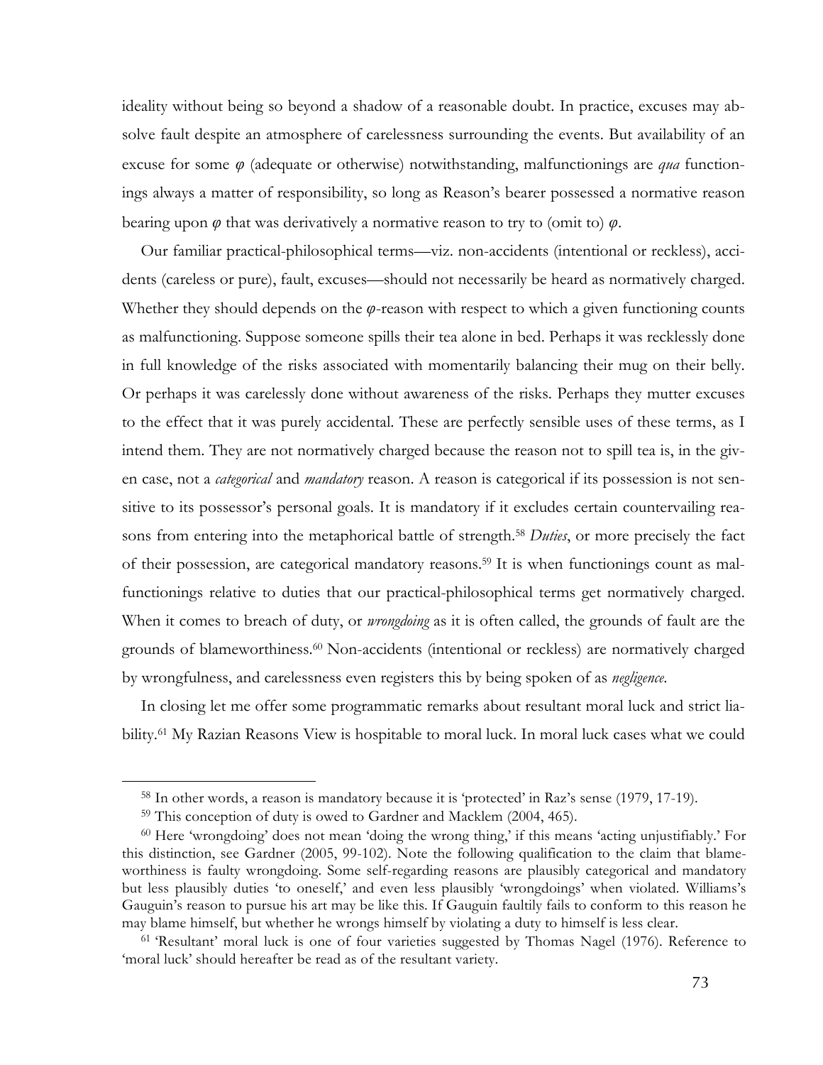ideality without being so beyond a shadow of a reasonable doubt. In practice, excuses may absolve fault despite an atmosphere of carelessness surrounding the events. But availability of an excuse for some $\varphi$ (adequate or otherwise) notwithstanding, malfunctionings are *qua* functionings always a matter of responsibility, so long as Reason's bearer possessed a normative reason bearing upon $\varphi$ that was derivatively a normative reason to try to (omit to) $\varphi$.

Our familiar practical-philosophical terms—viz. non-accidents (intentional or reckless), accidents (careless or pure), fault, excuses—should not necessarily be heard as normatively charged. Whether they should depends on the $\varphi$-reason with respect to which a given functioning counts as malfunctioning. Suppose someone spills their tea alone in bed. Perhaps it was recklessly done in full knowledge of the risks associated with momentarily balancing their mug on their belly. Or perhaps it was carelessly done without awareness of the risks. Perhaps they mutter excuses to the effect that it was purely accidental. These are perfectly sensible uses of these terms, as I intend them. They are not normatively charged because the reason not to spill tea is, in the given case, not a *categorical* and *mandatory* reason. A reason is categorical if its possession is not sensitive to its possessor's personal goals. It is mandatory if it excludes certain countervailing reasons from entering into the metaphorical battle of strength.[58] *Duties*, or more precisely the fact of their possession, are categorical mandatory reasons.[59] It is when functionings count as malfunctionings relative to duties that our practical-philosophical terms get normatively charged. When it comes to breach of duty, or *wrongdoing* as it is often called, the grounds of fault are the grounds of blameworthiness.[60] Non-accidents (intentional or reckless) are normatively charged by wrongfulness, and carelessness even registers this by being spoken of as *negligence*.

In closing let me offer some programmatic remarks about resultant moral luck and strict liability.[61] My Razian Reasons View is hospitable to moral luck. In moral luck cases what we could

---

[58] In other words, a reason is mandatory because it is 'protected' in Raz's sense (1979, 17-19).

[59] This conception of duty is owed to Gardner and Macklem (2004, 465).

[60] Here 'wrongdoing' does not mean 'doing the wrong thing,' if this means 'acting unjustifiably.' For this distinction, see Gardner (2005, 99-102). Note the following qualification to the claim that blameworthiness is faulty wrongdoing. Some self-regarding reasons are plausibly categorical and mandatory but less plausibly duties 'to oneself,' and even less plausibly 'wrongdoings' when violated. Williams's Gauguin's reason to pursue his art may be like this. If Gauguin faultily fails to conform to this reason he may blame himself, but whether he wrongs himself by violating a duty to himself is less clear.

[61] 'Resultant' moral luck is one of four varieties suggested by Thomas Nagel (1976). Reference to 'moral luck' should hereafter be read as of the resultant variety.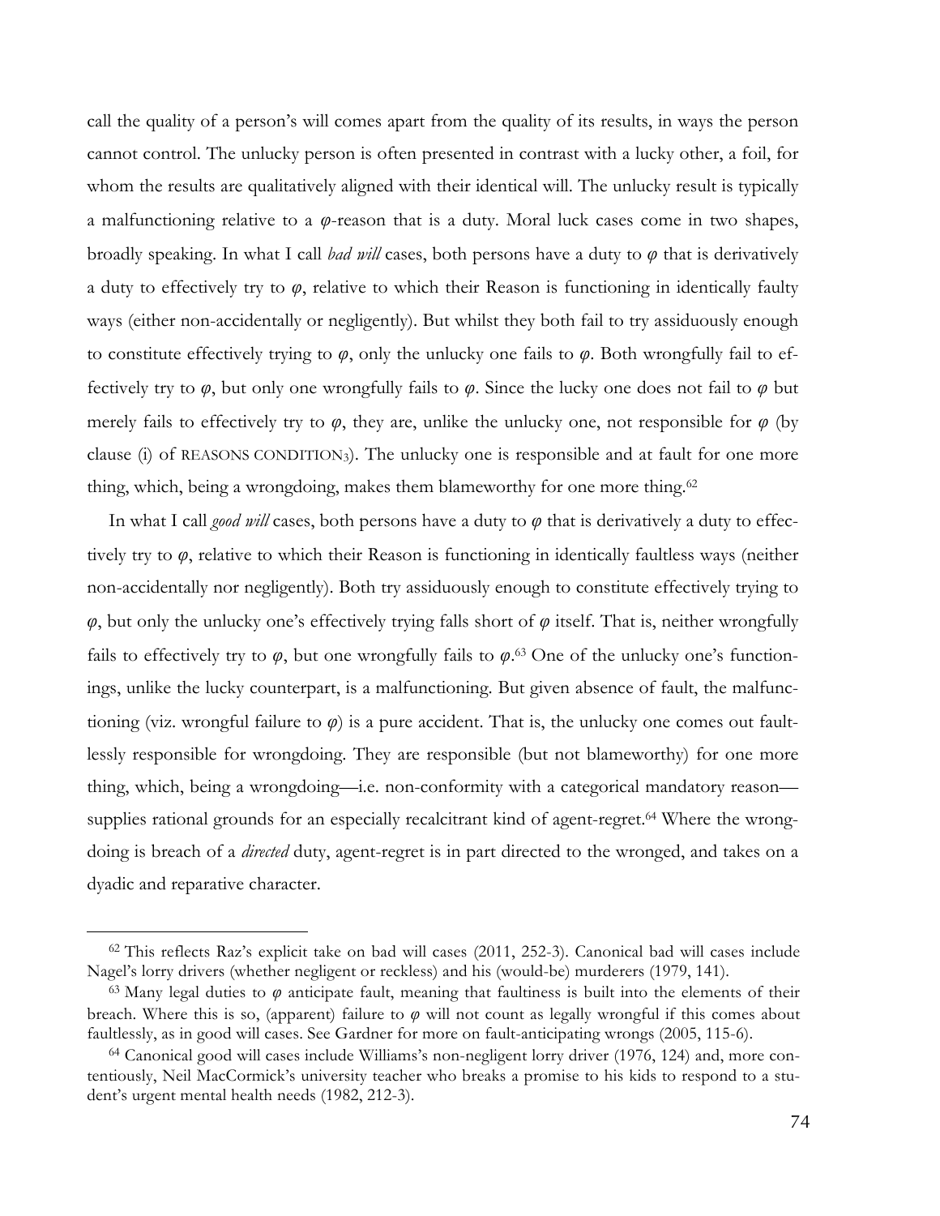call the quality of a person's will comes apart from the quality of its results, in ways the person cannot control. The unlucky person is often presented in contrast with a lucky other, a foil, for whom the results are qualitatively aligned with their identical will. The unlucky result is typically a malfunctioning relative to a $\varphi$-reason that is a duty. Moral luck cases come in two shapes, broadly speaking. In what I call *bad will* cases, both persons have a duty to $\varphi$ that is derivatively a duty to effectively try to $\varphi$, relative to which their Reason is functioning in identically faulty ways (either non-accidentally or negligently). But whilst they both fail to try assiduously enough to constitute effectively trying to $\varphi$, only the unlucky one fails to $\varphi$. Both wrongfully fail to effectively try to $\varphi$, but only one wrongfully fails to $\varphi$. Since the lucky one does not fail to $\varphi$ but merely fails to effectively try to $\varphi$, they are, unlike the unlucky one, not responsible for $\varphi$ (by clause (i) of REASONS CONDITION$_3$). The unlucky one is responsible and at fault for one more thing, which, being a wrongdoing, makes them blameworthy for one more thing.[62]

In what I call *good will* cases, both persons have a duty to $\varphi$ that is derivatively a duty to effectively try to $\varphi$, relative to which their Reason is functioning in identically faultless ways (neither non-accidentally nor negligently). Both try assiduously enough to constitute effectively trying to $\varphi$, but only the unlucky one's effectively trying falls short of $\varphi$ itself. That is, neither wrongfully fails to effectively try to $\varphi$, but one wrongfully fails to $\varphi$.[63] One of the unlucky one's functionings, unlike the lucky counterpart, is a malfunctioning. But given absence of fault, the malfunctioning (viz. wrongful failure to $\varphi$) is a pure accident. That is, the unlucky one comes out faultlessly responsible for wrongdoing. They are responsible (but not blameworthy) for one more thing, which, being a wrongdoing—i.e. non-conformity with a categorical mandatory reason—supplies rational grounds for an especially recalcitrant kind of agent-regret.[64] Where the wrongdoing is breach of a *directed* duty, agent-regret is in part directed to the wronged, and takes on a dyadic and reparative character.

---

[62] This reflects Raz's explicit take on bad will cases (2011, 252-3). Canonical bad will cases include Nagel's lorry drivers (whether negligent or reckless) and his (would-be) murderers (1979, 141).

[63] Many legal duties to $\varphi$ anticipate fault, meaning that faultiness is built into the elements of their breach. Where this is so, (apparent) failure to $\varphi$ will not count as legally wrongful if this comes about faultlessly, as in good will cases. See Gardner for more on fault-anticipating wrongs (2005, 115-6).

[64] Canonical good will cases include Williams's non-negligent lorry driver (1976, 124) and, more contentiously, Neil MacCormick's university teacher who breaks a promise to his kids to respond to a student's urgent mental health needs (1982, 212-3).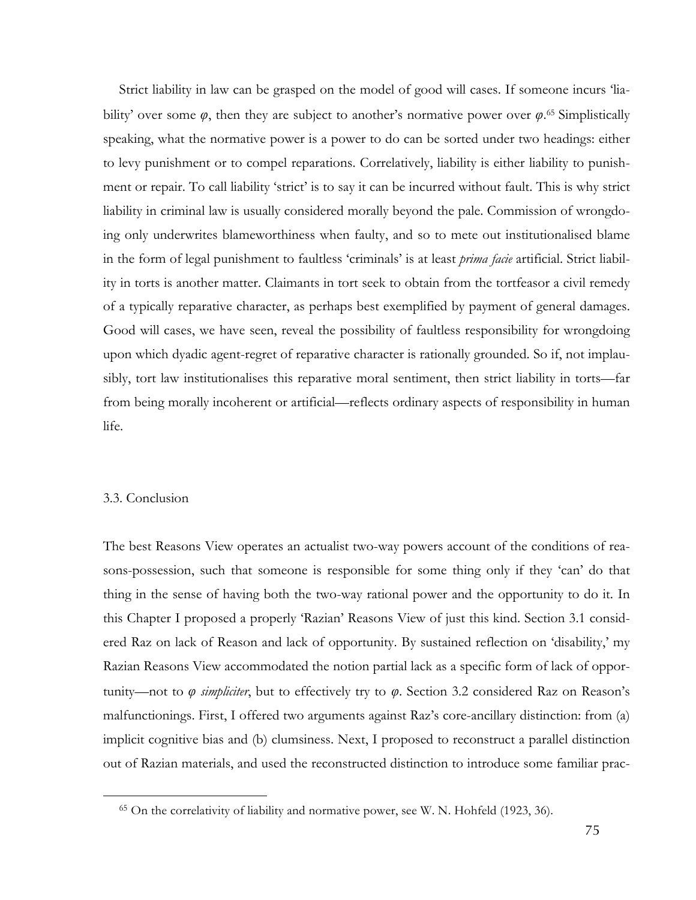Strict liability in law can be grasped on the model of good will cases. If someone incurs 'liability' over some $\varphi$, then they are subject to another's normative power over $\varphi$.[65] Simplistically speaking, what the normative power is a power to do can be sorted under two headings: either to levy punishment or to compel reparations. Correlatively, liability is either liability to punishment or repair. To call liability 'strict' is to say it can be incurred without fault. This is why strict liability in criminal law is usually considered morally beyond the pale. Commission of wrongdoing only underwrites blameworthiness when faulty, and so to mete out institutionalised blame in the form of legal punishment to faultless 'criminals' is at least *prima facie* artificial. Strict liability in torts is another matter. Claimants in tort seek to obtain from the tortfeasor a civil remedy of a typically reparative character, as perhaps best exemplified by payment of general damages. Good will cases, we have seen, reveal the possibility of faultless responsibility for wrongdoing upon which dyadic agent-regret of reparative character is rationally grounded. So if, not implausibly, tort law institutionalises this reparative moral sentiment, then strict liability in torts—far from being morally incoherent or artificial—reflects ordinary aspects of responsibility in human life.

### 3.3. Conclusion

The best Reasons View operates an actualist two-way powers account of the conditions of reasons-possession, such that someone is responsible for some thing only if they 'can' do that thing in the sense of having both the two-way rational power and the opportunity to do it. In this Chapter I proposed a properly 'Razian' Reasons View of just this kind. Section 3.1 considered Raz on lack of Reason and lack of opportunity. By sustained reflection on 'disability,' my Razian Reasons View accommodated the notion partial lack as a specific form of lack of opportunity—not to $\varphi$ *simpliciter*, but to effectively try to $\varphi$. Section 3.2 considered Raz on Reason's malfunctionings. First, I offered two arguments against Raz's core-ancillary distinction: from (a) implicit cognitive bias and (b) clumsiness. Next, I proposed to reconstruct a parallel distinction out of Razian materials, and used the reconstructed distinction to introduce some familiar prac-

[65] On the correlativity of liability and normative power, see W. N. Hohfeld (1923, 36).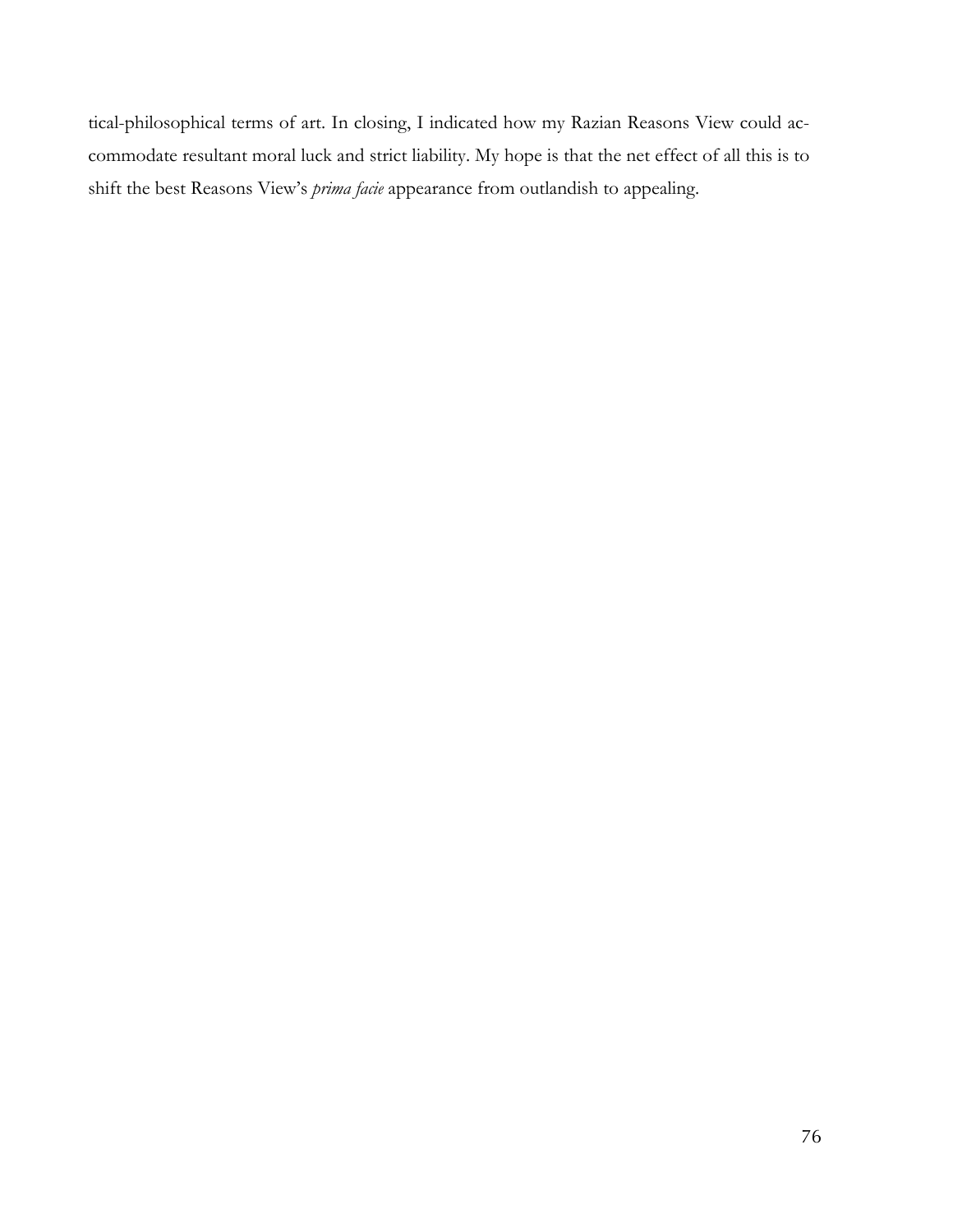tical-philosophical terms of art. In closing, I indicated how my Razian Reasons View could accommodate resultant moral luck and strict liability. My hope is that the net effect of all this is to shift the best Reasons View's *prima facie* appearance from outlandish to appealing.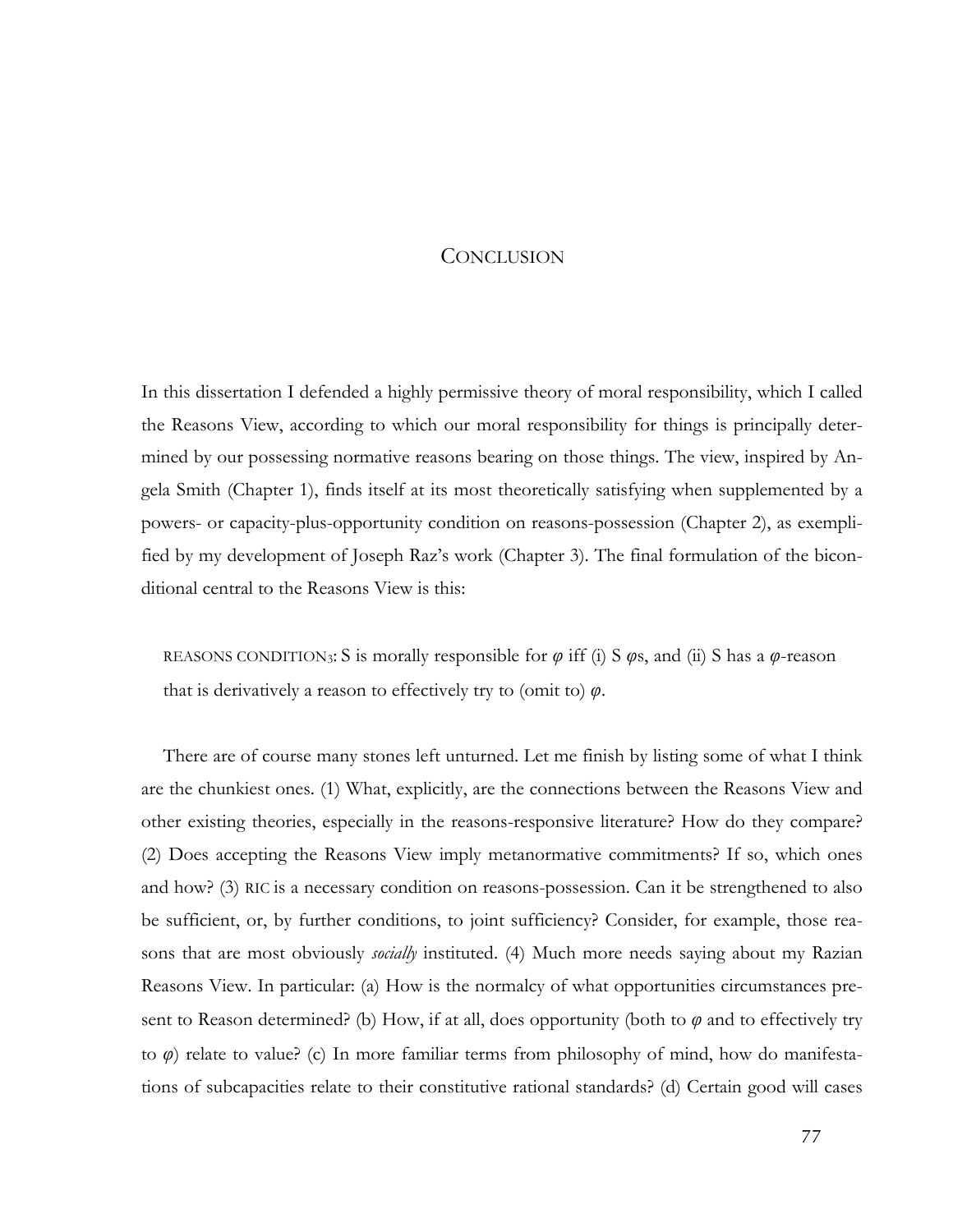# CONCLUSION

In this dissertation I defended a highly permissive theory of moral responsibility, which I called the Reasons View, according to which our moral responsibility for things is principally determined by our possessing normative reasons bearing on those things. The view, inspired by Angela Smith (Chapter 1), finds itself at its most theoretically satisfying when supplemented by a powers- or capacity-plus-opportunity condition on reasons-possession (Chapter 2), as exemplified by my development of Joseph Raz's work (Chapter 3). The final formulation of the biconditional central to the Reasons View is this:

> REASONS CONDITION$_3$: S is morally responsible for $\varphi$ iff (i) S $\varphi$s, and (ii) S has a $\varphi$-reason that is derivatively a reason to effectively try to (omit to) $\varphi$.

There are of course many stones left unturned. Let me finish by listing some of what I think are the chunkiest ones. (1) What, explicitly, are the connections between the Reasons View and other existing theories, especially in the reasons-responsive literature? How do they compare? (2) Does accepting the Reasons View imply metanormative commitments? If so, which ones and how? (3) RIC is a necessary condition on reasons-possession. Can it be strengthened to also be sufficient, or, by further conditions, to joint sufficiency? Consider, for example, those reasons that are most obviously *socially* instituted. (4) Much more needs saying about my Razian Reasons View. In particular: (a) How is the normalcy of what opportunities circumstances present to Reason determined? (b) How, if at all, does opportunity (both to $\varphi$ and to effectively try to $\varphi$) relate to value? (c) In more familiar terms from philosophy of mind, how do manifestations of subcapacities relate to their constitutive rational standards? (d) Certain good will cases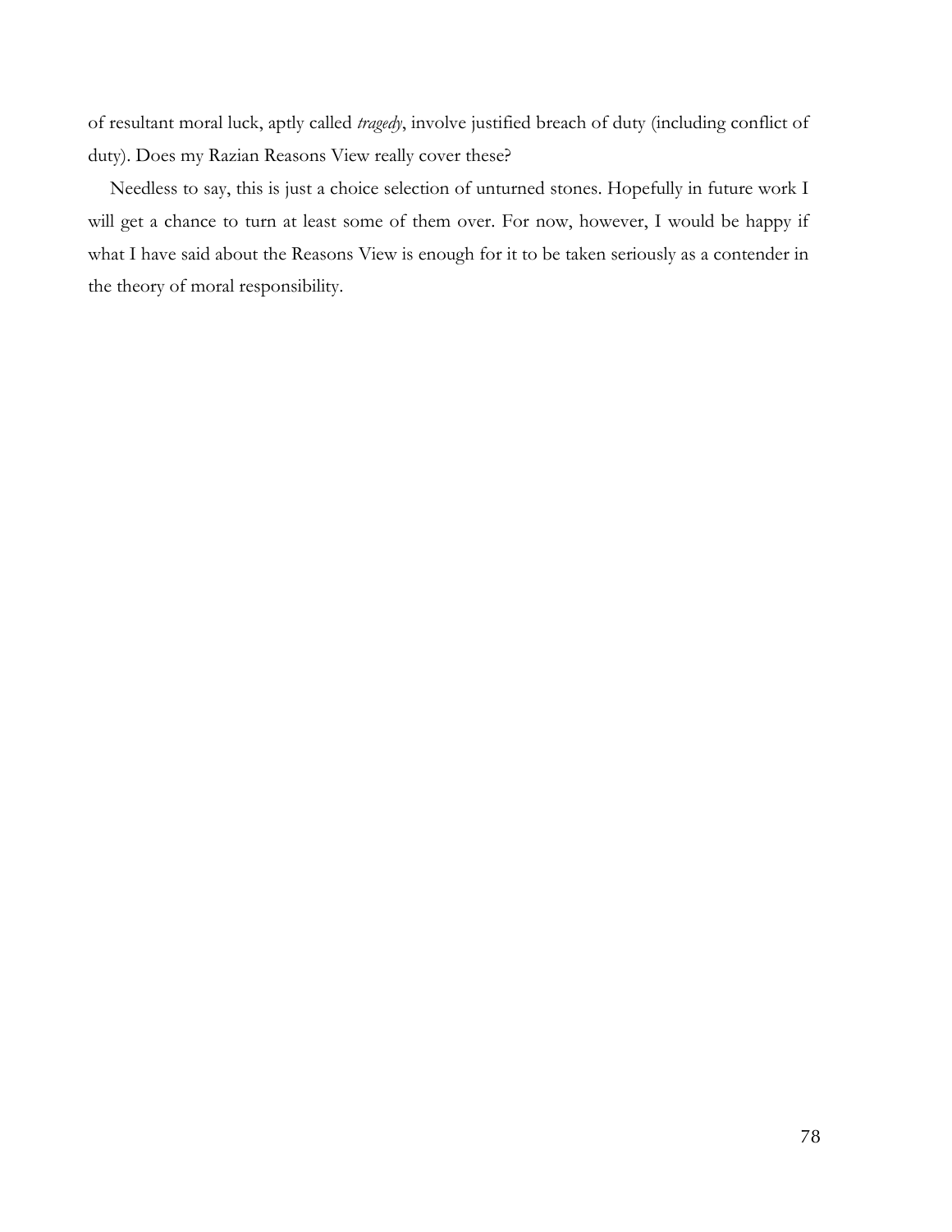of resultant moral luck, aptly called *tragedy*, involve justified breach of duty (including conflict of duty). Does my Razian Reasons View really cover these?

Needless to say, this is just a choice selection of unturned stones. Hopefully in future work I will get a chance to turn at least some of them over. For now, however, I would be happy if what I have said about the Reasons View is enough for it to be taken seriously as a contender in the theory of moral responsibility.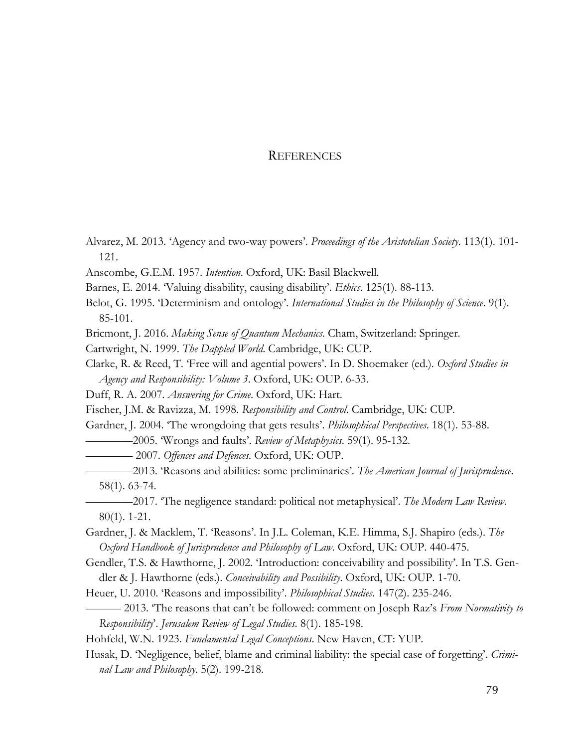# References

Alvarez, M. 2013. 'Agency and two-way powers'. *Proceedings of the Aristotelian Society*. 113(1). 101-121.

Anscombe, G.E.M. 1957. *Intention*. Oxford, UK: Basil Blackwell.

Barnes, E. 2014. 'Valuing disability, causing disability'. *Ethics*. 125(1). 88-113.

Belot, G. 1995. 'Determinism and ontology'. *International Studies in the Philosophy of Science*. 9(1). 85-101.

Bricmont, J. 2016. *Making Sense of Quantum Mechanics*. Cham, Switzerland: Springer.

Cartwright, N. 1999. *The Dappled World*. Cambridge, UK: CUP.

Clarke, R. & Reed, T. 'Free will and agential powers'. In D. Shoemaker (ed.). *Oxford Studies in Agency and Responsibility: Volume 3*. Oxford, UK: OUP. 6-33.

Duff, R. A. 2007. *Answering for Crime*. Oxford, UK: Hart.

Fischer, J.M. & Ravizza, M. 1998. *Responsibility and Control*. Cambridge, UK: CUP.

Gardner, J. 2004. 'The wrongdoing that gets results'. *Philosophical Perspectives*. 18(1). 53-88.

————2005. 'Wrongs and faults'. *Review of Metaphysics*. 59(1). 95-132.

———— 2007. *Offences and Defences*. Oxford, UK: OUP.

————2013. 'Reasons and abilities: some preliminaries'. *The American Journal of Jurisprudence*. 58(1). 63-74.

————2017. 'The negligence standard: political not metaphysical'. *The Modern Law Review*. 80(1). 1-21.

Gardner, J. & Macklem, T. 'Reasons'. In J.L. Coleman, K.E. Himma, S.J. Shapiro (eds.). *The Oxford Handbook of Jurisprudence and Philosophy of Law*. Oxford, UK: OUP. 440-475.

Gendler, T.S. & Hawthorne, J. 2002. 'Introduction: conceivability and possibility'. In T.S. Gendler & J. Hawthorne (eds.). *Conceivability and Possibility*. Oxford, UK: OUP. 1-70.

Heuer, U. 2010. 'Reasons and impossibility'. *Philosophical Studies*. 147(2). 235-246.

——— 2013. 'The reasons that can't be followed: comment on Joseph Raz's *From Normativity to Responsibility*'. *Jerusalem Review of Legal Studies*. 8(1). 185-198.

Hohfeld, W.N. 1923. *Fundamental Legal Conceptions*. New Haven, CT: YUP.

Husak, D. 'Negligence, belief, blame and criminal liability: the special case of forgetting'. *Criminal Law and Philosophy*. 5(2). 199-218.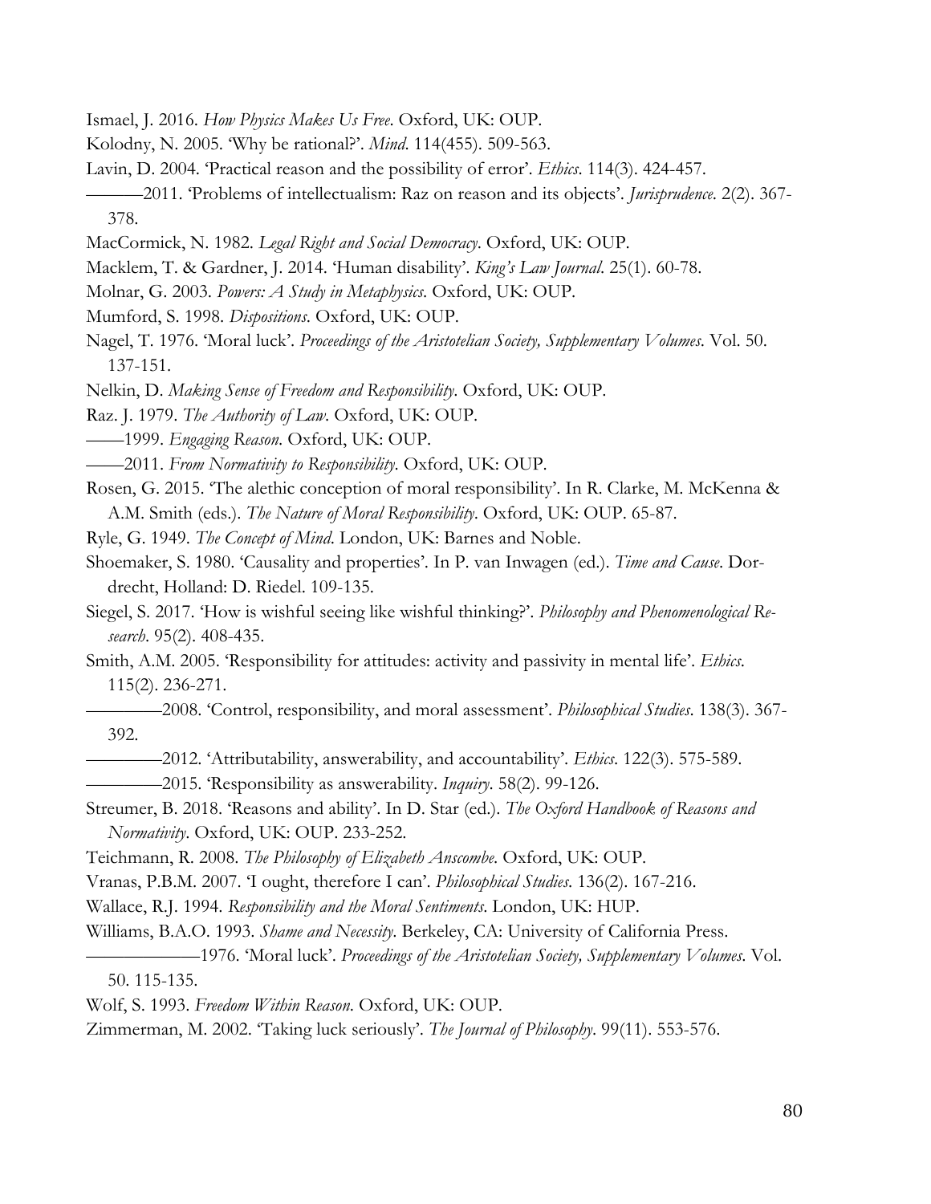Ismael, J. 2016. *How Physics Makes Us Free*. Oxford, UK: OUP.

Kolodny, N. 2005. 'Why be rational?'. *Mind*. 114(455). 509-563.

Lavin, D. 2004. 'Practical reason and the possibility of error'. *Ethics*. 114(3). 424-457.

———2011. 'Problems of intellectualism: Raz on reason and its objects'. *Jurisprudence*. 2(2). 367-378.

MacCormick, N. 1982. *Legal Right and Social Democracy*. Oxford, UK: OUP.

Macklem, T. & Gardner, J. 2014. 'Human disability'. *King's Law Journal*. 25(1). 60-78.

Molnar, G. 2003. *Powers: A Study in Metaphysics*. Oxford, UK: OUP.

Mumford, S. 1998. *Dispositions*. Oxford, UK: OUP.

Nagel, T. 1976. 'Moral luck'. *Proceedings of the Aristotelian Society, Supplementary Volumes*. Vol. 50. 137-151.

Nelkin, D. *Making Sense of Freedom and Responsibility*. Oxford, UK: OUP.

Raz. J. 1979. *The Authority of Law*. Oxford, UK: OUP.

——1999. *Engaging Reason*. Oxford, UK: OUP.

——2011. *From Normativity to Responsibility*. Oxford, UK: OUP.

Rosen, G. 2015. 'The alethic conception of moral responsibility'. In R. Clarke, M. McKenna & A.M. Smith (eds.). *The Nature of Moral Responsibility*. Oxford, UK: OUP. 65-87.

Ryle, G. 1949. *The Concept of Mind*. London, UK: Barnes and Noble.

Shoemaker, S. 1980. 'Causality and properties'. In P. van Inwagen (ed.). *Time and Cause*. Dordrecht, Holland: D. Riedel. 109-135.

Siegel, S. 2017. 'How is wishful seeing like wishful thinking?'. *Philosophy and Phenomenological Research*. 95(2). 408-435.

Smith, A.M. 2005. 'Responsibility for attitudes: activity and passivity in mental life'. *Ethics*. 115(2). 236-271.

————2008. 'Control, responsibility, and moral assessment'. *Philosophical Studies*. 138(3). 367-392.

————2012. 'Attributability, answerability, and accountability'. *Ethics*. 122(3). 575-589.

————2015. 'Responsibility as answerability. *Inquiry*. 58(2). 99-126.

Streumer, B. 2018. 'Reasons and ability'. In D. Star (ed.). *The Oxford Handbook of Reasons and Normativity*. Oxford, UK: OUP. 233-252.

Teichmann, R. 2008. *The Philosophy of Elizabeth Anscombe*. Oxford, UK: OUP.

Vranas, P.B.M. 2007. 'I ought, therefore I can'. *Philosophical Studies*. 136(2). 167-216.

Wallace, R.J. 1994. *Responsibility and the Moral Sentiments*. London, UK: HUP.

Williams, B.A.O. 1993. *Shame and Necessity*. Berkeley, CA: University of California Press.

——————1976. 'Moral luck'. *Proceedings of the Aristotelian Society, Supplementary Volumes*. Vol. 50. 115-135.

Wolf, S. 1993. *Freedom Within Reason*. Oxford, UK: OUP.

Zimmerman, M. 2002. 'Taking luck seriously'. *The Journal of Philosophy*. 99(11). 553-576.